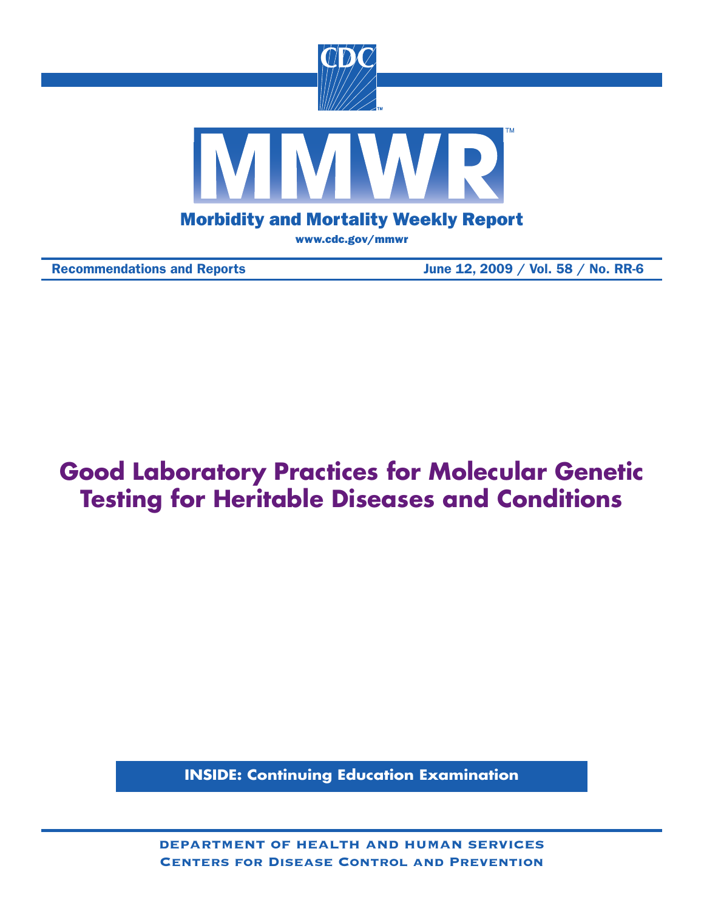CDC

# MMWR

Morbidity and Mortality Weekly Report

www.cdc.gov/mmwr

Recommendations and Reports June 12, 2009 / Vol. 58 / No. RR-6

# Good Laboratory Practices for Molecular Genetic Testing for Heritable Diseases and Conditions

**INSIDE: Continuing Education Examination**

DEPARTMENT OF HEALTH AND HUMAN SERVICES
CENTERS FOR DISEASE CONTROL AND PREVENTION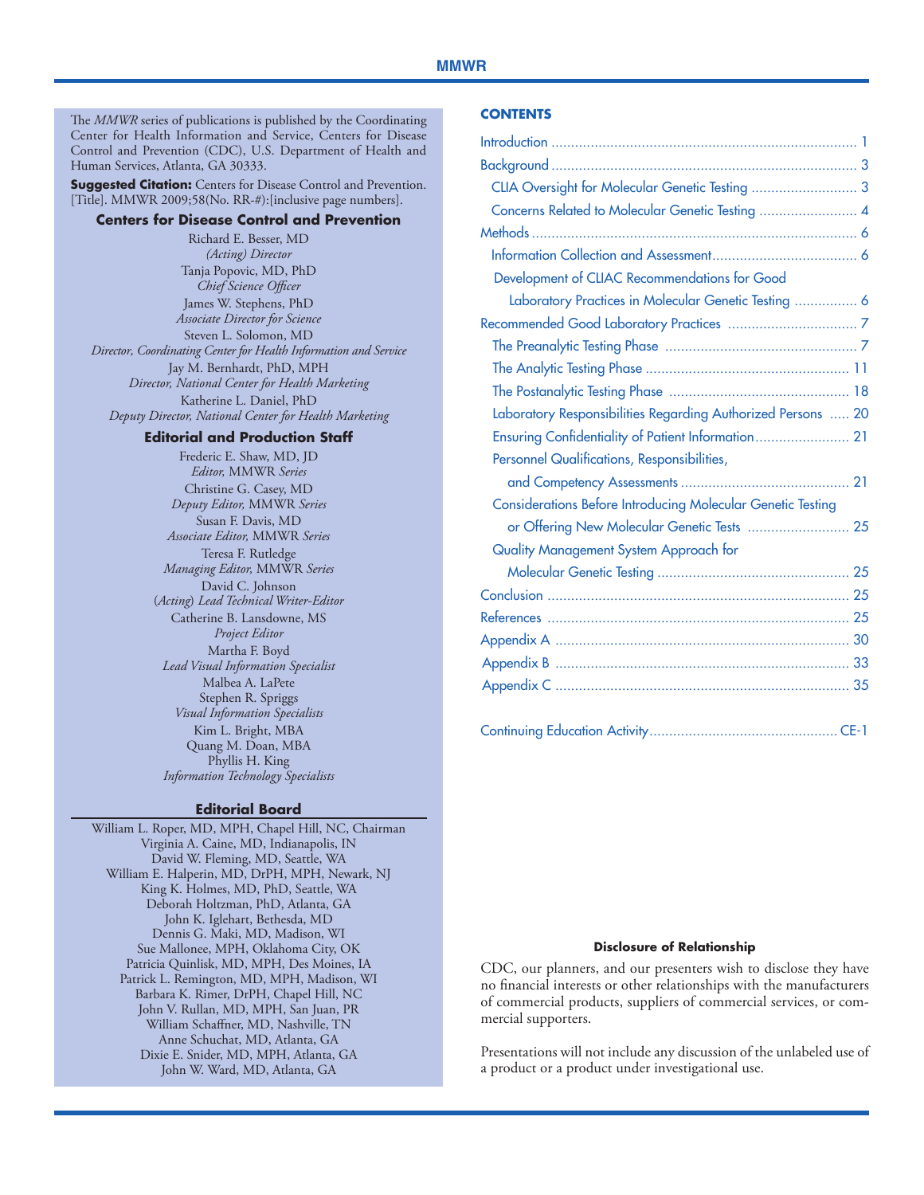The *MMWR* series of publications is published by the Coordinating Center for Health Information and Service, Centers for Disease Control and Prevention (CDC), U.S. Department of Health and Human Services, Atlanta, GA 30333.

**Suggested Citation:** Centers for Disease Control and Prevention. [Title]. MMWR 2009;58(No. RR-#):[inclusive page numbers].

### Centers for Disease Control and Prevention

Richard E. Besser, MD
*(Acting) Director*
Tanja Popovic, MD, PhD
*Chief Science Officer*
James W. Stephens, PhD
*Associate Director for Science*
Steven L. Solomon, MD
*Director, Coordinating Center for Health Information and Service*
Jay M. Bernhardt, PhD, MPH
*Director, National Center for Health Marketing*
Katherine L. Daniel, PhD
*Deputy Director, National Center for Health Marketing*

### Editorial and Production Staff

Frederic E. Shaw, MD, JD
*Editor,* MMWR *Series*
Christine G. Casey, MD
*Deputy Editor,* MMWR *Series*
Susan F. Davis, MD
*Associate Editor,* MMWR *Series*
Teresa F. Rutledge
*Managing Editor,* MMWR *Series*
David C. Johnson
*(Acting) Lead Technical Writer-Editor*
Catherine B. Lansdowne, MS
*Project Editor*
Martha F. Boyd
*Lead Visual Information Specialist*
Malbea A. LaPete
Stephen R. Spriggs
*Visual Information Specialists*
Kim L. Bright, MBA
Quang M. Doan, MBA
Phyllis H. King
*Information Technology Specialists*

### Editorial Board

William L. Roper, MD, MPH, Chapel Hill, NC, Chairman
Virginia A. Caine, MD, Indianapolis, IN
David W. Fleming, MD, Seattle, WA
William E. Halperin, MD, DrPH, MPH, Newark, NJ
King K. Holmes, MD, PhD, Seattle, WA
Deborah Holtzman, PhD, Atlanta, GA
John K. Iglehart, Bethesda, MD
Dennis G. Maki, MD, Madison, WI
Sue Mallonee, MPH, Oklahoma City, OK
Patricia Quinlisk, MD, MPH, Des Moines, IA
Patrick L. Remington, MD, MPH, Madison, WI
Barbara K. Rimer, DrPH, Chapel Hill, NC
John V. Rullan, MD, MPH, San Juan, PR
William Schaffner, MD, Nashville, TN
Anne Schuchat, MD, Atlanta, GA
Dixie E. Snider, MD, MPH, Atlanta, GA
John W. Ward, MD, Atlanta, GA

## CONTENTS

- Introduction ... 1
- Background ... 3
  - CLIA Oversight for Molecular Genetic Testing ... 3
  - Concerns Related to Molecular Genetic Testing ... 4
- Methods ... 6
  - Information Collection and Assessment ... 6
  - Development of CLIAC Recommendations for Good Laboratory Practices in Molecular Genetic Testing ... 6
- Recommended Good Laboratory Practices ... 7
  - The Preanalytic Testing Phase ... 7
  - The Analytic Testing Phase ... 11
  - The Postanalytic Testing Phase ... 18
  - Laboratory Responsibilities Regarding Authorized Persons ... 20
  - Ensuring Confidentiality of Patient Information ... 21
  - Personnel Qualifications, Responsibilities, and Competency Assessments ... 21
  - Considerations Before Introducing Molecular Genetic Testing or Offering New Molecular Genetic Tests ... 25
  - Quality Management System Approach for Molecular Genetic Testing ... 25
- Conclusion ... 25
- References ... 25
- Appendix A ... 30
- Appendix B ... 33
- Appendix C ... 35

Continuing Education Activity ... CE-1

**Disclosure of Relationship**

CDC, our planners, and our presenters wish to disclose they have no financial interests or other relationships with the manufacturers of commercial products, suppliers of commercial services, or commercial supporters.

Presentations will not include any discussion of the unlabeled use of a product or a product under investigational use.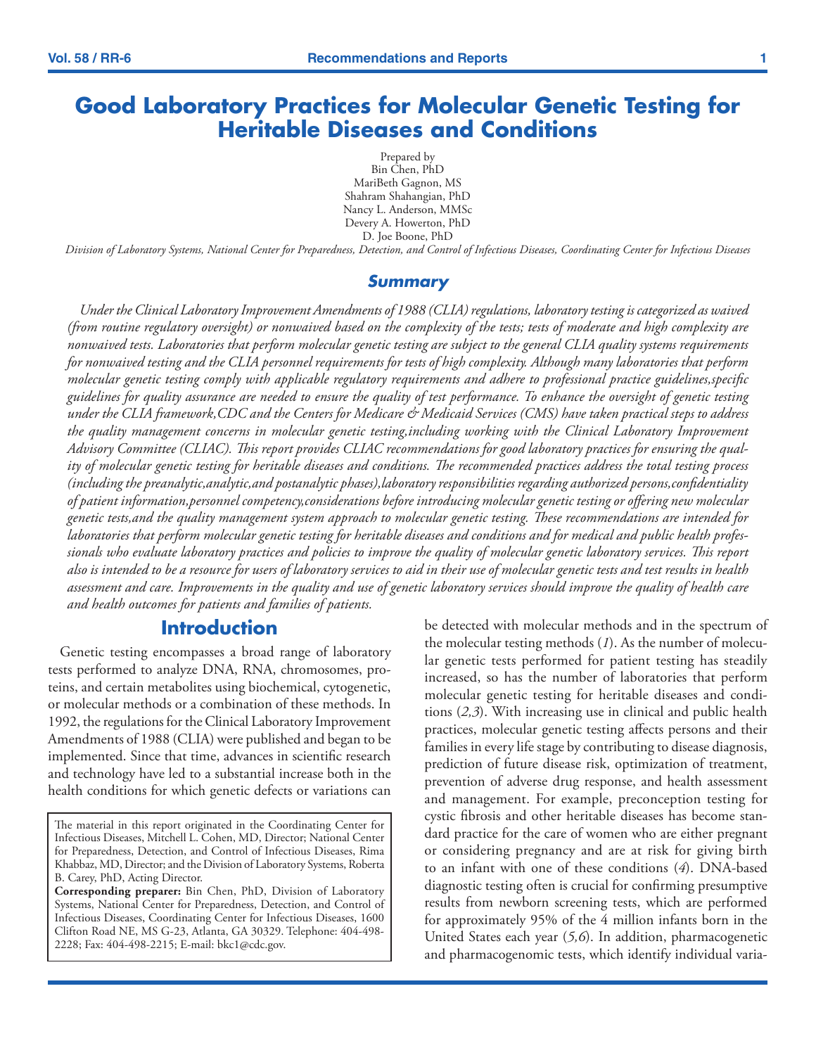# Good Laboratory Practices for Molecular Genetic Testing for Heritable Diseases and Conditions

Prepared by
Bin Chen, PhD
MariBeth Gagnon, MS
Shahram Shahangian, PhD
Nancy L. Anderson, MMSc
Devery A. Howerton, PhD
D. Joe Boone, PhD

*Division of Laboratory Systems, National Center for Preparedness, Detection, and Control of Infectious Diseases, Coordinating Center for Infectious Diseases*

## Summary

*Under the Clinical Laboratory Improvement Amendments of 1988 (CLIA) regulations, laboratory testing is categorized as waived (from routine regulatory oversight) or nonwaived based on the complexity of the tests; tests of moderate and high complexity are nonwaived tests. Laboratories that perform molecular genetic testing are subject to the general CLIA quality systems requirements for nonwaived testing and the CLIA personnel requirements for tests of high complexity. Although many laboratories that perform molecular genetic testing comply with applicable regulatory requirements and adhere to professional practice guidelines, specific guidelines for quality assurance are needed to ensure the quality of test performance. To enhance the oversight of genetic testing under the CLIA framework, CDC and the Centers for Medicare & Medicaid Services (CMS) have taken practical steps to address the quality management concerns in molecular genetic testing, including working with the Clinical Laboratory Improvement Advisory Committee (CLIAC). This report provides CLIAC recommendations for good laboratory practices for ensuring the quality of molecular genetic testing for heritable diseases and conditions. The recommended practices address the total testing process (including the preanalytic, analytic, and postanalytic phases), laboratory responsibilities regarding authorized persons, confidentiality of patient information, personnel competency, considerations before introducing molecular genetic testing or offering new molecular genetic tests, and the quality management system approach to molecular genetic testing. These recommendations are intended for laboratories that perform molecular genetic testing for heritable diseases and conditions and for medical and public health professionals who evaluate laboratory practices and policies to improve the quality of molecular genetic laboratory services. This report also is intended to be a resource for users of laboratory services to aid in their use of molecular genetic tests and test results in health assessment and care. Improvements in the quality and use of genetic laboratory services should improve the quality of health care and health outcomes for patients and families of patients.*

## Introduction

Genetic testing encompasses a broad range of laboratory tests performed to analyze DNA, RNA, chromosomes, proteins, and certain metabolites using biochemical, cytogenetic, or molecular methods or a combination of these methods. In 1992, the regulations for the Clinical Laboratory Improvement Amendments of 1988 (CLIA) were published and began to be implemented. Since that time, advances in scientific research and technology have led to a substantial increase both in the health conditions for which genetic defects or variations can be detected with molecular methods and in the spectrum of the molecular testing methods (*1*). As the number of molecular genetic tests performed for patient testing has steadily increased, so has the number of laboratories that perform molecular genetic testing for heritable diseases and conditions (*2,3*). With increasing use in clinical and public health practices, molecular genetic testing affects persons and their families in every life stage by contributing to disease diagnosis, prediction of future disease risk, optimization of treatment, prevention of adverse drug response, and health assessment and management. For example, preconception testing for cystic fibrosis and other heritable diseases has become standard practice for the care of women who are either pregnant or considering pregnancy and are at risk for giving birth to an infant with one of these conditions (*4*). DNA-based diagnostic testing often is crucial for confirming presumptive results from newborn screening tests, which are performed for approximately 95% of the 4 million infants born in the United States each year (*5,6*). In addition, pharmacogenetic and pharmacogenomic tests, which identify individual varia-

The material in this report originated in the Coordinating Center for Infectious Diseases, Mitchell L. Cohen, MD, Director; National Center for Preparedness, Detection, and Control of Infectious Diseases, Rima Khabbaz, MD, Director; and the Division of Laboratory Systems, Roberta B. Carey, PhD, Acting Director.

**Corresponding preparer:** Bin Chen, PhD, Division of Laboratory Systems, National Center for Preparedness, Detection, and Control of Infectious Diseases, Coordinating Center for Infectious Diseases, 1600 Clifton Road NE, MS G-23, Atlanta, GA 30329. Telephone: 404-498-2228; Fax: 404-498-2215; E-mail: bkc1@cdc.gov.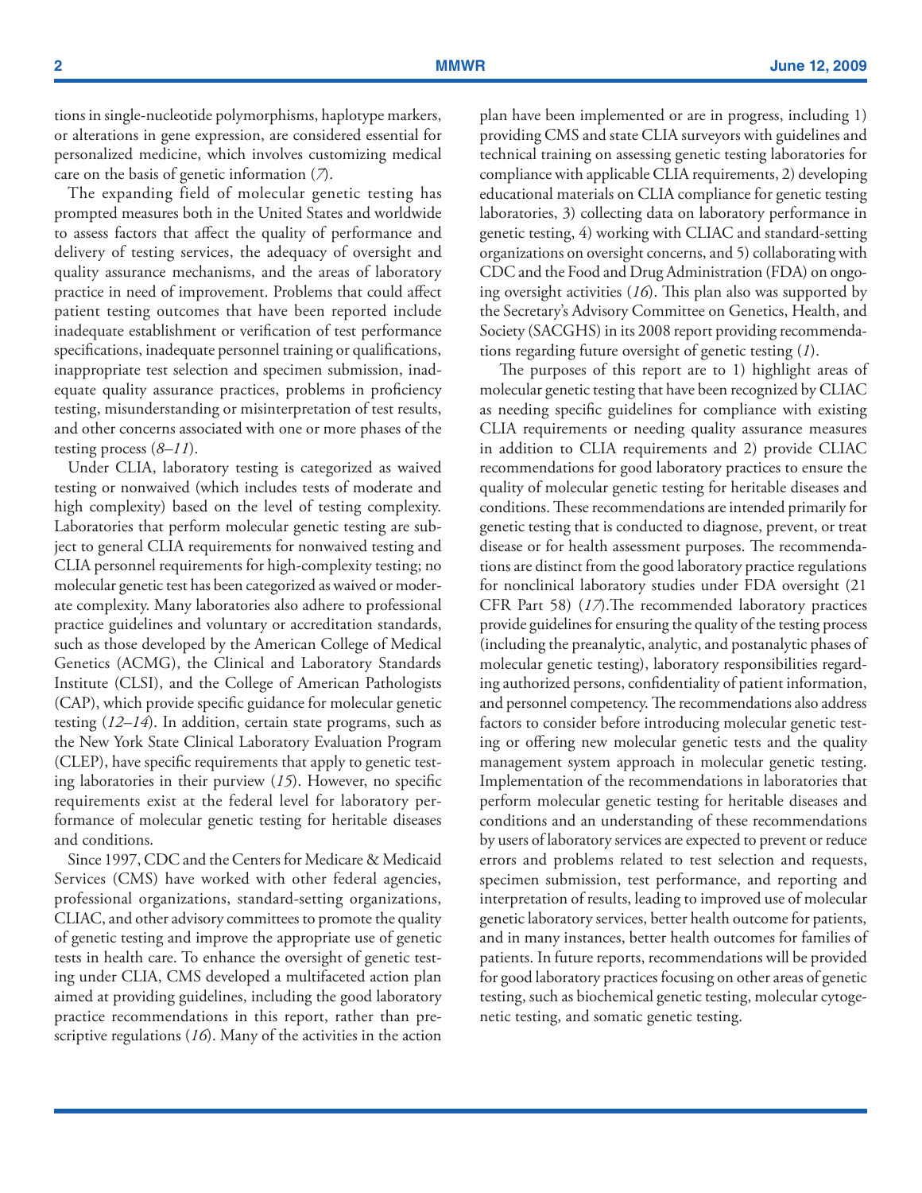tions in single-nucleotide polymorphisms, haplotype markers, or alterations in gene expression, are considered essential for personalized medicine, which involves customizing medical care on the basis of genetic information (*7*).

The expanding field of molecular genetic testing has prompted measures both in the United States and worldwide to assess factors that affect the quality of performance and delivery of testing services, the adequacy of oversight and quality assurance mechanisms, and the areas of laboratory practice in need of improvement. Problems that could affect patient testing outcomes that have been reported include inadequate establishment or verification of test performance specifications, inadequate personnel training or qualifications, inappropriate test selection and specimen submission, inadequate quality assurance practices, problems in proficiency testing, misunderstanding or misinterpretation of test results, and other concerns associated with one or more phases of the testing process (*8–11*).

Under CLIA, laboratory testing is categorized as waived testing or nonwaived (which includes tests of moderate and high complexity) based on the level of testing complexity. Laboratories that perform molecular genetic testing are subject to general CLIA requirements for nonwaived testing and CLIA personnel requirements for high-complexity testing; no molecular genetic test has been categorized as waived or moderate complexity. Many laboratories also adhere to professional practice guidelines and voluntary or accreditation standards, such as those developed by the American College of Medical Genetics (ACMG), the Clinical and Laboratory Standards Institute (CLSI), and the College of American Pathologists (CAP), which provide specific guidance for molecular genetic testing (*12–14*). In addition, certain state programs, such as the New York State Clinical Laboratory Evaluation Program (CLEP), have specific requirements that apply to genetic testing laboratories in their purview (*15*). However, no specific requirements exist at the federal level for laboratory performance of molecular genetic testing for heritable diseases and conditions.

Since 1997, CDC and the Centers for Medicare & Medicaid Services (CMS) have worked with other federal agencies, professional organizations, standard-setting organizations, CLIAC, and other advisory committees to promote the quality of genetic testing and improve the appropriate use of genetic tests in health care. To enhance the oversight of genetic testing under CLIA, CMS developed a multifaceted action plan aimed at providing guidelines, including the good laboratory practice recommendations in this report, rather than prescriptive regulations (*16*). Many of the activities in the action plan have been implemented or are in progress, including 1) providing CMS and state CLIA surveyors with guidelines and technical training on assessing genetic testing laboratories for compliance with applicable CLIA requirements, 2) developing educational materials on CLIA compliance for genetic testing laboratories, 3) collecting data on laboratory performance in genetic testing, 4) working with CLIAC and standard-setting organizations on oversight concerns, and 5) collaborating with CDC and the Food and Drug Administration (FDA) on ongoing oversight activities (*16*). This plan also was supported by the Secretary's Advisory Committee on Genetics, Health, and Society (SACGHS) in its 2008 report providing recommendations regarding future oversight of genetic testing (*1*).

The purposes of this report are to 1) highlight areas of molecular genetic testing that have been recognized by CLIAC as needing specific guidelines for compliance with existing CLIA requirements or needing quality assurance measures in addition to CLIA requirements and 2) provide CLIAC recommendations for good laboratory practices to ensure the quality of molecular genetic testing for heritable diseases and conditions. These recommendations are intended primarily for genetic testing that is conducted to diagnose, prevent, or treat disease or for health assessment purposes. The recommendations are distinct from the good laboratory practice regulations for nonclinical laboratory studies under FDA oversight (21 CFR Part 58) (*17*).The recommended laboratory practices provide guidelines for ensuring the quality of the testing process (including the preanalytic, analytic, and postanalytic phases of molecular genetic testing), laboratory responsibilities regarding authorized persons, confidentiality of patient information, and personnel competency. The recommendations also address factors to consider before introducing molecular genetic testing or offering new molecular genetic tests and the quality management system approach in molecular genetic testing. Implementation of the recommendations in laboratories that perform molecular genetic testing for heritable diseases and conditions and an understanding of these recommendations by users of laboratory services are expected to prevent or reduce errors and problems related to test selection and requests, specimen submission, test performance, and reporting and interpretation of results, leading to improved use of molecular genetic laboratory services, better health outcome for patients, and in many instances, better health outcomes for families of patients. In future reports, recommendations will be provided for good laboratory practices focusing on other areas of genetic testing, such as biochemical genetic testing, molecular cytogenetic testing, and somatic genetic testing.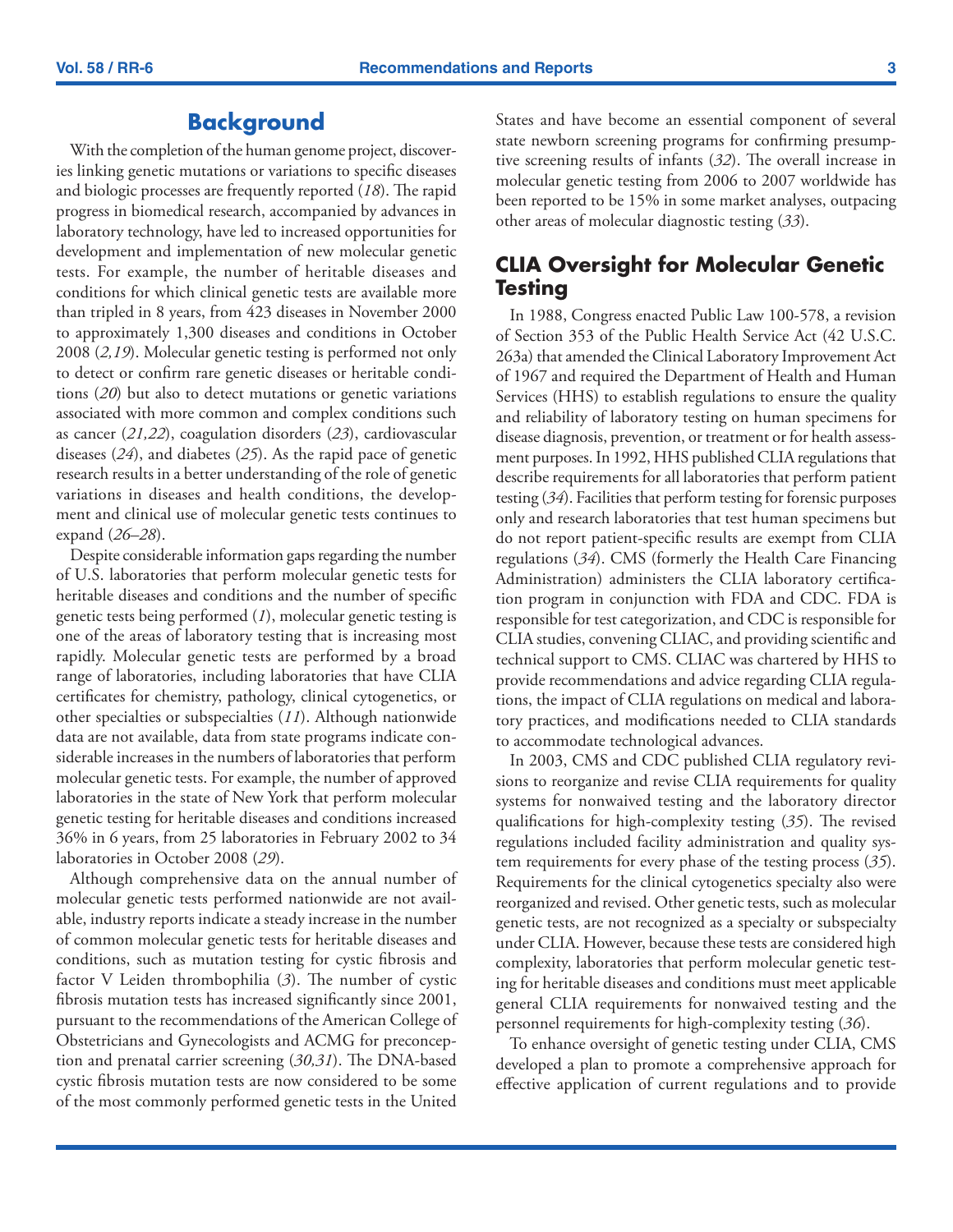## Background

With the completion of the human genome project, discoveries linking genetic mutations or variations to specific diseases and biologic processes are frequently reported (*18*). The rapid progress in biomedical research, accompanied by advances in laboratory technology, have led to increased opportunities for development and implementation of new molecular genetic tests. For example, the number of heritable diseases and conditions for which clinical genetic tests are available more than tripled in 8 years, from 423 diseases in November 2000 to approximately 1,300 diseases and conditions in October 2008 (*2,19*). Molecular genetic testing is performed not only to detect or confirm rare genetic diseases or heritable conditions (*20*) but also to detect mutations or genetic variations associated with more common and complex conditions such as cancer (*21,22*), coagulation disorders (*23*), cardiovascular diseases (*24*), and diabetes (*25*). As the rapid pace of genetic research results in a better understanding of the role of genetic variations in diseases and health conditions, the development and clinical use of molecular genetic tests continues to expand (*26–28*).

Despite considerable information gaps regarding the number of U.S. laboratories that perform molecular genetic tests for heritable diseases and conditions and the number of specific genetic tests being performed (*1*), molecular genetic testing is one of the areas of laboratory testing that is increasing most rapidly. Molecular genetic tests are performed by a broad range of laboratories, including laboratories that have CLIA certificates for chemistry, pathology, clinical cytogenetics, or other specialties or subspecialties (*11*). Although nationwide data are not available, data from state programs indicate considerable increases in the numbers of laboratories that perform molecular genetic tests. For example, the number of approved laboratories in the state of New York that perform molecular genetic testing for heritable diseases and conditions increased 36% in 6 years, from 25 laboratories in February 2002 to 34 laboratories in October 2008 (*29*).

Although comprehensive data on the annual number of molecular genetic tests performed nationwide are not available, industry reports indicate a steady increase in the number of common molecular genetic tests for heritable diseases and conditions, such as mutation testing for cystic fibrosis and factor V Leiden thrombophilia (*3*). The number of cystic fibrosis mutation tests has increased significantly since 2001, pursuant to the recommendations of the American College of Obstetricians and Gynecologists and ACMG for preconception and prenatal carrier screening (*30,31*). The DNA-based cystic fibrosis mutation tests are now considered to be some of the most commonly performed genetic tests in the United States and have become an essential component of several state newborn screening programs for confirming presumptive screening results of infants (*32*). The overall increase in molecular genetic testing from 2006 to 2007 worldwide has been reported to be 15% in some market analyses, outpacing other areas of molecular diagnostic testing (*33*).

### CLIA Oversight for Molecular Genetic Testing

In 1988, Congress enacted Public Law 100-578, a revision of Section 353 of the Public Health Service Act (42 U.S.C. 263a) that amended the Clinical Laboratory Improvement Act of 1967 and required the Department of Health and Human Services (HHS) to establish regulations to ensure the quality and reliability of laboratory testing on human specimens for disease diagnosis, prevention, or treatment or for health assessment purposes. In 1992, HHS published CLIA regulations that describe requirements for all laboratories that perform patient testing (*34*). Facilities that perform testing for forensic purposes only and research laboratories that test human specimens but do not report patient-specific results are exempt from CLIA regulations (*34*). CMS (formerly the Health Care Financing Administration) administers the CLIA laboratory certification program in conjunction with FDA and CDC. FDA is responsible for test categorization, and CDC is responsible for CLIA studies, convening CLIAC, and providing scientific and technical support to CMS. CLIAC was chartered by HHS to provide recommendations and advice regarding CLIA regulations, the impact of CLIA regulations on medical and laboratory practices, and modifications needed to CLIA standards to accommodate technological advances.

In 2003, CMS and CDC published CLIA regulatory revisions to reorganize and revise CLIA requirements for quality systems for nonwaived testing and the laboratory director qualifications for high-complexity testing (*35*). The revised regulations included facility administration and quality system requirements for every phase of the testing process (*35*). Requirements for the clinical cytogenetics specialty also were reorganized and revised. Other genetic tests, such as molecular genetic tests, are not recognized as a specialty or subspecialty under CLIA. However, because these tests are considered high complexity, laboratories that perform molecular genetic testing for heritable diseases and conditions must meet applicable general CLIA requirements for nonwaived testing and the personnel requirements for high-complexity testing (*36*).

To enhance oversight of genetic testing under CLIA, CMS developed a plan to promote a comprehensive approach for effective application of current regulations and to provide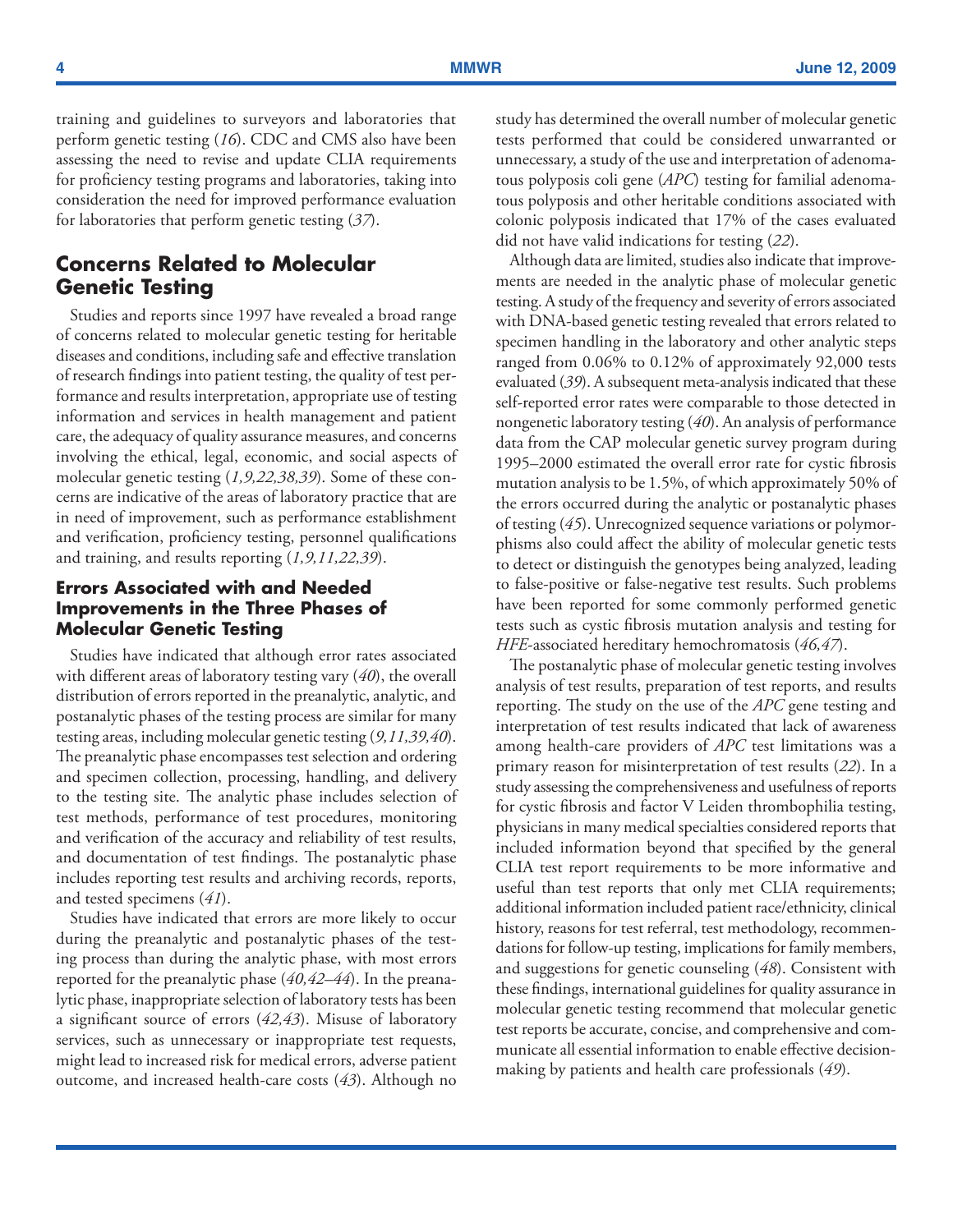training and guidelines to surveyors and laboratories that perform genetic testing (*16*). CDC and CMS also have been assessing the need to revise and update CLIA requirements for proficiency testing programs and laboratories, taking into consideration the need for improved performance evaluation for laboratories that perform genetic testing (*37*).

## Concerns Related to Molecular Genetic Testing

Studies and reports since 1997 have revealed a broad range of concerns related to molecular genetic testing for heritable diseases and conditions, including safe and effective translation of research findings into patient testing, the quality of test performance and results interpretation, appropriate use of testing information and services in health management and patient care, the adequacy of quality assurance measures, and concerns involving the ethical, legal, economic, and social aspects of molecular genetic testing (*1,9,22,38,39*). Some of these concerns are indicative of the areas of laboratory practice that are in need of improvement, such as performance establishment and verification, proficiency testing, personnel qualifications and training, and results reporting (*1,9,11,22,39*).

### Errors Associated with and Needed Improvements in the Three Phases of Molecular Genetic Testing

Studies have indicated that although error rates associated with different areas of laboratory testing vary (*40*), the overall distribution of errors reported in the preanalytic, analytic, and postanalytic phases of the testing process are similar for many testing areas, including molecular genetic testing (*9,11,39,40*). The preanalytic phase encompasses test selection and ordering and specimen collection, processing, handling, and delivery to the testing site. The analytic phase includes selection of test methods, performance of test procedures, monitoring and verification of the accuracy and reliability of test results, and documentation of test findings. The postanalytic phase includes reporting test results and archiving records, reports, and tested specimens (*41*).

Studies have indicated that errors are more likely to occur during the preanalytic and postanalytic phases of the testing process than during the analytic phase, with most errors reported for the preanalytic phase (*40,42–44*). In the preanalytic phase, inappropriate selection of laboratory tests has been a significant source of errors (*42,43*). Misuse of laboratory services, such as unnecessary or inappropriate test requests, might lead to increased risk for medical errors, adverse patient outcome, and increased health-care costs (*43*). Although no study has determined the overall number of molecular genetic tests performed that could be considered unwarranted or unnecessary, a study of the use and interpretation of adenomatous polyposis coli gene (*APC*) testing for familial adenomatous polyposis and other heritable conditions associated with colonic polyposis indicated that 17% of the cases evaluated did not have valid indications for testing (*22*).

Although data are limited, studies also indicate that improvements are needed in the analytic phase of molecular genetic testing. A study of the frequency and severity of errors associated with DNA-based genetic testing revealed that errors related to specimen handling in the laboratory and other analytic steps ranged from 0.06% to 0.12% of approximately 92,000 tests evaluated (*39*). A subsequent meta-analysis indicated that these self-reported error rates were comparable to those detected in nongenetic laboratory testing (*40*). An analysis of performance data from the CAP molecular genetic survey program during 1995–2000 estimated the overall error rate for cystic fibrosis mutation analysis to be 1.5%, of which approximately 50% of the errors occurred during the analytic or postanalytic phases of testing (*45*). Unrecognized sequence variations or polymorphisms also could affect the ability of molecular genetic tests to detect or distinguish the genotypes being analyzed, leading to false-positive or false-negative test results. Such problems have been reported for some commonly performed genetic tests such as cystic fibrosis mutation analysis and testing for *HFE*-associated hereditary hemochromatosis (*46,47*).

The postanalytic phase of molecular genetic testing involves analysis of test results, preparation of test reports, and results reporting. The study on the use of the *APC* gene testing and interpretation of test results indicated that lack of awareness among health-care providers of *APC* test limitations was a primary reason for misinterpretation of test results (*22*). In a study assessing the comprehensiveness and usefulness of reports for cystic fibrosis and factor V Leiden thrombophilia testing, physicians in many medical specialties considered reports that included information beyond that specified by the general CLIA test report requirements to be more informative and useful than test reports that only met CLIA requirements; additional information included patient race/ethnicity, clinical history, reasons for test referral, test methodology, recommendations for follow-up testing, implications for family members, and suggestions for genetic counseling (*48*). Consistent with these findings, international guidelines for quality assurance in molecular genetic testing recommend that molecular genetic test reports be accurate, concise, and comprehensive and communicate all essential information to enable effective decision-making by patients and health care professionals (*49*).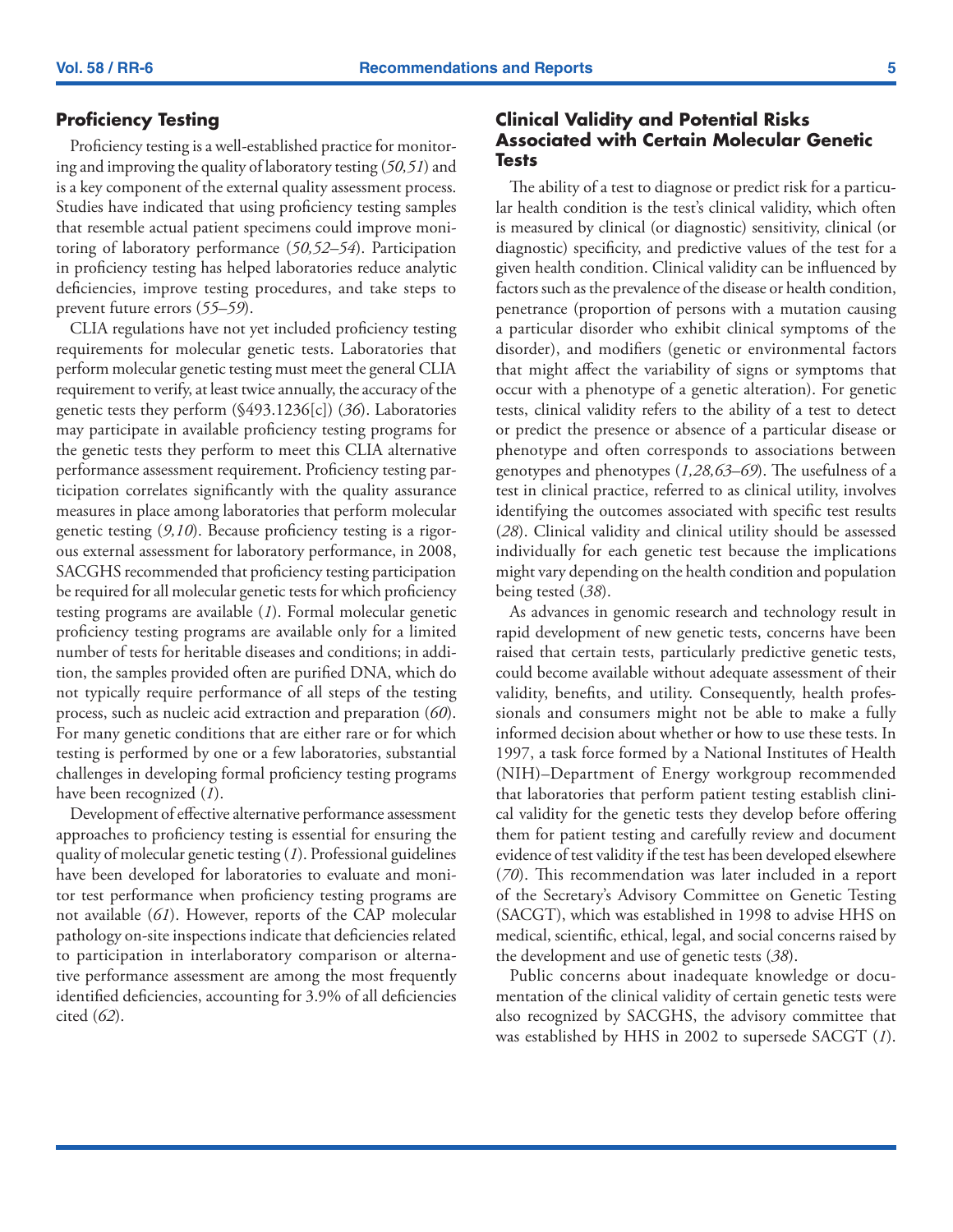## Proficiency Testing

Proficiency testing is a well-established practice for monitoring and improving the quality of laboratory testing (*50,51*) and is a key component of the external quality assessment process. Studies have indicated that using proficiency testing samples that resemble actual patient specimens could improve monitoring of laboratory performance (*50,52–54*). Participation in proficiency testing has helped laboratories reduce analytic deficiencies, improve testing procedures, and take steps to prevent future errors (*55–59*).

CLIA regulations have not yet included proficiency testing requirements for molecular genetic tests. Laboratories that perform molecular genetic testing must meet the general CLIA requirement to verify, at least twice annually, the accuracy of the genetic tests they perform (§493.1236[c]) (*36*). Laboratories may participate in available proficiency testing programs for the genetic tests they perform to meet this CLIA alternative performance assessment requirement. Proficiency testing participation correlates significantly with the quality assurance measures in place among laboratories that perform molecular genetic testing (*9,10*). Because proficiency testing is a rigorous external assessment for laboratory performance, in 2008, SACGHS recommended that proficiency testing participation be required for all molecular genetic tests for which proficiency testing programs are available (*1*). Formal molecular genetic proficiency testing programs are available only for a limited number of tests for heritable diseases and conditions; in addition, the samples provided often are purified DNA, which do not typically require performance of all steps of the testing process, such as nucleic acid extraction and preparation (*60*). For many genetic conditions that are either rare or for which testing is performed by one or a few laboratories, substantial challenges in developing formal proficiency testing programs have been recognized (*1*).

Development of effective alternative performance assessment approaches to proficiency testing is essential for ensuring the quality of molecular genetic testing (*1*). Professional guidelines have been developed for laboratories to evaluate and monitor test performance when proficiency testing programs are not available (*61*). However, reports of the CAP molecular pathology on-site inspections indicate that deficiencies related to participation in interlaboratory comparison or alternative performance assessment are among the most frequently identified deficiencies, accounting for 3.9% of all deficiencies cited (*62*).

## Clinical Validity and Potential Risks Associated with Certain Molecular Genetic Tests

The ability of a test to diagnose or predict risk for a particular health condition is the test's clinical validity, which often is measured by clinical (or diagnostic) sensitivity, clinical (or diagnostic) specificity, and predictive values of the test for a given health condition. Clinical validity can be influenced by factors such as the prevalence of the disease or health condition, penetrance (proportion of persons with a mutation causing a particular disorder who exhibit clinical symptoms of the disorder), and modifiers (genetic or environmental factors that might affect the variability of signs or symptoms that occur with a phenotype of a genetic alteration). For genetic tests, clinical validity refers to the ability of a test to detect or predict the presence or absence of a particular disease or phenotype and often corresponds to associations between genotypes and phenotypes (*1,28,63–69*). The usefulness of a test in clinical practice, referred to as clinical utility, involves identifying the outcomes associated with specific test results (*28*). Clinical validity and clinical utility should be assessed individually for each genetic test because the implications might vary depending on the health condition and population being tested (*38*).

As advances in genomic research and technology result in rapid development of new genetic tests, concerns have been raised that certain tests, particularly predictive genetic tests, could become available without adequate assessment of their validity, benefits, and utility. Consequently, health professionals and consumers might not be able to make a fully informed decision about whether or how to use these tests. In 1997, a task force formed by a National Institutes of Health (NIH)–Department of Energy workgroup recommended that laboratories that perform patient testing establish clinical validity for the genetic tests they develop before offering them for patient testing and carefully review and document evidence of test validity if the test has been developed elsewhere (*70*). This recommendation was later included in a report of the Secretary's Advisory Committee on Genetic Testing (SACGT), which was established in 1998 to advise HHS on medical, scientific, ethical, legal, and social concerns raised by the development and use of genetic tests (*38*).

Public concerns about inadequate knowledge or documentation of the clinical validity of certain genetic tests were also recognized by SACGHS, the advisory committee that was established by HHS in 2002 to supersede SACGT (*1*).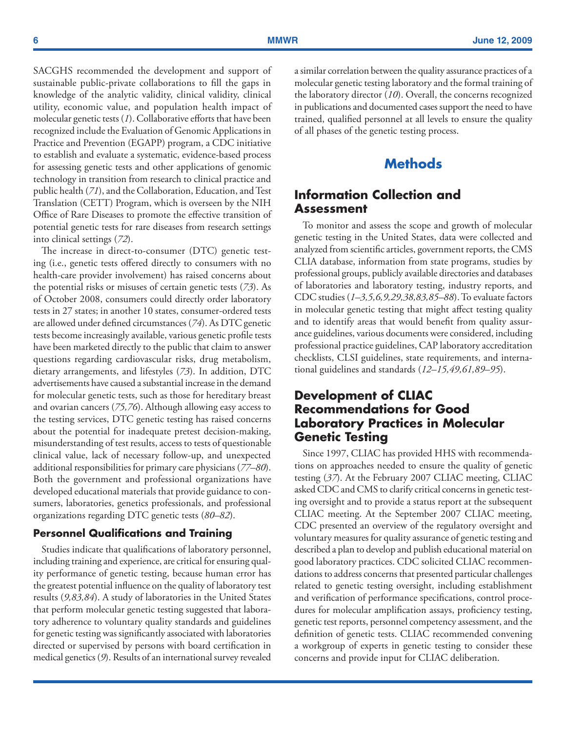SACGHS recommended the development and support of sustainable public-private collaborations to fill the gaps in knowledge of the analytic validity, clinical validity, clinical utility, economic value, and population health impact of molecular genetic tests (*1*). Collaborative efforts that have been recognized include the Evaluation of Genomic Applications in Practice and Prevention (EGAPP) program, a CDC initiative to establish and evaluate a systematic, evidence-based process for assessing genetic tests and other applications of genomic technology in transition from research to clinical practice and public health (*71*), and the Collaboration, Education, and Test Translation (CETT) Program, which is overseen by the NIH Office of Rare Diseases to promote the effective transition of potential genetic tests for rare diseases from research settings into clinical settings (*72*).

The increase in direct-to-consumer (DTC) genetic testing (i.e., genetic tests offered directly to consumers with no health-care provider involvement) has raised concerns about the potential risks or misuses of certain genetic tests (*73*). As of October 2008, consumers could directly order laboratory tests in 27 states; in another 10 states, consumer-ordered tests are allowed under defined circumstances (*74*). As DTC genetic tests become increasingly available, various genetic profile tests have been marketed directly to the public that claim to answer questions regarding cardiovascular risks, drug metabolism, dietary arrangements, and lifestyles (*73*). In addition, DTC advertisements have caused a substantial increase in the demand for molecular genetic tests, such as those for hereditary breast and ovarian cancers (*75,76*). Although allowing easy access to the testing services, DTC genetic testing has raised concerns about the potential for inadequate pretest decision-making, misunderstanding of test results, access to tests of questionable clinical value, lack of necessary follow-up, and unexpected additional responsibilities for primary care physicians (*77–80*). Both the government and professional organizations have developed educational materials that provide guidance to consumers, laboratories, genetics professionals, and professional organizations regarding DTC genetic tests (*80–82*).

### Personnel Qualifications and Training

Studies indicate that qualifications of laboratory personnel, including training and experience, are critical for ensuring quality performance of genetic testing, because human error has the greatest potential influence on the quality of laboratory test results (*9,83,84*). A study of laboratories in the United States that perform molecular genetic testing suggested that laboratory adherence to voluntary quality standards and guidelines for genetic testing was significantly associated with laboratories directed or supervised by persons with board certification in medical genetics (*9*). Results of an international survey revealed a similar correlation between the quality assurance practices of a molecular genetic testing laboratory and the formal training of the laboratory director (*10*). Overall, the concerns recognized in publications and documented cases support the need to have trained, qualified personnel at all levels to ensure the quality of all phases of the genetic testing process.

# Methods

## Information Collection and Assessment

To monitor and assess the scope and growth of molecular genetic testing in the United States, data were collected and analyzed from scientific articles, government reports, the CMS CLIA database, information from state programs, studies by professional groups, publicly available directories and databases of laboratories and laboratory testing, industry reports, and CDC studies (*1–3,5,6,9,29,38,83,85–88*). To evaluate factors in molecular genetic testing that might affect testing quality and to identify areas that would benefit from quality assurance guidelines, various documents were considered, including professional practice guidelines, CAP laboratory accreditation checklists, CLSI guidelines, state requirements, and international guidelines and standards (*12–15,49,61,89–95*).

## Development of CLIAC Recommendations for Good Laboratory Practices in Molecular Genetic Testing

Since 1997, CLIAC has provided HHS with recommendations on approaches needed to ensure the quality of genetic testing (*37*). At the February 2007 CLIAC meeting, CLIAC asked CDC and CMS to clarify critical concerns in genetic testing oversight and to provide a status report at the subsequent CLIAC meeting. At the September 2007 CLIAC meeting, CDC presented an overview of the regulatory oversight and voluntary measures for quality assurance of genetic testing and described a plan to develop and publish educational material on good laboratory practices. CDC solicited CLIAC recommendations to address concerns that presented particular challenges related to genetic testing oversight, including establishment and verification of performance specifications, control procedures for molecular amplification assays, proficiency testing, genetic test reports, personnel competency assessment, and the definition of genetic tests. CLIAC recommended convening a workgroup of experts in genetic testing to consider these concerns and provide input for CLIAC deliberation.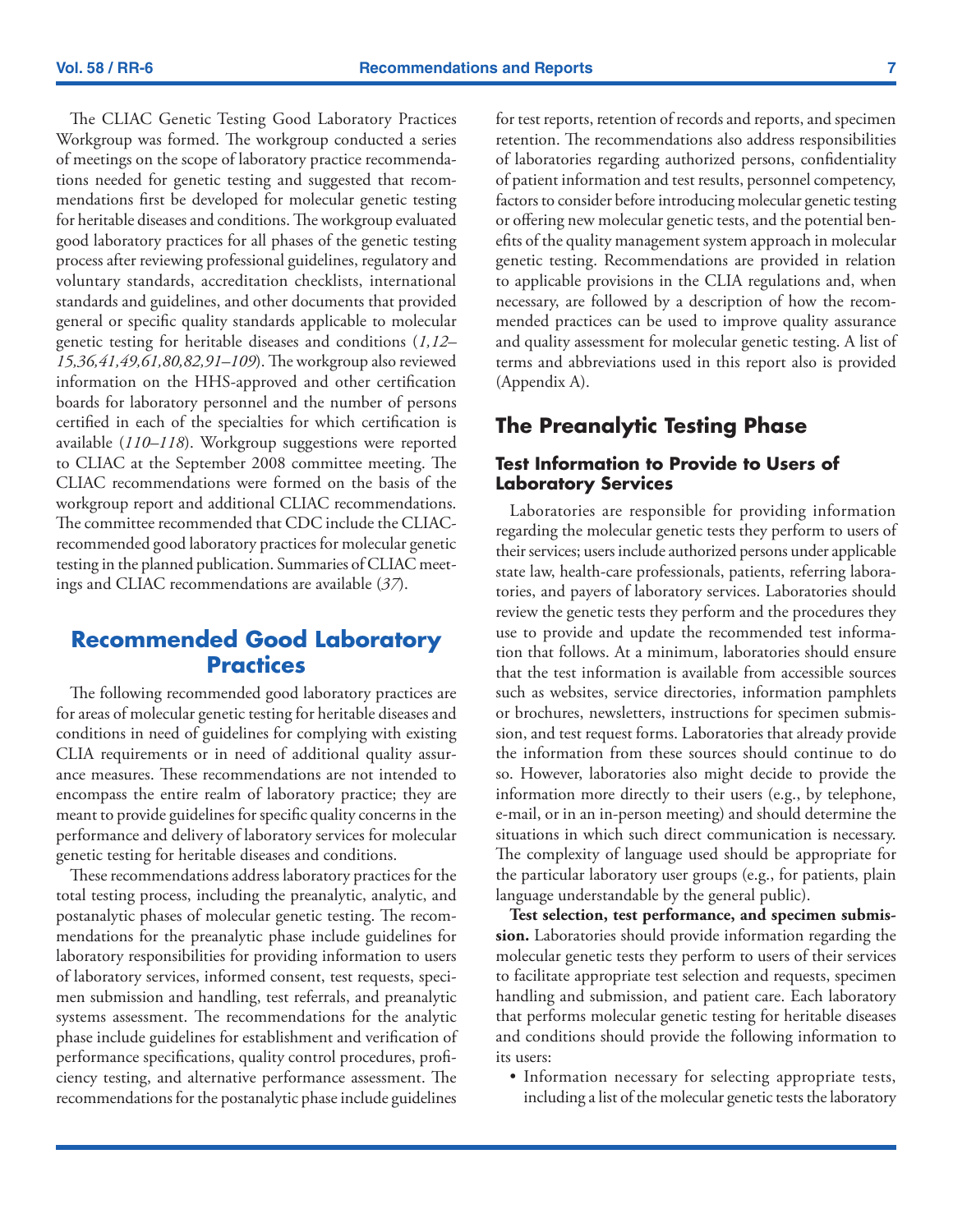The CLIAC Genetic Testing Good Laboratory Practices Workgroup was formed. The workgroup conducted a series of meetings on the scope of laboratory practice recommendations needed for genetic testing and suggested that recommendations first be developed for molecular genetic testing for heritable diseases and conditions. The workgroup evaluated good laboratory practices for all phases of the genetic testing process after reviewing professional guidelines, regulatory and voluntary standards, accreditation checklists, international standards and guidelines, and other documents that provided general or specific quality standards applicable to molecular genetic testing for heritable diseases and conditions (*1,12–15,36,41,49,61,80,82,91–109*). The workgroup also reviewed information on the HHS-approved and other certification boards for laboratory personnel and the number of persons certified in each of the specialties for which certification is available (*110–118*). Workgroup suggestions were reported to CLIAC at the September 2008 committee meeting. The CLIAC recommendations were formed on the basis of the workgroup report and additional CLIAC recommendations. The committee recommended that CDC include the CLIAC-recommended good laboratory practices for molecular genetic testing in the planned publication. Summaries of CLIAC meetings and CLIAC recommendations are available (*37*).

## Recommended Good Laboratory Practices

The following recommended good laboratory practices are for areas of molecular genetic testing for heritable diseases and conditions in need of guidelines for complying with existing CLIA requirements or in need of additional quality assurance measures. These recommendations are not intended to encompass the entire realm of laboratory practice; they are meant to provide guidelines for specific quality concerns in the performance and delivery of laboratory services for molecular genetic testing for heritable diseases and conditions.

These recommendations address laboratory practices for the total testing process, including the preanalytic, analytic, and postanalytic phases of molecular genetic testing. The recommendations for the preanalytic phase include guidelines for laboratory responsibilities for providing information to users of laboratory services, informed consent, test requests, specimen submission and handling, test referrals, and preanalytic systems assessment. The recommendations for the analytic phase include guidelines for establishment and verification of performance specifications, quality control procedures, proficiency testing, and alternative performance assessment. The recommendations for the postanalytic phase include guidelines for test reports, retention of records and reports, and specimen retention. The recommendations also address responsibilities of laboratories regarding authorized persons, confidentiality of patient information and test results, personnel competency, factors to consider before introducing molecular genetic testing or offering new molecular genetic tests, and the potential benefits of the quality management system approach in molecular genetic testing. Recommendations are provided in relation to applicable provisions in the CLIA regulations and, when necessary, are followed by a description of how the recommended practices can be used to improve quality assurance and quality assessment for molecular genetic testing. A list of terms and abbreviations used in this report also is provided (Appendix A).

## The Preanalytic Testing Phase

### Test Information to Provide to Users of Laboratory Services

Laboratories are responsible for providing information regarding the molecular genetic tests they perform to users of their services; users include authorized persons under applicable state law, health-care professionals, patients, referring laboratories, and payers of laboratory services. Laboratories should review the genetic tests they perform and the procedures they use to provide and update the recommended test information that follows. At a minimum, laboratories should ensure that the test information is available from accessible sources such as websites, service directories, information pamphlets or brochures, newsletters, instructions for specimen submission, and test request forms. Laboratories that already provide the information from these sources should continue to do so. However, laboratories also might decide to provide the information more directly to their users (e.g., by telephone, e-mail, or in an in-person meeting) and should determine the situations in which such direct communication is necessary. The complexity of language used should be appropriate for the particular laboratory user groups (e.g., for patients, plain language understandable by the general public).

**Test selection, test performance, and specimen submission.** Laboratories should provide information regarding the molecular genetic tests they perform to users of their services to facilitate appropriate test selection and requests, specimen handling and submission, and patient care. Each laboratory that performs molecular genetic testing for heritable diseases and conditions should provide the following information to its users:

- Information necessary for selecting appropriate tests, including a list of the molecular genetic tests the laboratory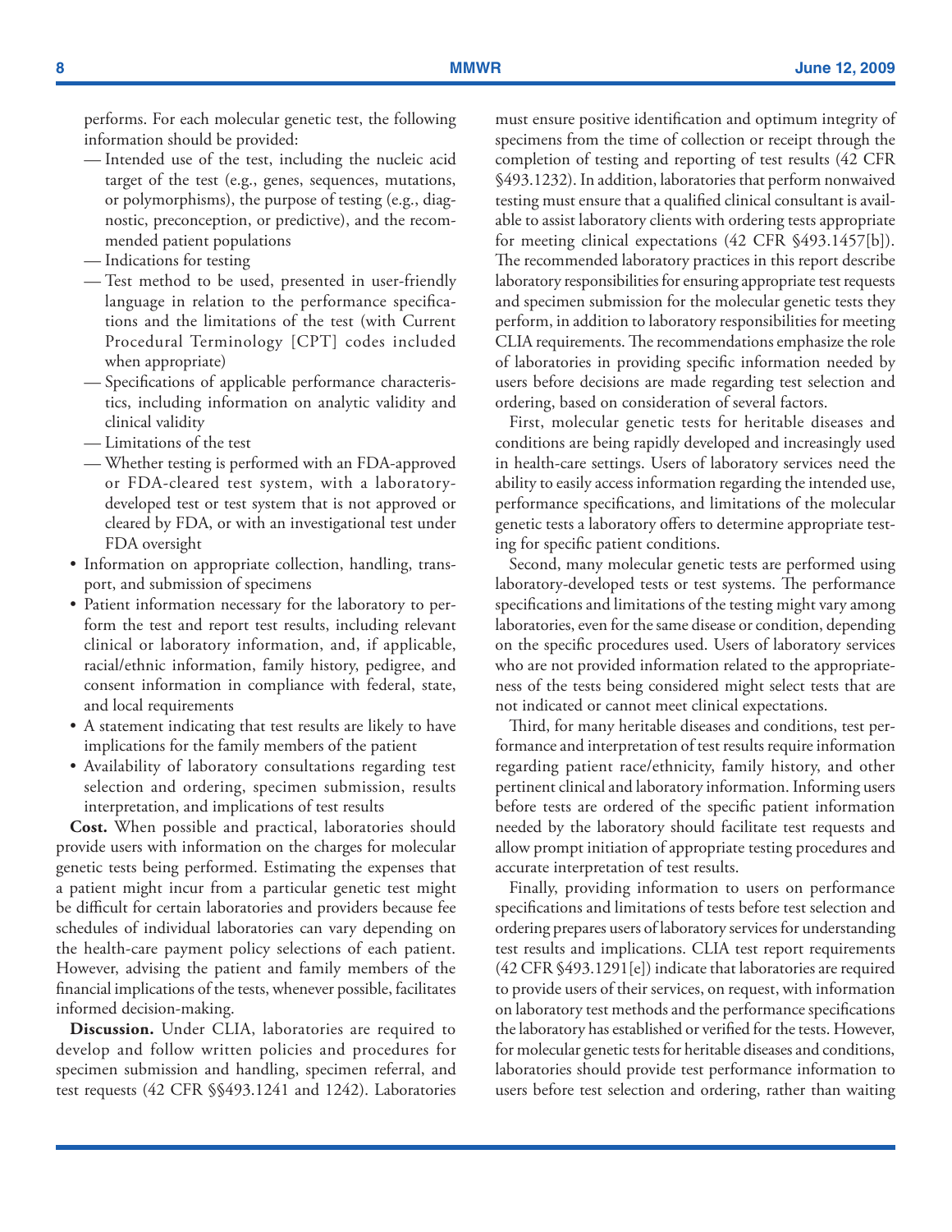performs. For each molecular genetic test, the following information should be provided:

- — Intended use of the test, including the nucleic acid target of the test (e.g., genes, sequences, mutations, or polymorphisms), the purpose of testing (e.g., diagnostic, preconception, or predictive), and the recommended patient populations
- — Indications for testing
- — Test method to be used, presented in user-friendly language in relation to the performance specifications and the limitations of the test (with Current Procedural Terminology [CPT] codes included when appropriate)
- — Specifications of applicable performance characteristics, including information on analytic validity and clinical validity
- — Limitations of the test
- — Whether testing is performed with an FDA-approved or FDA-cleared test system, with a laboratory-developed test or test system that is not approved or cleared by FDA, or with an investigational test under FDA oversight

- Information on appropriate collection, handling, transport, and submission of specimens
- Patient information necessary for the laboratory to perform the test and report test results, including relevant clinical or laboratory information, and, if applicable, racial/ethnic information, family history, pedigree, and consent information in compliance with federal, state, and local requirements
- A statement indicating that test results are likely to have implications for the family members of the patient
- Availability of laboratory consultations regarding test selection and ordering, specimen submission, results interpretation, and implications of test results

**Cost.** When possible and practical, laboratories should provide users with information on the charges for molecular genetic tests being performed. Estimating the expenses that a patient might incur from a particular genetic test might be difficult for certain laboratories and providers because fee schedules of individual laboratories can vary depending on the health-care payment policy selections of each patient. However, advising the patient and family members of the financial implications of the tests, whenever possible, facilitates informed decision-making.

**Discussion.** Under CLIA, laboratories are required to develop and follow written policies and procedures for specimen submission and handling, specimen referral, and test requests (42 CFR §§493.1241 and 1242). Laboratories must ensure positive identification and optimum integrity of specimens from the time of collection or receipt through the completion of testing and reporting of test results (42 CFR §493.1232). In addition, laboratories that perform nonwaived testing must ensure that a qualified clinical consultant is available to assist laboratory clients with ordering tests appropriate for meeting clinical expectations (42 CFR §493.1457[b]). The recommended laboratory practices in this report describe laboratory responsibilities for ensuring appropriate test requests and specimen submission for the molecular genetic tests they perform, in addition to laboratory responsibilities for meeting CLIA requirements. The recommendations emphasize the role of laboratories in providing specific information needed by users before decisions are made regarding test selection and ordering, based on consideration of several factors.

First, molecular genetic tests for heritable diseases and conditions are being rapidly developed and increasingly used in health-care settings. Users of laboratory services need the ability to easily access information regarding the intended use, performance specifications, and limitations of the molecular genetic tests a laboratory offers to determine appropriate testing for specific patient conditions.

Second, many molecular genetic tests are performed using laboratory-developed tests or test systems. The performance specifications and limitations of the testing might vary among laboratories, even for the same disease or condition, depending on the specific procedures used. Users of laboratory services who are not provided information related to the appropriateness of the tests being considered might select tests that are not indicated or cannot meet clinical expectations.

Third, for many heritable diseases and conditions, test performance and interpretation of test results require information regarding patient race/ethnicity, family history, and other pertinent clinical and laboratory information. Informing users before tests are ordered of the specific patient information needed by the laboratory should facilitate test requests and allow prompt initiation of appropriate testing procedures and accurate interpretation of test results.

Finally, providing information to users on performance specifications and limitations of tests before test selection and ordering prepares users of laboratory services for understanding test results and implications. CLIA test report requirements (42 CFR §493.1291[e]) indicate that laboratories are required to provide users of their services, on request, with information on laboratory test methods and the performance specifications the laboratory has established or verified for the tests. However, for molecular genetic tests for heritable diseases and conditions, laboratories should provide test performance information to users before test selection and ordering, rather than waiting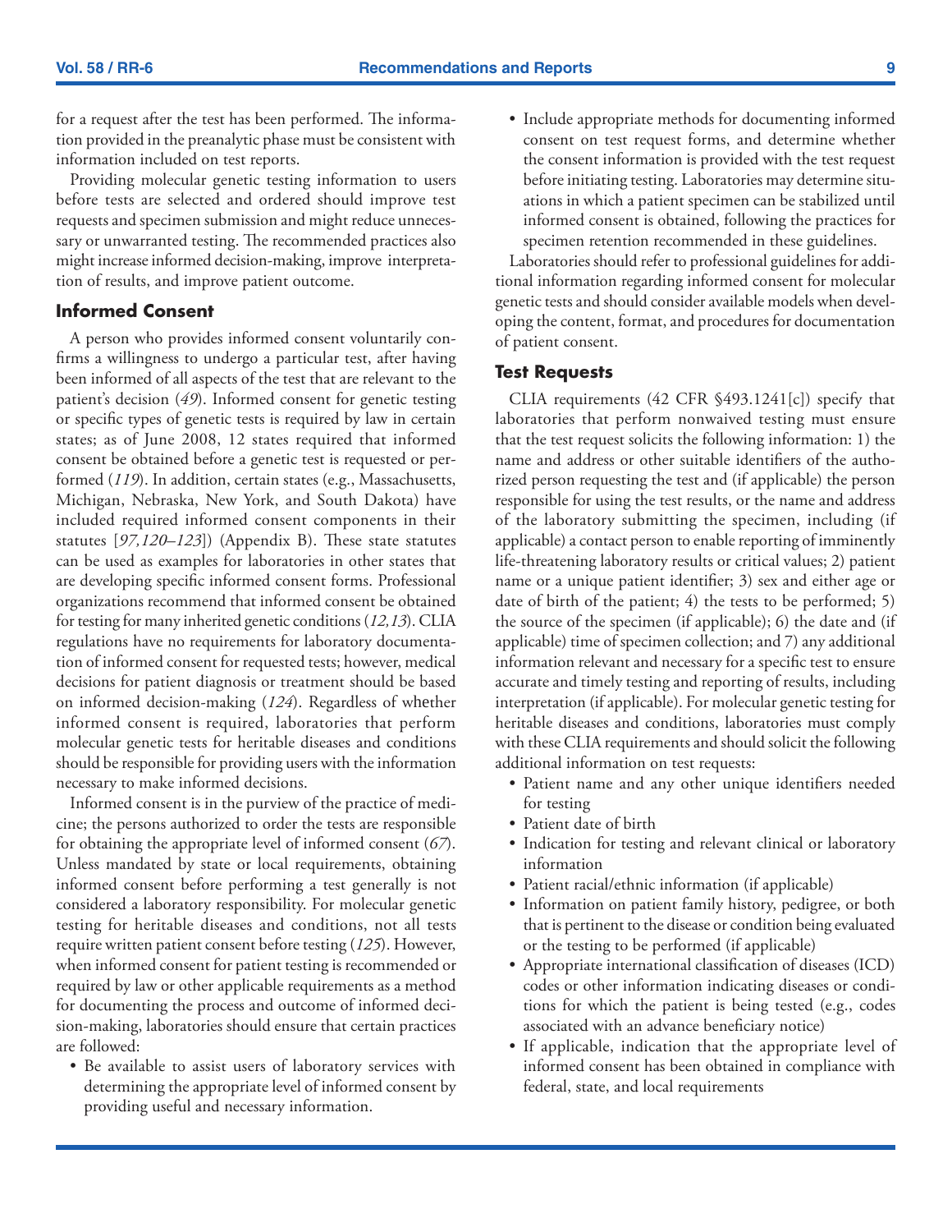for a request after the test has been performed. The information provided in the preanalytic phase must be consistent with information included on test reports.

Providing molecular genetic testing information to users before tests are selected and ordered should improve test requests and specimen submission and might reduce unnecessary or unwarranted testing. The recommended practices also might increase informed decision-making, improve interpretation of results, and improve patient outcome.

### Informed Consent

A person who provides informed consent voluntarily confirms a willingness to undergo a particular test, after having been informed of all aspects of the test that are relevant to the patient's decision (*49*). Informed consent for genetic testing or specific types of genetic tests is required by law in certain states; as of June 2008, 12 states required that informed consent be obtained before a genetic test is requested or performed (*119*). In addition, certain states (e.g., Massachusetts, Michigan, Nebraska, New York, and South Dakota) have included required informed consent components in their statutes [*97,120–123*]) (Appendix B). These state statutes can be used as examples for laboratories in other states that are developing specific informed consent forms. Professional organizations recommend that informed consent be obtained for testing for many inherited genetic conditions (*12,13*). CLIA regulations have no requirements for laboratory documentation of informed consent for requested tests; however, medical decisions for patient diagnosis or treatment should be based on informed decision-making (*124*). Regardless of whether informed consent is required, laboratories that perform molecular genetic tests for heritable diseases and conditions should be responsible for providing users with the information necessary to make informed decisions.

Informed consent is in the purview of the practice of medicine; the persons authorized to order the tests are responsible for obtaining the appropriate level of informed consent (*67*). Unless mandated by state or local requirements, obtaining informed consent before performing a test generally is not considered a laboratory responsibility. For molecular genetic testing for heritable diseases and conditions, not all tests require written patient consent before testing (*125*). However, when informed consent for patient testing is recommended or required by law or other applicable requirements as a method for documenting the process and outcome of informed decision-making, laboratories should ensure that certain practices are followed:

- Be available to assist users of laboratory services with determining the appropriate level of informed consent by providing useful and necessary information.
- Include appropriate methods for documenting informed consent on test request forms, and determine whether the consent information is provided with the test request before initiating testing. Laboratories may determine situations in which a patient specimen can be stabilized until informed consent is obtained, following the practices for specimen retention recommended in these guidelines.

Laboratories should refer to professional guidelines for additional information regarding informed consent for molecular genetic tests and should consider available models when developing the content, format, and procedures for documentation of patient consent.

### Test Requests

CLIA requirements (42 CFR §493.1241[c]) specify that laboratories that perform nonwaived testing must ensure that the test request solicits the following information: 1) the name and address or other suitable identifiers of the authorized person requesting the test and (if applicable) the person responsible for using the test results, or the name and address of the laboratory submitting the specimen, including (if applicable) a contact person to enable reporting of imminently life-threatening laboratory results or critical values; 2) patient name or a unique patient identifier; 3) sex and either age or date of birth of the patient; 4) the tests to be performed; 5) the source of the specimen (if applicable); 6) the date and (if applicable) time of specimen collection; and 7) any additional information relevant and necessary for a specific test to ensure accurate and timely testing and reporting of results, including interpretation (if applicable). For molecular genetic testing for heritable diseases and conditions, laboratories must comply with these CLIA requirements and should solicit the following additional information on test requests:

- Patient name and any other unique identifiers needed for testing
- Patient date of birth
- Indication for testing and relevant clinical or laboratory information
- Patient racial/ethnic information (if applicable)
- Information on patient family history, pedigree, or both that is pertinent to the disease or condition being evaluated or the testing to be performed (if applicable)
- Appropriate international classification of diseases (ICD) codes or other information indicating diseases or conditions for which the patient is being tested (e.g., codes associated with an advance beneficiary notice)
- If applicable, indication that the appropriate level of informed consent has been obtained in compliance with federal, state, and local requirements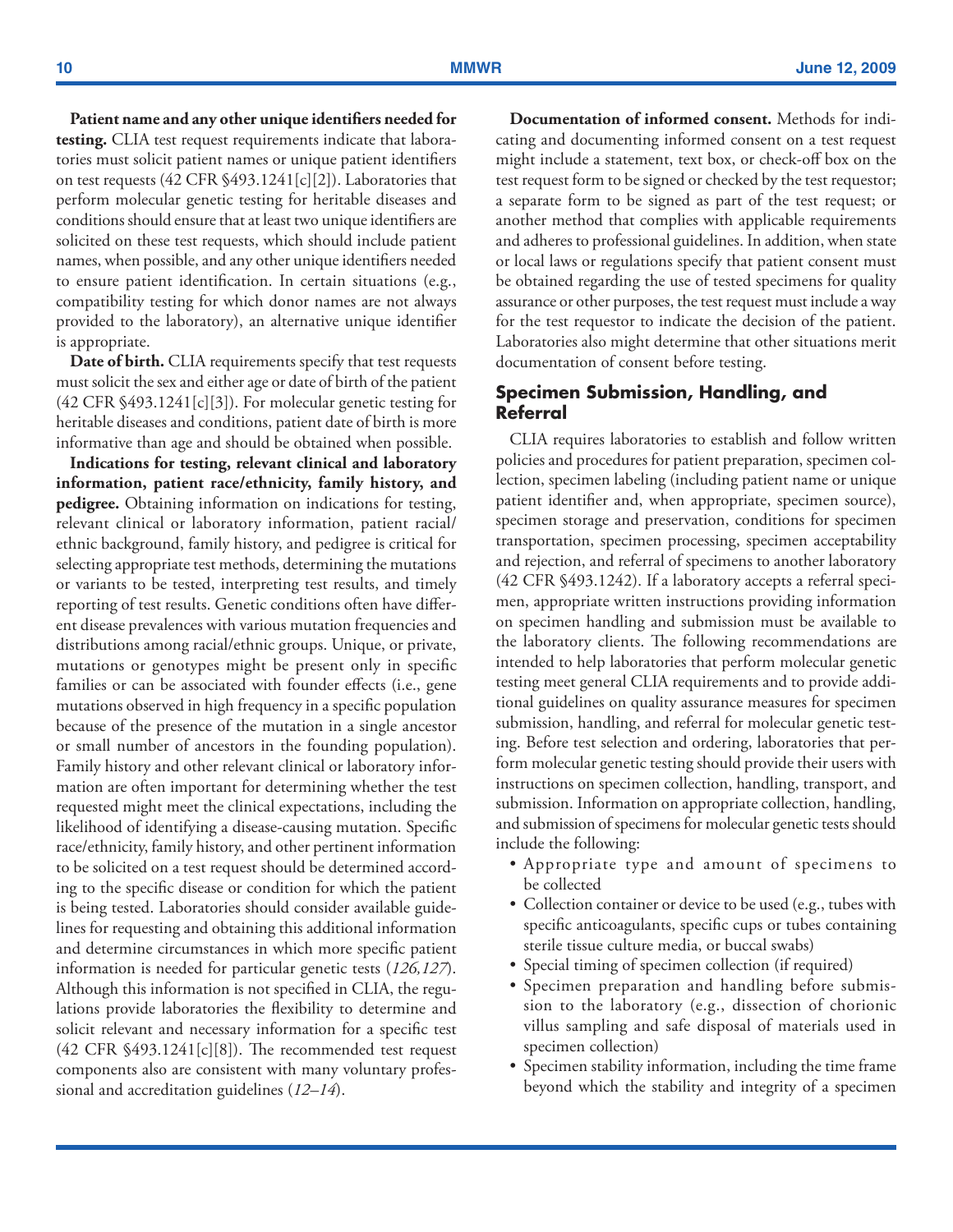**Patient name and any other unique identifiers needed for testing.** CLIA test request requirements indicate that laboratories must solicit patient names or unique patient identifiers on test requests (42 CFR §493.1241[c][2]). Laboratories that perform molecular genetic testing for heritable diseases and conditions should ensure that at least two unique identifiers are solicited on these test requests, which should include patient names, when possible, and any other unique identifiers needed to ensure patient identification. In certain situations (e.g., compatibility testing for which donor names are not always provided to the laboratory), an alternative unique identifier is appropriate.

**Date of birth.** CLIA requirements specify that test requests must solicit the sex and either age or date of birth of the patient (42 CFR §493.1241[c][3]). For molecular genetic testing for heritable diseases and conditions, patient date of birth is more informative than age and should be obtained when possible.

**Indications for testing, relevant clinical and laboratory information, patient race/ethnicity, family history, and pedigree.** Obtaining information on indications for testing, relevant clinical or laboratory information, patient racial/ethnic background, family history, and pedigree is critical for selecting appropriate test methods, determining the mutations or variants to be tested, interpreting test results, and timely reporting of test results. Genetic conditions often have different disease prevalences with various mutation frequencies and distributions among racial/ethnic groups. Unique, or private, mutations or genotypes might be present only in specific families or can be associated with founder effects (i.e., gene mutations observed in high frequency in a specific population because of the presence of the mutation in a single ancestor or small number of ancestors in the founding population). Family history and other relevant clinical or laboratory information are often important for determining whether the test requested might meet the clinical expectations, including the likelihood of identifying a disease-causing mutation. Specific race/ethnicity, family history, and other pertinent information to be solicited on a test request should be determined according to the specific disease or condition for which the patient is being tested. Laboratories should consider available guidelines for requesting and obtaining this additional information and determine circumstances in which more specific patient information is needed for particular genetic tests (*126,127*). Although this information is not specified in CLIA, the regulations provide laboratories the flexibility to determine and solicit relevant and necessary information for a specific test (42 CFR §493.1241[c][8]). The recommended test request components also are consistent with many voluntary professional and accreditation guidelines (*12–14*).

**Documentation of informed consent.** Methods for indicating and documenting informed consent on a test request might include a statement, text box, or check-off box on the test request form to be signed or checked by the test requestor; a separate form to be signed as part of the test request; or another method that complies with applicable requirements and adheres to professional guidelines. In addition, when state or local laws or regulations specify that patient consent must be obtained regarding the use of tested specimens for quality assurance or other purposes, the test request must include a way for the test requestor to indicate the decision of the patient. Laboratories also might determine that other situations merit documentation of consent before testing.

## Specimen Submission, Handling, and Referral

CLIA requires laboratories to establish and follow written policies and procedures for patient preparation, specimen collection, specimen labeling (including patient name or unique patient identifier and, when appropriate, specimen source), specimen storage and preservation, conditions for specimen transportation, specimen processing, specimen acceptability and rejection, and referral of specimens to another laboratory (42 CFR §493.1242). If a laboratory accepts a referral specimen, appropriate written instructions providing information on specimen handling and submission must be available to the laboratory clients. The following recommendations are intended to help laboratories that perform molecular genetic testing meet general CLIA requirements and to provide additional guidelines on quality assurance measures for specimen submission, handling, and referral for molecular genetic testing. Before test selection and ordering, laboratories that perform molecular genetic testing should provide their users with instructions on specimen collection, handling, transport, and submission. Information on appropriate collection, handling, and submission of specimens for molecular genetic tests should include the following:

- Appropriate type and amount of specimens to be collected
- Collection container or device to be used (e.g., tubes with specific anticoagulants, specific cups or tubes containing sterile tissue culture media, or buccal swabs)
- Special timing of specimen collection (if required)
- Specimen preparation and handling before submission to the laboratory (e.g., dissection of chorionic villus sampling and safe disposal of materials used in specimen collection)
- Specimen stability information, including the time frame beyond which the stability and integrity of a specimen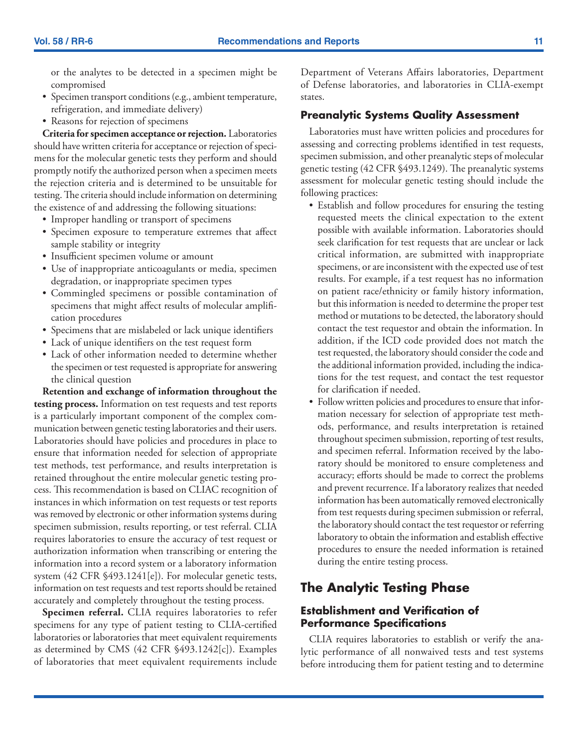or the analytes to be detected in a specimen might be compromised

- Specimen transport conditions (e.g., ambient temperature, refrigeration, and immediate delivery)
- Reasons for rejection of specimens

**Criteria for specimen acceptance or rejection.** Laboratories should have written criteria for acceptance or rejection of specimens for the molecular genetic tests they perform and should promptly notify the authorized person when a specimen meets the rejection criteria and is determined to be unsuitable for testing. The criteria should include information on determining the existence of and addressing the following situations:

- Improper handling or transport of specimens
- Specimen exposure to temperature extremes that affect sample stability or integrity
- Insufficient specimen volume or amount
- Use of inappropriate anticoagulants or media, specimen degradation, or inappropriate specimen types
- Commingled specimens or possible contamination of specimens that might affect results of molecular amplification procedures
- Specimens that are mislabeled or lack unique identifiers
- Lack of unique identifiers on the test request form
- Lack of other information needed to determine whether the specimen or test requested is appropriate for answering the clinical question

**Retention and exchange of information throughout the testing process.** Information on test requests and test reports is a particularly important component of the complex communication between genetic testing laboratories and their users. Laboratories should have policies and procedures in place to ensure that information needed for selection of appropriate test methods, test performance, and results interpretation is retained throughout the entire molecular genetic testing process. This recommendation is based on CLIAC recognition of instances in which information on test requests or test reports was removed by electronic or other information systems during specimen submission, results reporting, or test referral. CLIA requires laboratories to ensure the accuracy of test request or authorization information when transcribing or entering the information into a record system or a laboratory information system (42 CFR §493.1241[e]). For molecular genetic tests, information on test requests and test reports should be retained accurately and completely throughout the testing process.

**Specimen referral.** CLIA requires laboratories to refer specimens for any type of patient testing to CLIA-certified laboratories or laboratories that meet equivalent requirements as determined by CMS (42 CFR §493.1242[c]). Examples of laboratories that meet equivalent requirements include Department of Veterans Affairs laboratories, Department of Defense laboratories, and laboratories in CLIA-exempt states.

### Preanalytic Systems Quality Assessment

Laboratories must have written policies and procedures for assessing and correcting problems identified in test requests, specimen submission, and other preanalytic steps of molecular genetic testing (42 CFR §493.1249). The preanalytic systems assessment for molecular genetic testing should include the following practices:

- Establish and follow procedures for ensuring the testing requested meets the clinical expectation to the extent possible with available information. Laboratories should seek clarification for test requests that are unclear or lack critical information, are submitted with inappropriate specimens, or are inconsistent with the expected use of test results. For example, if a test request has no information on patient race/ethnicity or family history information, but this information is needed to determine the proper test method or mutations to be detected, the laboratory should contact the test requestor and obtain the information. In addition, if the ICD code provided does not match the test requested, the laboratory should consider the code and the additional information provided, including the indications for the test request, and contact the test requestor for clarification if needed.
- Follow written policies and procedures to ensure that information necessary for selection of appropriate test methods, performance, and results interpretation is retained throughout specimen submission, reporting of test results, and specimen referral. Information received by the laboratory should be monitored to ensure completeness and accuracy; efforts should be made to correct the problems and prevent recurrence. If a laboratory realizes that needed information has been automatically removed electronically from test requests during specimen submission or referral, the laboratory should contact the test requestor or referring laboratory to obtain the information and establish effective procedures to ensure the needed information is retained during the entire testing process.

## The Analytic Testing Phase

### Establishment and Verification of Performance Specifications

CLIA requires laboratories to establish or verify the analytic performance of all nonwaived tests and test systems before introducing them for patient testing and to determine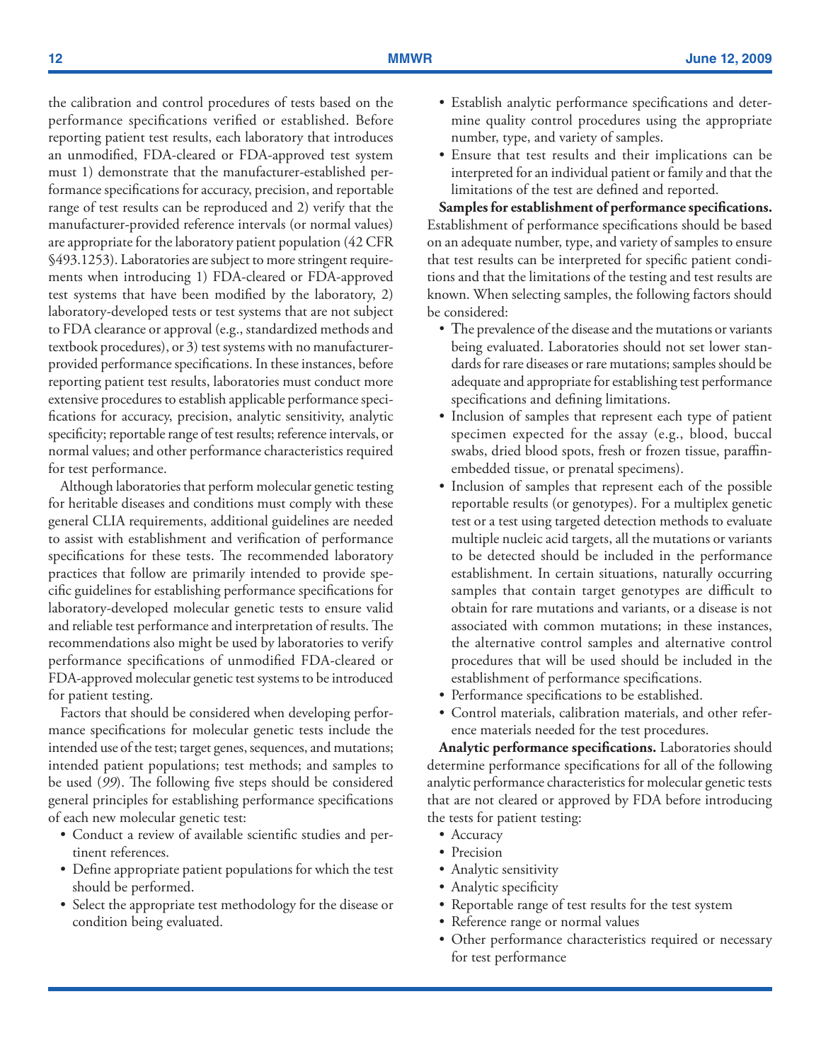the calibration and control procedures of tests based on the performance specifications verified or established. Before reporting patient test results, each laboratory that introduces an unmodified, FDA-cleared or FDA-approved test system must 1) demonstrate that the manufacturer-established performance specifications for accuracy, precision, and reportable range of test results can be reproduced and 2) verify that the manufacturer-provided reference intervals (or normal values) are appropriate for the laboratory patient population (42 CFR §493.1253). Laboratories are subject to more stringent requirements when introducing 1) FDA-cleared or FDA-approved test systems that have been modified by the laboratory, 2) laboratory-developed tests or test systems that are not subject to FDA clearance or approval (e.g., standardized methods and textbook procedures), or 3) test systems with no manufacturer-provided performance specifications. In these instances, before reporting patient test results, laboratories must conduct more extensive procedures to establish applicable performance specifications for accuracy, precision, analytic sensitivity, analytic specificity; reportable range of test results; reference intervals, or normal values; and other performance characteristics required for test performance.

Although laboratories that perform molecular genetic testing for heritable diseases and conditions must comply with these general CLIA requirements, additional guidelines are needed to assist with establishment and verification of performance specifications for these tests. The recommended laboratory practices that follow are primarily intended to provide specific guidelines for establishing performance specifications for laboratory-developed molecular genetic tests to ensure valid and reliable test performance and interpretation of results. The recommendations also might be used by laboratories to verify performance specifications of unmodified FDA-cleared or FDA-approved molecular genetic test systems to be introduced for patient testing.

Factors that should be considered when developing performance specifications for molecular genetic tests include the intended use of the test; target genes, sequences, and mutations; intended patient populations; test methods; and samples to be used (*99*). The following five steps should be considered general principles for establishing performance specifications of each new molecular genetic test:

- Conduct a review of available scientific studies and pertinent references.
- Define appropriate patient populations for which the test should be performed.
- Select the appropriate test methodology for the disease or condition being evaluated.
- Establish analytic performance specifications and determine quality control procedures using the appropriate number, type, and variety of samples.
- Ensure that test results and their implications can be interpreted for an individual patient or family and that the limitations of the test are defined and reported.

**Samples for establishment of performance specifications.** Establishment of performance specifications should be based on an adequate number, type, and variety of samples to ensure that test results can be interpreted for specific patient conditions and that the limitations of the testing and test results are known. When selecting samples, the following factors should be considered:

- The prevalence of the disease and the mutations or variants being evaluated. Laboratories should not set lower standards for rare diseases or rare mutations; samples should be adequate and appropriate for establishing test performance specifications and defining limitations.
- Inclusion of samples that represent each type of patient specimen expected for the assay (e.g., blood, buccal swabs, dried blood spots, fresh or frozen tissue, paraffin-embedded tissue, or prenatal specimens).
- Inclusion of samples that represent each of the possible reportable results (or genotypes). For a multiplex genetic test or a test using targeted detection methods to evaluate multiple nucleic acid targets, all the mutations or variants to be detected should be included in the performance establishment. In certain situations, naturally occurring samples that contain target genotypes are difficult to obtain for rare mutations and variants, or a disease is not associated with common mutations; in these instances, the alternative control samples and alternative control procedures that will be used should be included in the establishment of performance specifications.
- Performance specifications to be established.
- Control materials, calibration materials, and other reference materials needed for the test procedures.

**Analytic performance specifications.** Laboratories should determine performance specifications for all of the following analytic performance characteristics for molecular genetic tests that are not cleared or approved by FDA before introducing the tests for patient testing:

- Accuracy
- Precision
- Analytic sensitivity
- Analytic specificity
- Reportable range of test results for the test system
- Reference range or normal values
- Other performance characteristics required or necessary for test performance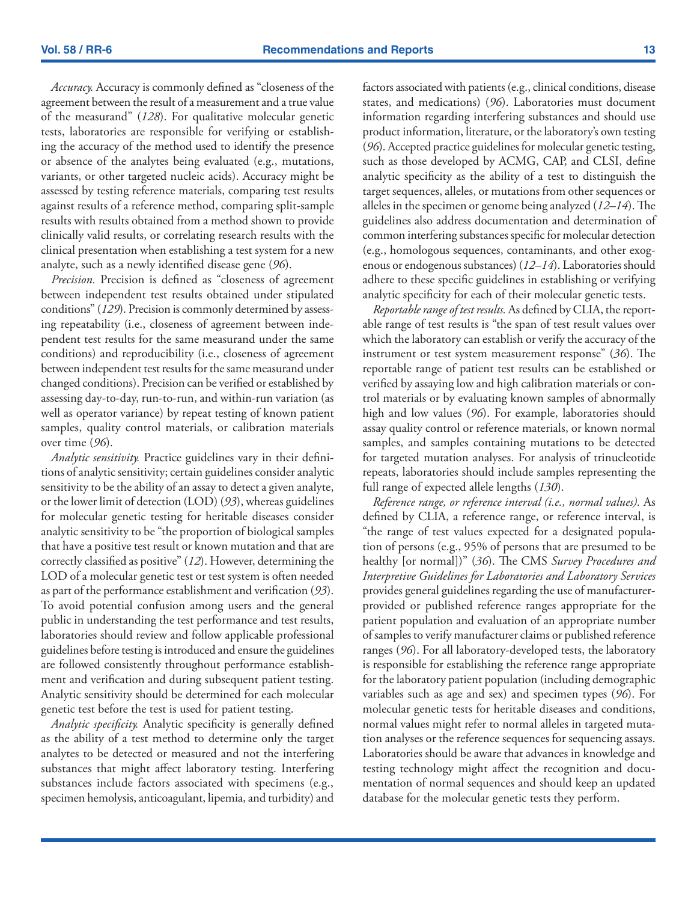*Accuracy.* Accuracy is commonly defined as "closeness of the agreement between the result of a measurement and a true value of the measurand" (*128*). For qualitative molecular genetic tests, laboratories are responsible for verifying or establishing the accuracy of the method used to identify the presence or absence of the analytes being evaluated (e.g., mutations, variants, or other targeted nucleic acids). Accuracy might be assessed by testing reference materials, comparing test results against results of a reference method, comparing split-sample results with results obtained from a method shown to provide clinically valid results, or correlating research results with the clinical presentation when establishing a test system for a new analyte, such as a newly identified disease gene (*96*).

*Precision.* Precision is defined as "closeness of agreement between independent test results obtained under stipulated conditions" (*129*). Precision is commonly determined by assessing repeatability (i.e., closeness of agreement between independent test results for the same measurand under the same conditions) and reproducibility (i.e., closeness of agreement between independent test results for the same measurand under changed conditions). Precision can be verified or established by assessing day-to-day, run-to-run, and within-run variation (as well as operator variance) by repeat testing of known patient samples, quality control materials, or calibration materials over time (*96*).

*Analytic sensitivity.* Practice guidelines vary in their definitions of analytic sensitivity; certain guidelines consider analytic sensitivity to be the ability of an assay to detect a given analyte, or the lower limit of detection (LOD) (*93*), whereas guidelines for molecular genetic testing for heritable diseases consider analytic sensitivity to be "the proportion of biological samples that have a positive test result or known mutation and that are correctly classified as positive" (*12*). However, determining the LOD of a molecular genetic test or test system is often needed as part of the performance establishment and verification (*93*). To avoid potential confusion among users and the general public in understanding the test performance and test results, laboratories should review and follow applicable professional guidelines before testing is introduced and ensure the guidelines are followed consistently throughout performance establishment and verification and during subsequent patient testing. Analytic sensitivity should be determined for each molecular genetic test before the test is used for patient testing.

*Analytic specificity.* Analytic specificity is generally defined as the ability of a test method to determine only the target analytes to be detected or measured and not the interfering substances that might affect laboratory testing. Interfering substances include factors associated with specimens (e.g., specimen hemolysis, anticoagulant, lipemia, and turbidity) and factors associated with patients (e.g., clinical conditions, disease states, and medications) (*96*). Laboratories must document information regarding interfering substances and should use product information, literature, or the laboratory's own testing (*96*). Accepted practice guidelines for molecular genetic testing, such as those developed by ACMG, CAP, and CLSI, define analytic specificity as the ability of a test to distinguish the target sequences, alleles, or mutations from other sequences or alleles in the specimen or genome being analyzed (*12–14*). The guidelines also address documentation and determination of common interfering substances specific for molecular detection (e.g., homologous sequences, contaminants, and other exogenous or endogenous substances) (*12–14*). Laboratories should adhere to these specific guidelines in establishing or verifying analytic specificity for each of their molecular genetic tests.

*Reportable range of test results.* As defined by CLIA, the reportable range of test results is "the span of test result values over which the laboratory can establish or verify the accuracy of the instrument or test system measurement response" (*36*). The reportable range of patient test results can be established or verified by assaying low and high calibration materials or control materials or by evaluating known samples of abnormally high and low values (*96*). For example, laboratories should assay quality control or reference materials, or known normal samples, and samples containing mutations to be detected for targeted mutation analyses. For analysis of trinucleotide repeats, laboratories should include samples representing the full range of expected allele lengths (*130*).

*Reference range, or reference interval (i.e., normal values).* As defined by CLIA, a reference range, or reference interval, is "the range of test values expected for a designated population of persons (e.g., 95% of persons that are presumed to be healthy [or normal])" (*36*). The CMS *Survey Procedures and Interpretive Guidelines for Laboratories and Laboratory Services* provides general guidelines regarding the use of manufacturer-provided or published reference ranges appropriate for the patient population and evaluation of an appropriate number of samples to verify manufacturer claims or published reference ranges (*96*). For all laboratory-developed tests, the laboratory is responsible for establishing the reference range appropriate for the laboratory patient population (including demographic variables such as age and sex) and specimen types (*96*). For molecular genetic tests for heritable diseases and conditions, normal values might refer to normal alleles in targeted mutation analyses or the reference sequences for sequencing assays. Laboratories should be aware that advances in knowledge and testing technology might affect the recognition and documentation of normal sequences and should keep an updated database for the molecular genetic tests they perform.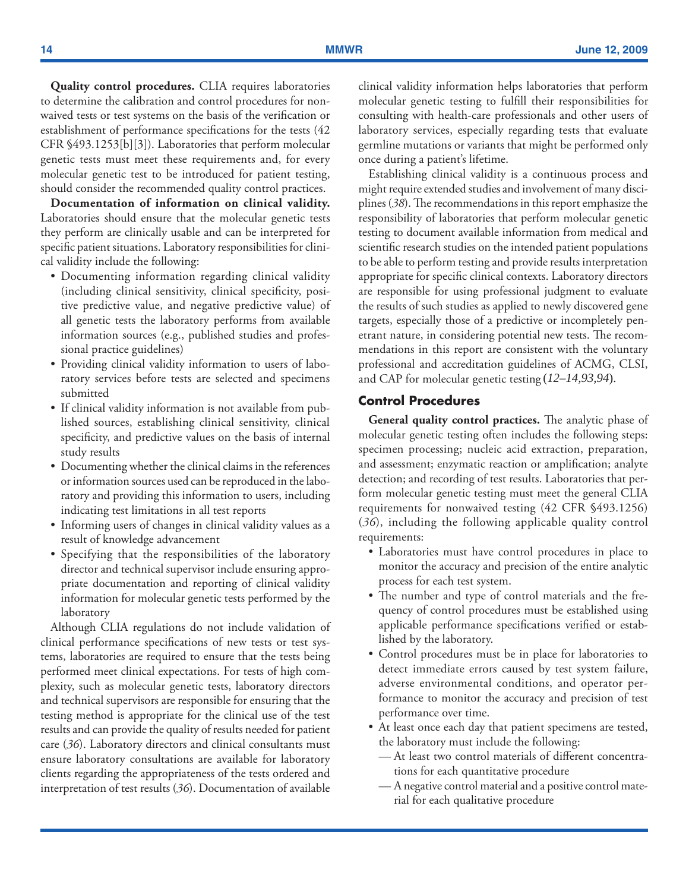**Quality control procedures.** CLIA requires laboratories to determine the calibration and control procedures for nonwaived tests or test systems on the basis of the verification or establishment of performance specifications for the tests (42 CFR §493.1253[b][3]). Laboratories that perform molecular genetic tests must meet these requirements and, for every molecular genetic test to be introduced for patient testing, should consider the recommended quality control practices.

**Documentation of information on clinical validity.** Laboratories should ensure that the molecular genetic tests they perform are clinically usable and can be interpreted for specific patient situations. Laboratory responsibilities for clinical validity include the following:

- Documenting information regarding clinical validity (including clinical sensitivity, clinical specificity, positive predictive value, and negative predictive value) of all genetic tests the laboratory performs from available information sources (e.g., published studies and professional practice guidelines)
- Providing clinical validity information to users of laboratory services before tests are selected and specimens submitted
- If clinical validity information is not available from published sources, establishing clinical sensitivity, clinical specificity, and predictive values on the basis of internal study results
- Documenting whether the clinical claims in the references or information sources used can be reproduced in the laboratory and providing this information to users, including indicating test limitations in all test reports
- Informing users of changes in clinical validity values as a result of knowledge advancement
- Specifying that the responsibilities of the laboratory director and technical supervisor include ensuring appropriate documentation and reporting of clinical validity information for molecular genetic tests performed by the laboratory

Although CLIA regulations do not include validation of clinical performance specifications of new tests or test systems, laboratories are required to ensure that the tests being performed meet clinical expectations. For tests of high complexity, such as molecular genetic tests, laboratory directors and technical supervisors are responsible for ensuring that the testing method is appropriate for the clinical use of the test results and can provide the quality of results needed for patient care (*36*). Laboratory directors and clinical consultants must ensure laboratory consultations are available for laboratory clients regarding the appropriateness of the tests ordered and interpretation of test results (*36*). Documentation of available clinical validity information helps laboratories that perform molecular genetic testing to fulfill their responsibilities for consulting with health-care professionals and other users of laboratory services, especially regarding tests that evaluate germline mutations or variants that might be performed only once during a patient's lifetime.

Establishing clinical validity is a continuous process and might require extended studies and involvement of many disciplines (*38*). The recommendations in this report emphasize the responsibility of laboratories that perform molecular genetic testing to document available information from medical and scientific research studies on the intended patient populations to be able to perform testing and provide results interpretation appropriate for specific clinical contexts. Laboratory directors are responsible for using professional judgment to evaluate the results of such studies as applied to newly discovered gene targets, especially those of a predictive or incompletely penetrant nature, in considering potential new tests. The recommendations in this report are consistent with the voluntary professional and accreditation guidelines of ACMG, CLSI, and CAP for molecular genetic testing (*12–14,93,94*).

## Control Procedures

**General quality control practices.** The analytic phase of molecular genetic testing often includes the following steps: specimen processing; nucleic acid extraction, preparation, and assessment; enzymatic reaction or amplification; analyte detection; and recording of test results. Laboratories that perform molecular genetic testing must meet the general CLIA requirements for nonwaived testing (42 CFR §493.1256) (*36*), including the following applicable quality control requirements:

- Laboratories must have control procedures in place to monitor the accuracy and precision of the entire analytic process for each test system.
- The number and type of control materials and the frequency of control procedures must be established using applicable performance specifications verified or established by the laboratory.
- Control procedures must be in place for laboratories to detect immediate errors caused by test system failure, adverse environmental conditions, and operator performance to monitor the accuracy and precision of test performance over time.
- At least once each day that patient specimens are tested, the laboratory must include the following:
  - — At least two control materials of different concentrations for each quantitative procedure
  - — A negative control material and a positive control material for each qualitative procedure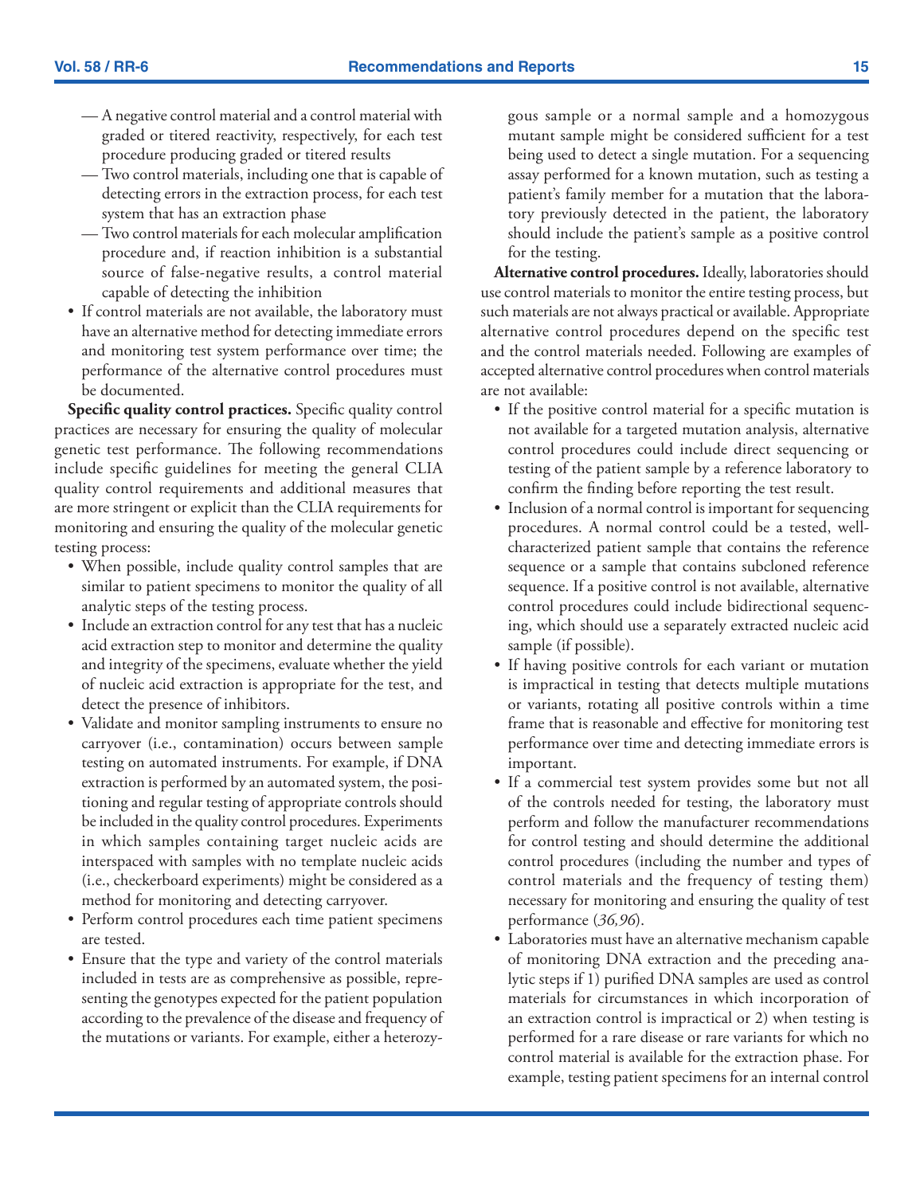— A negative control material and a control material with graded or titered reactivity, respectively, for each test procedure producing graded or titered results
  — Two control materials, including one that is capable of detecting errors in the extraction process, for each test system that has an extraction phase
  — Two control materials for each molecular amplification procedure and, if reaction inhibition is a substantial source of false-negative results, a control material capable of detecting the inhibition
- If control materials are not available, the laboratory must have an alternative method for detecting immediate errors and monitoring test system performance over time; the performance of the alternative control procedures must be documented.

**Specific quality control practices.** Specific quality control practices are necessary for ensuring the quality of molecular genetic test performance. The following recommendations include specific guidelines for meeting the general CLIA quality control requirements and additional measures that are more stringent or explicit than the CLIA requirements for monitoring and ensuring the quality of the molecular genetic testing process:

- When possible, include quality control samples that are similar to patient specimens to monitor the quality of all analytic steps of the testing process.
- Include an extraction control for any test that has a nucleic acid extraction step to monitor and determine the quality and integrity of the specimens, evaluate whether the yield of nucleic acid extraction is appropriate for the test, and detect the presence of inhibitors.
- Validate and monitor sampling instruments to ensure no carryover (i.e., contamination) occurs between sample testing on automated instruments. For example, if DNA extraction is performed by an automated system, the positioning and regular testing of appropriate controls should be included in the quality control procedures. Experiments in which samples containing target nucleic acids are interspaced with samples with no template nucleic acids (i.e., checkerboard experiments) might be considered as a method for monitoring and detecting carryover.
- Perform control procedures each time patient specimens are tested.
- Ensure that the type and variety of the control materials included in tests are as comprehensive as possible, representing the genotypes expected for the patient population according to the prevalence of the disease and frequency of the mutations or variants. For example, either a heterozygous sample or a normal sample and a homozygous mutant sample might be considered sufficient for a test being used to detect a single mutation. For a sequencing assay performed for a known mutation, such as testing a patient's family member for a mutation that the laboratory previously detected in the patient, the laboratory should include the patient's sample as a positive control for the testing.

**Alternative control procedures.** Ideally, laboratories should use control materials to monitor the entire testing process, but such materials are not always practical or available. Appropriate alternative control procedures depend on the specific test and the control materials needed. Following are examples of accepted alternative control procedures when control materials are not available:

- If the positive control material for a specific mutation is not available for a targeted mutation analysis, alternative control procedures could include direct sequencing or testing of the patient sample by a reference laboratory to confirm the finding before reporting the test result.
- Inclusion of a normal control is important for sequencing procedures. A normal control could be a tested, well-characterized patient sample that contains the reference sequence or a sample that contains subcloned reference sequence. If a positive control is not available, alternative control procedures could include bidirectional sequencing, which should use a separately extracted nucleic acid sample (if possible).
- If having positive controls for each variant or mutation is impractical in testing that detects multiple mutations or variants, rotating all positive controls within a time frame that is reasonable and effective for monitoring test performance over time and detecting immediate errors is important.
- If a commercial test system provides some but not all of the controls needed for testing, the laboratory must perform and follow the manufacturer recommendations for control testing and should determine the additional control procedures (including the number and types of control materials and the frequency of testing them) necessary for monitoring and ensuring the quality of test performance (*36,96*).
- Laboratories must have an alternative mechanism capable of monitoring DNA extraction and the preceding analytic steps if 1) purified DNA samples are used as control materials for circumstances in which incorporation of an extraction control is impractical or 2) when testing is performed for a rare disease or rare variants for which no control material is available for the extraction phase. For example, testing patient specimens for an internal control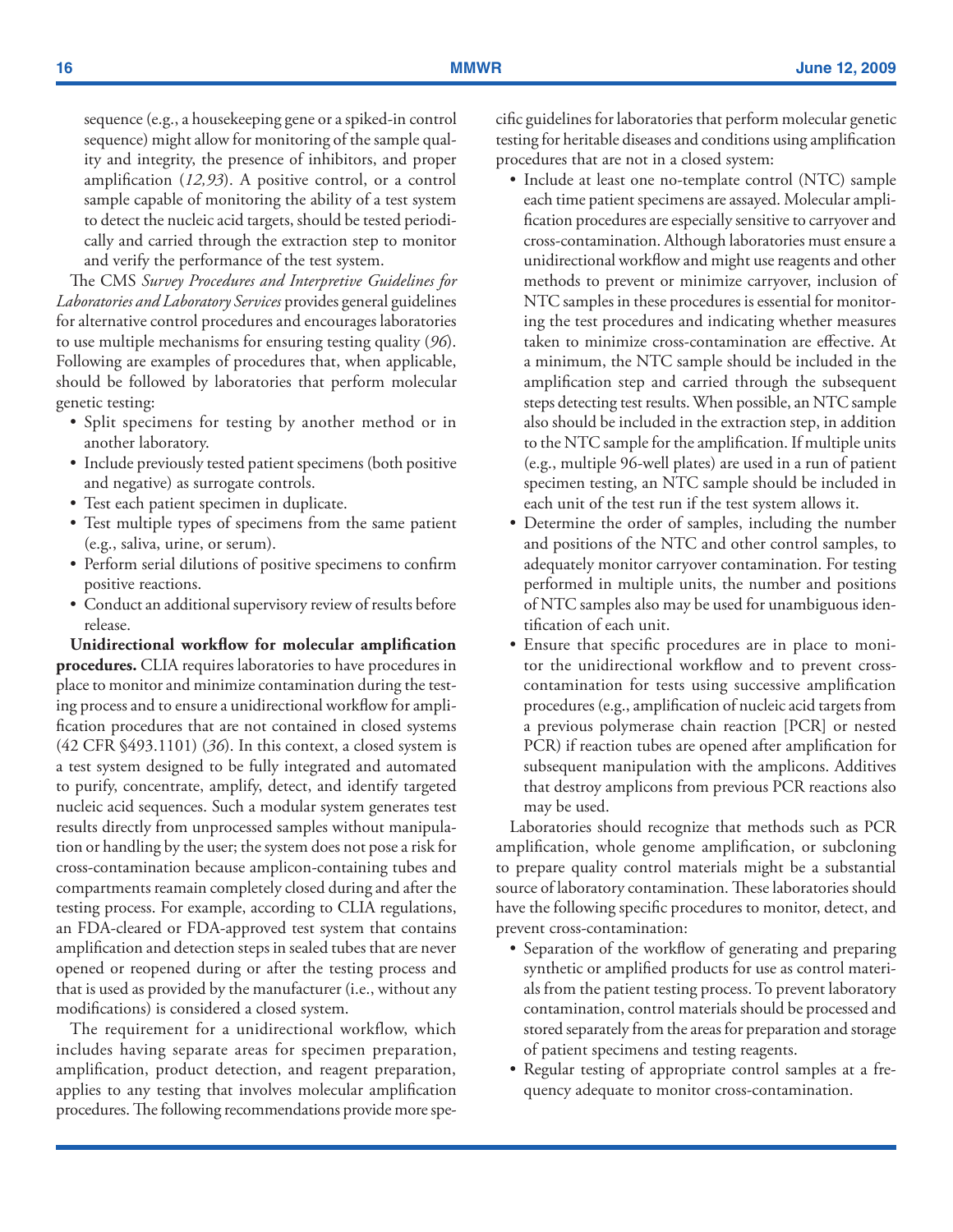sequence (e.g., a housekeeping gene or a spiked-in control sequence) might allow for monitoring of the sample quality and integrity, the presence of inhibitors, and proper amplification (*12,93*). A positive control, or a control sample capable of monitoring the ability of a test system to detect the nucleic acid targets, should be tested periodically and carried through the extraction step to monitor and verify the performance of the test system.

The CMS *Survey Procedures and Interpretive Guidelines for Laboratories and Laboratory Services* provides general guidelines for alternative control procedures and encourages laboratories to use multiple mechanisms for ensuring testing quality (*96*). Following are examples of procedures that, when applicable, should be followed by laboratories that perform molecular genetic testing:

- Split specimens for testing by another method or in another laboratory.
- Include previously tested patient specimens (both positive and negative) as surrogate controls.
- Test each patient specimen in duplicate.
- Test multiple types of specimens from the same patient (e.g., saliva, urine, or serum).
- Perform serial dilutions of positive specimens to confirm positive reactions.
- Conduct an additional supervisory review of results before release.

**Unidirectional workflow for molecular amplification procedures.** CLIA requires laboratories to have procedures in place to monitor and minimize contamination during the testing process and to ensure a unidirectional workflow for amplification procedures that are not contained in closed systems (42 CFR §493.1101) (*36*). In this context, a closed system is a test system designed to be fully integrated and automated to purify, concentrate, amplify, detect, and identify targeted nucleic acid sequences. Such a modular system generates test results directly from unprocessed samples without manipulation or handling by the user; the system does not pose a risk for cross-contamination because amplicon-containing tubes and compartments reamain completely closed during and after the testing process. For example, according to CLIA regulations, an FDA-cleared or FDA-approved test system that contains amplification and detection steps in sealed tubes that are never opened or reopened during or after the testing process and that is used as provided by the manufacturer (i.e., without any modifications) is considered a closed system.

The requirement for a unidirectional workflow, which includes having separate areas for specimen preparation, amplification, product detection, and reagent preparation, applies to any testing that involves molecular amplification procedures. The following recommendations provide more specific guidelines for laboratories that perform molecular genetic testing for heritable diseases and conditions using amplification procedures that are not in a closed system:

- Include at least one no-template control (NTC) sample each time patient specimens are assayed. Molecular amplification procedures are especially sensitive to carryover and cross-contamination. Although laboratories must ensure a unidirectional workflow and might use reagents and other methods to prevent or minimize carryover, inclusion of NTC samples in these procedures is essential for monitoring the test procedures and indicating whether measures taken to minimize cross-contamination are effective. At a minimum, the NTC sample should be included in the amplification step and carried through the subsequent steps detecting test results. When possible, an NTC sample also should be included in the extraction step, in addition to the NTC sample for the amplification. If multiple units (e.g., multiple 96-well plates) are used in a run of patient specimen testing, an NTC sample should be included in each unit of the test run if the test system allows it.
- Determine the order of samples, including the number and positions of the NTC and other control samples, to adequately monitor carryover contamination. For testing performed in multiple units, the number and positions of NTC samples also may be used for unambiguous identification of each unit.
- Ensure that specific procedures are in place to monitor the unidirectional workflow and to prevent cross-contamination for tests using successive amplification procedures (e.g., amplification of nucleic acid targets from a previous polymerase chain reaction [PCR] or nested PCR) if reaction tubes are opened after amplification for subsequent manipulation with the amplicons. Additives that destroy amplicons from previous PCR reactions also may be used.

Laboratories should recognize that methods such as PCR amplification, whole genome amplification, or subcloning to prepare quality control materials might be a substantial source of laboratory contamination. These laboratories should have the following specific procedures to monitor, detect, and prevent cross-contamination:

- Separation of the workflow of generating and preparing synthetic or amplified products for use as control materials from the patient testing process. To prevent laboratory contamination, control materials should be processed and stored separately from the areas for preparation and storage of patient specimens and testing reagents.
- Regular testing of appropriate control samples at a frequency adequate to monitor cross-contamination.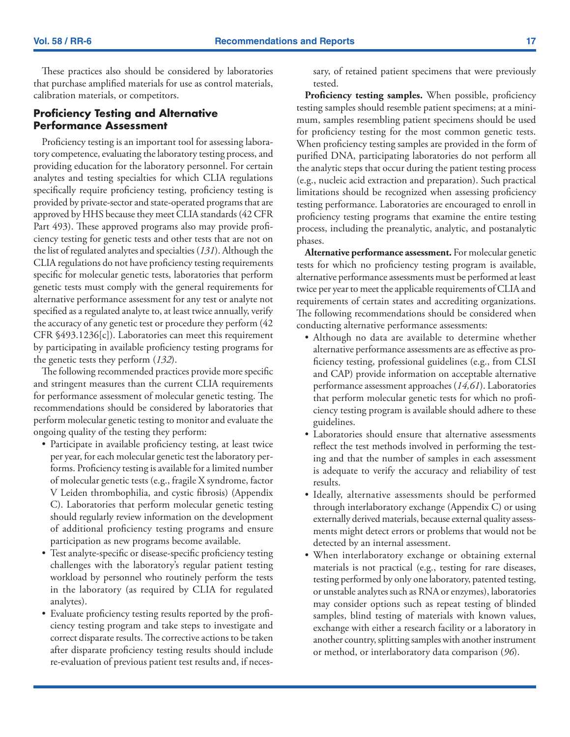These practices also should be considered by laboratories that purchase amplified materials for use as control materials, calibration materials, or competitors.

## Proficiency Testing and Alternative Performance Assessment

Proficiency testing is an important tool for assessing laboratory competence, evaluating the laboratory testing process, and providing education for the laboratory personnel. For certain analytes and testing specialties for which CLIA regulations specifically require proficiency testing, proficiency testing is provided by private-sector and state-operated programs that are approved by HHS because they meet CLIA standards (42 CFR Part 493). These approved programs also may provide proficiency testing for genetic tests and other tests that are not on the list of regulated analytes and specialties (*131*). Although the CLIA regulations do not have proficiency testing requirements specific for molecular genetic tests, laboratories that perform genetic tests must comply with the general requirements for alternative performance assessment for any test or analyte not specified as a regulated analyte to, at least twice annually, verify the accuracy of any genetic test or procedure they perform (42 CFR §493.1236[c]). Laboratories can meet this requirement by participating in available proficiency testing programs for the genetic tests they perform (*132*).

The following recommended practices provide more specific and stringent measures than the current CLIA requirements for performance assessment of molecular genetic testing. The recommendations should be considered by laboratories that perform molecular genetic testing to monitor and evaluate the ongoing quality of the testing they perform:

- Participate in available proficiency testing, at least twice per year, for each molecular genetic test the laboratory performs. Proficiency testing is available for a limited number of molecular genetic tests (e.g., fragile X syndrome, factor V Leiden thrombophilia, and cystic fibrosis) (Appendix C). Laboratories that perform molecular genetic testing should regularly review information on the development of additional proficiency testing programs and ensure participation as new programs become available.
- Test analyte-specific or disease-specific proficiency testing challenges with the laboratory's regular patient testing workload by personnel who routinely perform the tests in the laboratory (as required by CLIA for regulated analytes).
- Evaluate proficiency testing results reported by the proficiency testing program and take steps to investigate and correct disparate results. The corrective actions to be taken after disparate proficiency testing results should include re-evaluation of previous patient test results and, if necessary, of retained patient specimens that were previously tested.

**Proficiency testing samples.** When possible, proficiency testing samples should resemble patient specimens; at a minimum, samples resembling patient specimens should be used for proficiency testing for the most common genetic tests. When proficiency testing samples are provided in the form of purified DNA, participating laboratories do not perform all the analytic steps that occur during the patient testing process (e.g., nucleic acid extraction and preparation). Such practical limitations should be recognized when assessing proficiency testing performance. Laboratories are encouraged to enroll in proficiency testing programs that examine the entire testing process, including the preanalytic, analytic, and postanalytic phases.

**Alternative performance assessment.** For molecular genetic tests for which no proficiency testing program is available, alternative performance assessments must be performed at least twice per year to meet the applicable requirements of CLIA and requirements of certain states and accrediting organizations. The following recommendations should be considered when conducting alternative performance assessments:

- Although no data are available to determine whether alternative performance assessments are as effective as proficiency testing, professional guidelines (e.g., from CLSI and CAP) provide information on acceptable alternative performance assessment approaches (*14,61*). Laboratories that perform molecular genetic tests for which no proficiency testing program is available should adhere to these guidelines.
- Laboratories should ensure that alternative assessments reflect the test methods involved in performing the testing and that the number of samples in each assessment is adequate to verify the accuracy and reliability of test results.
- Ideally, alternative assessments should be performed through interlaboratory exchange (Appendix C) or using externally derived materials, because external quality assessments might detect errors or problems that would not be detected by an internal assessment.
- When interlaboratory exchange or obtaining external materials is not practical (e.g., testing for rare diseases, testing performed by only one laboratory, patented testing, or unstable analytes such as RNA or enzymes), laboratories may consider options such as repeat testing of blinded samples, blind testing of materials with known values, exchange with either a research facility or a laboratory in another country, splitting samples with another instrument or method, or interlaboratory data comparison (*96*).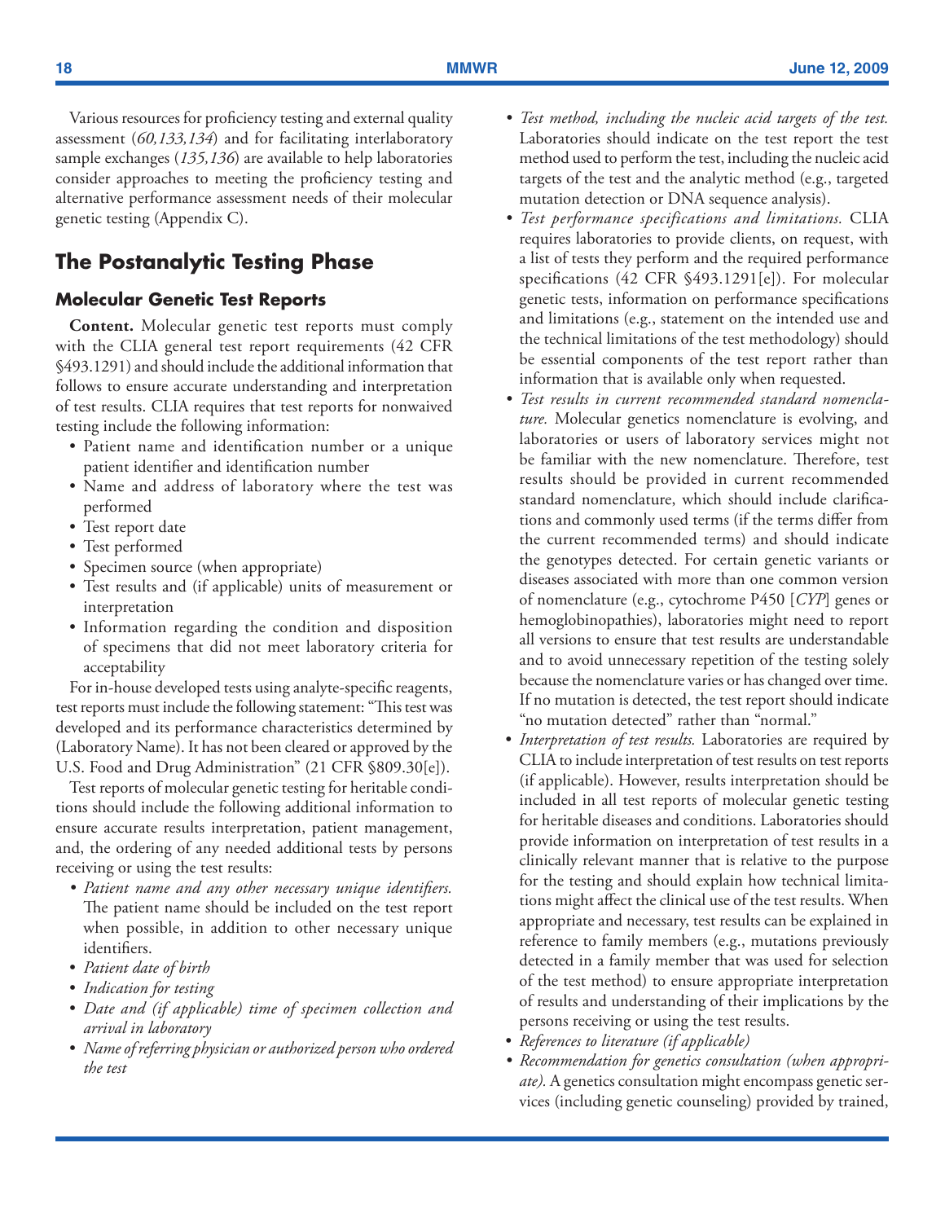Various resources for proficiency testing and external quality assessment (*60,133,134*) and for facilitating interlaboratory sample exchanges (*135,136*) are available to help laboratories consider approaches to meeting the proficiency testing and alternative performance assessment needs of their molecular genetic testing (Appendix C).

## The Postanalytic Testing Phase

### Molecular Genetic Test Reports

**Content.** Molecular genetic test reports must comply with the CLIA general test report requirements (42 CFR §493.1291) and should include the additional information that follows to ensure accurate understanding and interpretation of test results. CLIA requires that test reports for nonwaived testing include the following information:

- Patient name and identification number or a unique patient identifier and identification number
- Name and address of laboratory where the test was performed
- Test report date
- Test performed
- Specimen source (when appropriate)
- Test results and (if applicable) units of measurement or interpretation
- Information regarding the condition and disposition of specimens that did not meet laboratory criteria for acceptability

For in-house developed tests using analyte-specific reagents, test reports must include the following statement: "This test was developed and its performance characteristics determined by (Laboratory Name). It has not been cleared or approved by the U.S. Food and Drug Administration" (21 CFR §809.30[e]).

Test reports of molecular genetic testing for heritable conditions should include the following additional information to ensure accurate results interpretation, patient management, and, the ordering of any needed additional tests by persons receiving or using the test results:

- *Patient name and any other necessary unique identifiers.* The patient name should be included on the test report when possible, in addition to other necessary unique identifiers.
- *Patient date of birth*
- *Indication for testing*
- *Date and (if applicable) time of specimen collection and arrival in laboratory*
- *Name of referring physician or authorized person who ordered the test*
- *Test method, including the nucleic acid targets of the test.* Laboratories should indicate on the test report the test method used to perform the test, including the nucleic acid targets of the test and the analytic method (e.g., targeted mutation detection or DNA sequence analysis).
- *Test performance specifications and limitations.* CLIA requires laboratories to provide clients, on request, with a list of tests they perform and the required performance specifications (42 CFR §493.1291[e]). For molecular genetic tests, information on performance specifications and limitations (e.g., statement on the intended use and the technical limitations of the test methodology) should be essential components of the test report rather than information that is available only when requested.
- *Test results in current recommended standard nomenclature.* Molecular genetics nomenclature is evolving, and laboratories or users of laboratory services might not be familiar with the new nomenclature. Therefore, test results should be provided in current recommended standard nomenclature, which should include clarifications and commonly used terms (if the terms differ from the current recommended terms) and should indicate the genotypes detected. For certain genetic variants or diseases associated with more than one common version of nomenclature (e.g., cytochrome P450 [*CYP*] genes or hemoglobinopathies), laboratories might need to report all versions to ensure that test results are understandable and to avoid unnecessary repetition of the testing solely because the nomenclature varies or has changed over time. If no mutation is detected, the test report should indicate "no mutation detected" rather than "normal."
- *Interpretation of test results.* Laboratories are required by CLIA to include interpretation of test results on test reports (if applicable). However, results interpretation should be included in all test reports of molecular genetic testing for heritable diseases and conditions. Laboratories should provide information on interpretation of test results in a clinically relevant manner that is relative to the purpose for the testing and should explain how technical limitations might affect the clinical use of the test results. When appropriate and necessary, test results can be explained in reference to family members (e.g., mutations previously detected in a family member that was used for selection of the test method) to ensure appropriate interpretation of results and understanding of their implications by the persons receiving or using the test results.
- *References to literature (if applicable)*
- *Recommendation for genetics consultation (when appropriate).* A genetics consultation might encompass genetic services (including genetic counseling) provided by trained,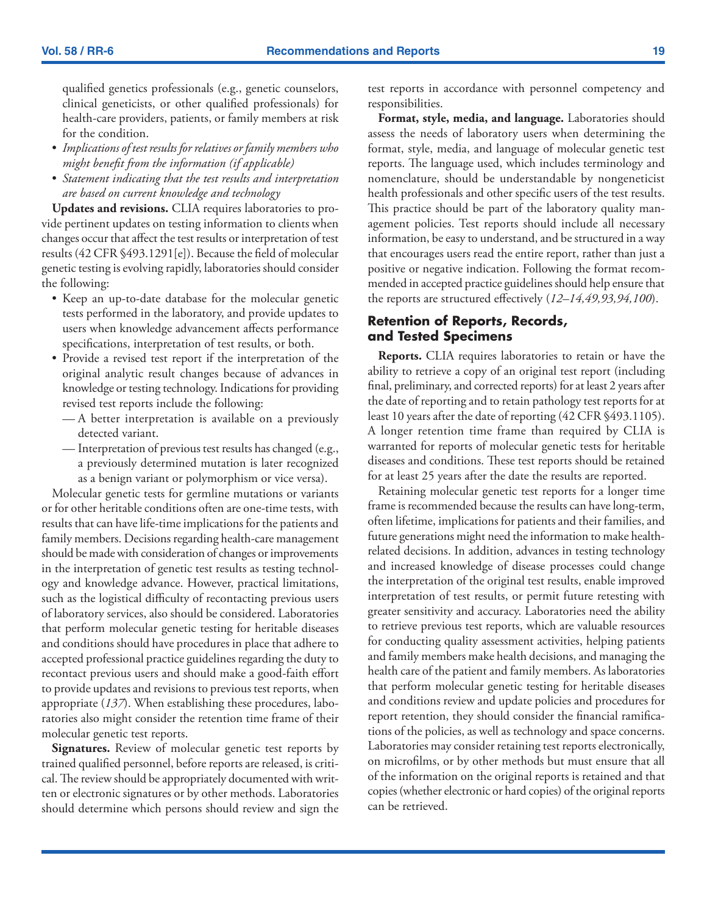qualified genetics professionals (e.g., genetic counselors, clinical geneticists, or other qualified professionals) for health-care providers, patients, or family members at risk for the condition.

- *Implications of test results for relatives or family members who might benefit from the information (if applicable)*
- *Statement indicating that the test results and interpretation are based on current knowledge and technology*

**Updates and revisions.** CLIA requires laboratories to provide pertinent updates on testing information to clients when changes occur that affect the test results or interpretation of test results (42 CFR §493.1291[e]). Because the field of molecular genetic testing is evolving rapidly, laboratories should consider the following:

- Keep an up-to-date database for the molecular genetic tests performed in the laboratory, and provide updates to users when knowledge advancement affects performance specifications, interpretation of test results, or both.
- Provide a revised test report if the interpretation of the original analytic result changes because of advances in knowledge or testing technology. Indications for providing revised test reports include the following:
  - A better interpretation is available on a previously detected variant.
  - Interpretation of previous test results has changed (e.g., a previously determined mutation is later recognized as a benign variant or polymorphism or vice versa).

Molecular genetic tests for germline mutations or variants or for other heritable conditions often are one-time tests, with results that can have life-time implications for the patients and family members. Decisions regarding health-care management should be made with consideration of changes or improvements in the interpretation of genetic test results as testing technology and knowledge advance. However, practical limitations, such as the logistical difficulty of recontacting previous users of laboratory services, also should be considered. Laboratories that perform molecular genetic testing for heritable diseases and conditions should have procedures in place that adhere to accepted professional practice guidelines regarding the duty to recontact previous users and should make a good-faith effort to provide updates and revisions to previous test reports, when appropriate (*137*). When establishing these procedures, laboratories also might consider the retention time frame of their molecular genetic test reports.

**Signatures.** Review of molecular genetic test reports by trained qualified personnel, before reports are released, is critical. The review should be appropriately documented with written or electronic signatures or by other methods. Laboratories should determine which persons should review and sign the test reports in accordance with personnel competency and responsibilities.

**Format, style, media, and language.** Laboratories should assess the needs of laboratory users when determining the format, style, media, and language of molecular genetic test reports. The language used, which includes terminology and nomenclature, should be understandable by nongeneticist health professionals and other specific users of the test results. This practice should be part of the laboratory quality management policies. Test reports should include all necessary information, be easy to understand, and be structured in a way that encourages users read the entire report, rather than just a positive or negative indication. Following the format recommended in accepted practice guidelines should help ensure that the reports are structured effectively (*12–14,49,93,94,100*).

### Retention of Reports, Records, and Tested Specimens

**Reports.** CLIA requires laboratories to retain or have the ability to retrieve a copy of an original test report (including final, preliminary, and corrected reports) for at least 2 years after the date of reporting and to retain pathology test reports for at least 10 years after the date of reporting (42 CFR §493.1105). A longer retention time frame than required by CLIA is warranted for reports of molecular genetic tests for heritable diseases and conditions. These test reports should be retained for at least 25 years after the date the results are reported.

Retaining molecular genetic test reports for a longer time frame is recommended because the results can have long-term, often lifetime, implications for patients and their families, and future generations might need the information to make health-related decisions. In addition, advances in testing technology and increased knowledge of disease processes could change the interpretation of the original test results, enable improved interpretation of test results, or permit future retesting with greater sensitivity and accuracy. Laboratories need the ability to retrieve previous test reports, which are valuable resources for conducting quality assessment activities, helping patients and family members make health decisions, and managing the health care of the patient and family members. As laboratories that perform molecular genetic testing for heritable diseases and conditions review and update policies and procedures for report retention, they should consider the financial ramifications of the policies, as well as technology and space concerns. Laboratories may consider retaining test reports electronically, on microfilms, or by other methods but must ensure that all of the information on the original reports is retained and that copies (whether electronic or hard copies) of the original reports can be retrieved.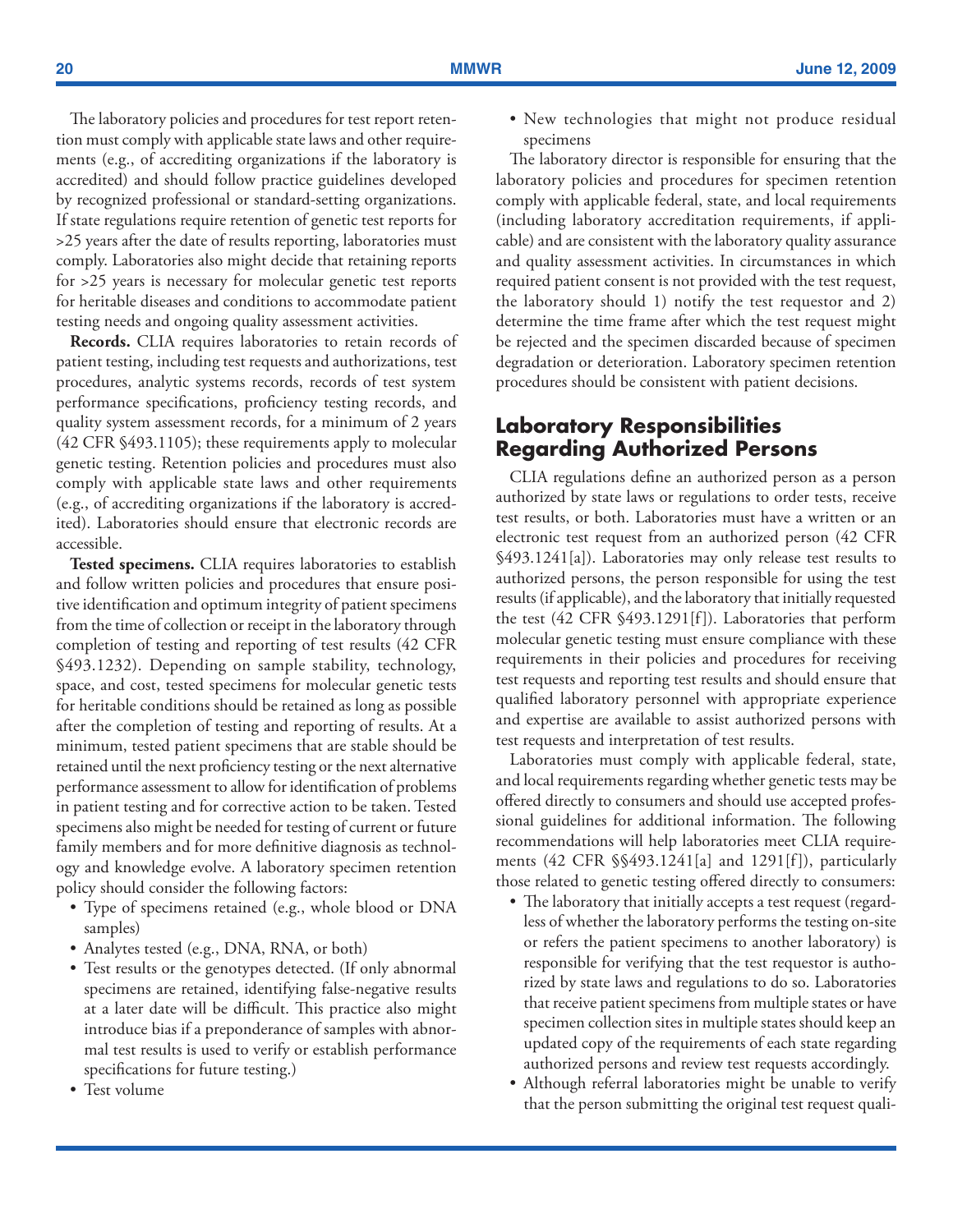The laboratory policies and procedures for test report retention must comply with applicable state laws and other requirements (e.g., of accrediting organizations if the laboratory is accredited) and should follow practice guidelines developed by recognized professional or standard-setting organizations. If state regulations require retention of genetic test reports for >25 years after the date of results reporting, laboratories must comply. Laboratories also might decide that retaining reports for >25 years is necessary for molecular genetic test reports for heritable diseases and conditions to accommodate patient testing needs and ongoing quality assessment activities.

**Records.** CLIA requires laboratories to retain records of patient testing, including test requests and authorizations, test procedures, analytic systems records, records of test system performance specifications, proficiency testing records, and quality system assessment records, for a minimum of 2 years (42 CFR §493.1105); these requirements apply to molecular genetic testing. Retention policies and procedures must also comply with applicable state laws and other requirements (e.g., of accrediting organizations if the laboratory is accredited). Laboratories should ensure that electronic records are accessible.

**Tested specimens.** CLIA requires laboratories to establish and follow written policies and procedures that ensure positive identification and optimum integrity of patient specimens from the time of collection or receipt in the laboratory through completion of testing and reporting of test results (42 CFR §493.1232). Depending on sample stability, technology, space, and cost, tested specimens for molecular genetic tests for heritable conditions should be retained as long as possible after the completion of testing and reporting of results. At a minimum, tested patient specimens that are stable should be retained until the next proficiency testing or the next alternative performance assessment to allow for identification of problems in patient testing and for corrective action to be taken. Tested specimens also might be needed for testing of current or future family members and for more definitive diagnosis as technology and knowledge evolve. A laboratory specimen retention policy should consider the following factors:

- Type of specimens retained (e.g., whole blood or DNA samples)
- Analytes tested (e.g., DNA, RNA, or both)
- Test results or the genotypes detected. (If only abnormal specimens are retained, identifying false-negative results at a later date will be difficult. This practice also might introduce bias if a preponderance of samples with abnormal test results is used to verify or establish performance specifications for future testing.)
- Test volume
- New technologies that might not produce residual specimens

The laboratory director is responsible for ensuring that the laboratory policies and procedures for specimen retention comply with applicable federal, state, and local requirements (including laboratory accreditation requirements, if applicable) and are consistent with the laboratory quality assurance and quality assessment activities. In circumstances in which required patient consent is not provided with the test request, the laboratory should 1) notify the test requestor and 2) determine the time frame after which the test request might be rejected and the specimen discarded because of specimen degradation or deterioration. Laboratory specimen retention procedures should be consistent with patient decisions.

## Laboratory Responsibilities Regarding Authorized Persons

CLIA regulations define an authorized person as a person authorized by state laws or regulations to order tests, receive test results, or both. Laboratories must have a written or an electronic test request from an authorized person (42 CFR §493.1241[a]). Laboratories may only release test results to authorized persons, the person responsible for using the test results (if applicable), and the laboratory that initially requested the test (42 CFR §493.1291[f]). Laboratories that perform molecular genetic testing must ensure compliance with these requirements in their policies and procedures for receiving test requests and reporting test results and should ensure that qualified laboratory personnel with appropriate experience and expertise are available to assist authorized persons with test requests and interpretation of test results.

Laboratories must comply with applicable federal, state, and local requirements regarding whether genetic tests may be offered directly to consumers and should use accepted professional guidelines for additional information. The following recommendations will help laboratories meet CLIA requirements (42 CFR §§493.1241[a] and 1291[f]), particularly those related to genetic testing offered directly to consumers:

- The laboratory that initially accepts a test request (regardless of whether the laboratory performs the testing on-site or refers the patient specimens to another laboratory) is responsible for verifying that the test requestor is authorized by state laws and regulations to do so. Laboratories that receive patient specimens from multiple states or have specimen collection sites in multiple states should keep an updated copy of the requirements of each state regarding authorized persons and review test requests accordingly.
- Although referral laboratories might be unable to verify that the person submitting the original test request quali-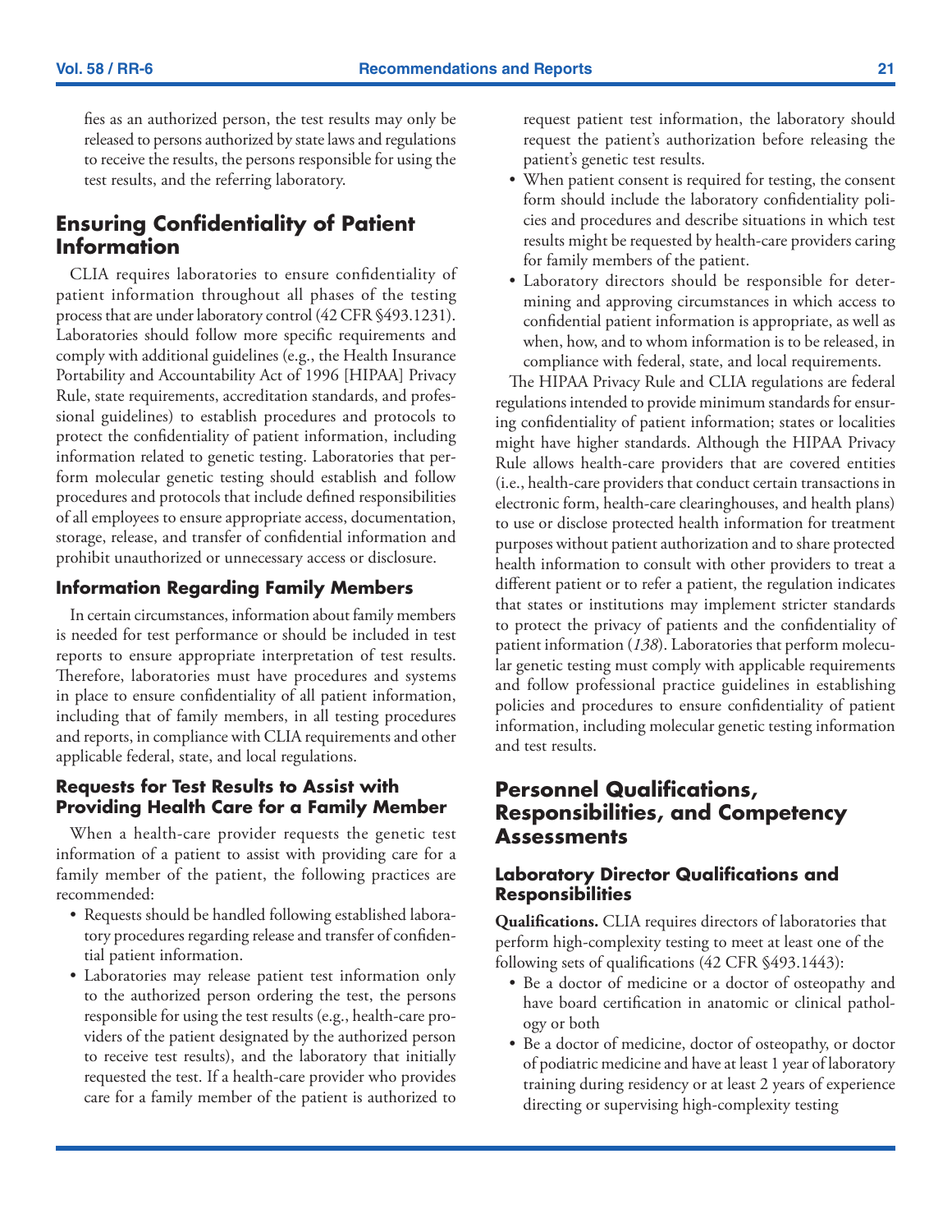fies as an authorized person, the test results may only be released to persons authorized by state laws and regulations to receive the results, the persons responsible for using the test results, and the referring laboratory.

## Ensuring Confidentiality of Patient Information

CLIA requires laboratories to ensure confidentiality of patient information throughout all phases of the testing process that are under laboratory control (42 CFR §493.1231). Laboratories should follow more specific requirements and comply with additional guidelines (e.g., the Health Insurance Portability and Accountability Act of 1996 [HIPAA] Privacy Rule, state requirements, accreditation standards, and professional guidelines) to establish procedures and protocols to protect the confidentiality of patient information, including information related to genetic testing. Laboratories that perform molecular genetic testing should establish and follow procedures and protocols that include defined responsibilities of all employees to ensure appropriate access, documentation, storage, release, and transfer of confidential information and prohibit unauthorized or unnecessary access or disclosure.

### Information Regarding Family Members

In certain circumstances, information about family members is needed for test performance or should be included in test reports to ensure appropriate interpretation of test results. Therefore, laboratories must have procedures and systems in place to ensure confidentiality of all patient information, including that of family members, in all testing procedures and reports, in compliance with CLIA requirements and other applicable federal, state, and local regulations.

### Requests for Test Results to Assist with Providing Health Care for a Family Member

When a health-care provider requests the genetic test information of a patient to assist with providing care for a family member of the patient, the following practices are recommended:

- Requests should be handled following established laboratory procedures regarding release and transfer of confidential patient information.
- Laboratories may release patient test information only to the authorized person ordering the test, the persons responsible for using the test results (e.g., health-care providers of the patient designated by the authorized person to receive test results), and the laboratory that initially requested the test. If a health-care provider who provides care for a family member of the patient is authorized to request patient test information, the laboratory should request the patient's authorization before releasing the patient's genetic test results.
- When patient consent is required for testing, the consent form should include the laboratory confidentiality policies and procedures and describe situations in which test results might be requested by health-care providers caring for family members of the patient.
- Laboratory directors should be responsible for determining and approving circumstances in which access to confidential patient information is appropriate, as well as when, how, and to whom information is to be released, in compliance with federal, state, and local requirements.

The HIPAA Privacy Rule and CLIA regulations are federal regulations intended to provide minimum standards for ensuring confidentiality of patient information; states or localities might have higher standards. Although the HIPAA Privacy Rule allows health-care providers that are covered entities (i.e., health-care providers that conduct certain transactions in electronic form, health-care clearinghouses, and health plans) to use or disclose protected health information for treatment purposes without patient authorization and to share protected health information to consult with other providers to treat a different patient or to refer a patient, the regulation indicates that states or institutions may implement stricter standards to protect the privacy of patients and the confidentiality of patient information (*138*). Laboratories that perform molecular genetic testing must comply with applicable requirements and follow professional practice guidelines in establishing policies and procedures to ensure confidentiality of patient information, including molecular genetic testing information and test results.

## Personnel Qualifications, Responsibilities, and Competency Assessments

### Laboratory Director Qualifications and Responsibilities

**Qualifications.** CLIA requires directors of laboratories that perform high-complexity testing to meet at least one of the following sets of qualifications (42 CFR §493.1443):

- Be a doctor of medicine or a doctor of osteopathy and have board certification in anatomic or clinical pathology or both
- Be a doctor of medicine, doctor of osteopathy, or doctor of podiatric medicine and have at least 1 year of laboratory training during residency or at least 2 years of experience directing or supervising high-complexity testing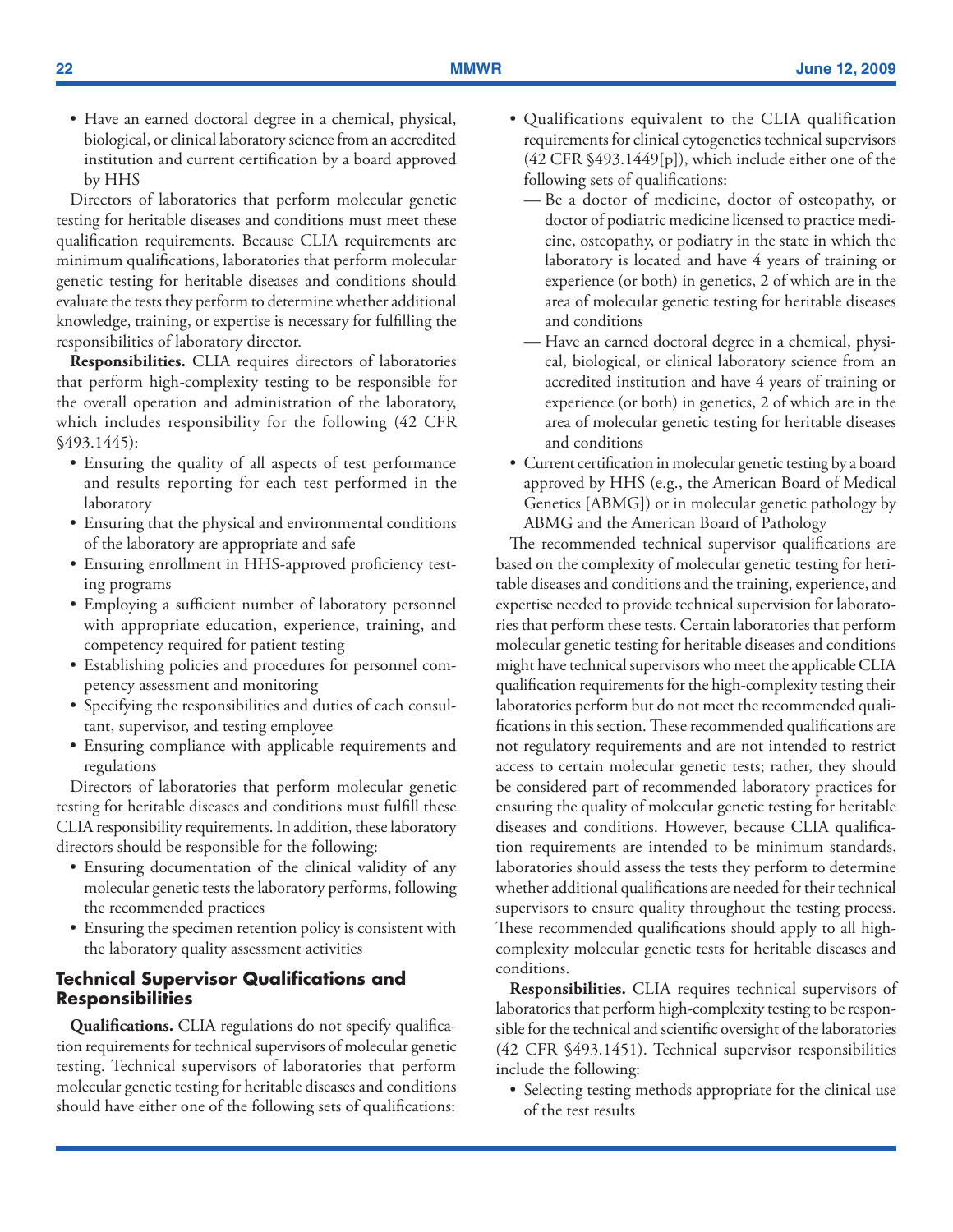- Have an earned doctoral degree in a chemical, physical, biological, or clinical laboratory science from an accredited institution and current certification by a board approved by HHS

Directors of laboratories that perform molecular genetic testing for heritable diseases and conditions must meet these qualification requirements. Because CLIA requirements are minimum qualifications, laboratories that perform molecular genetic testing for heritable diseases and conditions should evaluate the tests they perform to determine whether additional knowledge, training, or expertise is necessary for fulfilling the responsibilities of laboratory director.

**Responsibilities.** CLIA requires directors of laboratories that perform high-complexity testing to be responsible for the overall operation and administration of the laboratory, which includes responsibility for the following (42 CFR §493.1445):

- Ensuring the quality of all aspects of test performance and results reporting for each test performed in the laboratory
- Ensuring that the physical and environmental conditions of the laboratory are appropriate and safe
- Ensuring enrollment in HHS-approved proficiency testing programs
- Employing a sufficient number of laboratory personnel with appropriate education, experience, training, and competency required for patient testing
- Establishing policies and procedures for personnel competency assessment and monitoring
- Specifying the responsibilities and duties of each consultant, supervisor, and testing employee
- Ensuring compliance with applicable requirements and regulations

Directors of laboratories that perform molecular genetic testing for heritable diseases and conditions must fulfill these CLIA responsibility requirements. In addition, these laboratory directors should be responsible for the following:

- Ensuring documentation of the clinical validity of any molecular genetic tests the laboratory performs, following the recommended practices
- Ensuring the specimen retention policy is consistent with the laboratory quality assessment activities

### Technical Supervisor Qualifications and Responsibilities

**Qualifications.** CLIA regulations do not specify qualification requirements for technical supervisors of molecular genetic testing. Technical supervisors of laboratories that perform molecular genetic testing for heritable diseases and conditions should have either one of the following sets of qualifications:

- Qualifications equivalent to the CLIA qualification requirements for clinical cytogenetics technical supervisors (42 CFR §493.1449[p]), which include either one of the following sets of qualifications:
  - Be a doctor of medicine, doctor of osteopathy, or doctor of podiatric medicine licensed to practice medicine, osteopathy, or podiatry in the state in which the laboratory is located and have 4 years of training or experience (or both) in genetics, 2 of which are in the area of molecular genetic testing for heritable diseases and conditions
  - Have an earned doctoral degree in a chemical, physical, biological, or clinical laboratory science from an accredited institution and have 4 years of training or experience (or both) in genetics, 2 of which are in the area of molecular genetic testing for heritable diseases and conditions
- Current certification in molecular genetic testing by a board approved by HHS (e.g., the American Board of Medical Genetics [ABMG]) or in molecular genetic pathology by ABMG and the American Board of Pathology

The recommended technical supervisor qualifications are based on the complexity of molecular genetic testing for heritable diseases and conditions and the training, experience, and expertise needed to provide technical supervision for laboratories that perform these tests. Certain laboratories that perform molecular genetic testing for heritable diseases and conditions might have technical supervisors who meet the applicable CLIA qualification requirements for the high-complexity testing their laboratories perform but do not meet the recommended qualifications in this section. These recommended qualifications are not regulatory requirements and are not intended to restrict access to certain molecular genetic tests; rather, they should be considered part of recommended laboratory practices for ensuring the quality of molecular genetic testing for heritable diseases and conditions. However, because CLIA qualification requirements are intended to be minimum standards, laboratories should assess the tests they perform to determine whether additional qualifications are needed for their technical supervisors to ensure quality throughout the testing process. These recommended qualifications should apply to all high-complexity molecular genetic tests for heritable diseases and conditions.

**Responsibilities.** CLIA requires technical supervisors of laboratories that perform high-complexity testing to be responsible for the technical and scientific oversight of the laboratories (42 CFR §493.1451). Technical supervisor responsibilities include the following:

- Selecting testing methods appropriate for the clinical use of the test results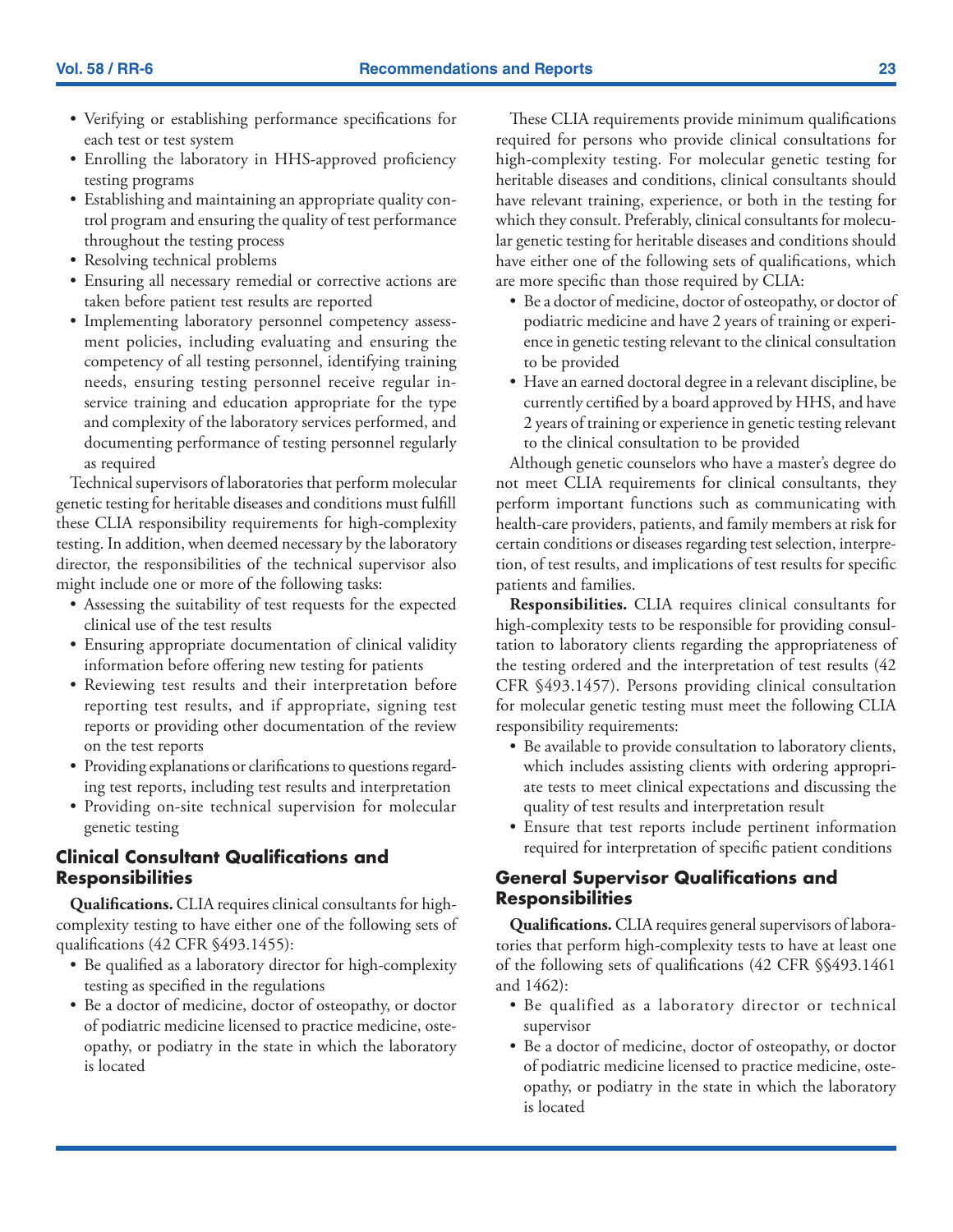- Verifying or establishing performance specifications for each test or test system
- Enrolling the laboratory in HHS-approved proficiency testing programs
- Establishing and maintaining an appropriate quality control program and ensuring the quality of test performance throughout the testing process
- Resolving technical problems
- Ensuring all necessary remedial or corrective actions are taken before patient test results are reported
- Implementing laboratory personnel competency assessment policies, including evaluating and ensuring the competency of all testing personnel, identifying training needs, ensuring testing personnel receive regular in-service training and education appropriate for the type and complexity of the laboratory services performed, and documenting performance of testing personnel regularly as required

Technical supervisors of laboratories that perform molecular genetic testing for heritable diseases and conditions must fulfill these CLIA responsibility requirements for high-complexity testing. In addition, when deemed necessary by the laboratory director, the responsibilities of the technical supervisor also might include one or more of the following tasks:

- Assessing the suitability of test requests for the expected clinical use of the test results
- Ensuring appropriate documentation of clinical validity information before offering new testing for patients
- Reviewing test results and their interpretation before reporting test results, and if appropriate, signing test reports or providing other documentation of the review on the test reports
- Providing explanations or clarifications to questions regarding test reports, including test results and interpretation
- Providing on-site technical supervision for molecular genetic testing

## Clinical Consultant Qualifications and Responsibilities

**Qualifications.** CLIA requires clinical consultants for high-complexity testing to have either one of the following sets of qualifications (42 CFR §493.1455):

- Be qualified as a laboratory director for high-complexity testing as specified in the regulations
- Be a doctor of medicine, doctor of osteopathy, or doctor of podiatric medicine licensed to practice medicine, osteopathy, or podiatry in the state in which the laboratory is located

These CLIA requirements provide minimum qualifications required for persons who provide clinical consultations for high-complexity testing. For molecular genetic testing for heritable diseases and conditions, clinical consultants should have relevant training, experience, or both in the testing for which they consult. Preferably, clinical consultants for molecular genetic testing for heritable diseases and conditions should have either one of the following sets of qualifications, which are more specific than those required by CLIA:

- Be a doctor of medicine, doctor of osteopathy, or doctor of podiatric medicine and have 2 years of training or experience in genetic testing relevant to the clinical consultation to be provided
- Have an earned doctoral degree in a relevant discipline, be currently certified by a board approved by HHS, and have 2 years of training or experience in genetic testing relevant to the clinical consultation to be provided

Although genetic counselors who have a master's degree do not meet CLIA requirements for clinical consultants, they perform important functions such as communicating with health-care providers, patients, and family members at risk for certain conditions or diseases regarding test selection, interpretation, of test results, and implications of test results for specific patients and families.

**Responsibilities.** CLIA requires clinical consultants for high-complexity tests to be responsible for providing consultation to laboratory clients regarding the appropriateness of the testing ordered and the interpretation of test results (42 CFR §493.1457). Persons providing clinical consultation for molecular genetic testing must meet the following CLIA responsibility requirements:

- Be available to provide consultation to laboratory clients, which includes assisting clients with ordering appropriate tests to meet clinical expectations and discussing the quality of test results and interpretation result
- Ensure that test reports include pertinent information required for interpretation of specific patient conditions

## General Supervisor Qualifications and Responsibilities

**Qualifications.** CLIA requires general supervisors of laboratories that perform high-complexity tests to have at least one of the following sets of qualifications (42 CFR §§493.1461 and 1462):

- Be qualified as a laboratory director or technical supervisor
- Be a doctor of medicine, doctor of osteopathy, or doctor of podiatric medicine licensed to practice medicine, osteopathy, or podiatry in the state in which the laboratory is located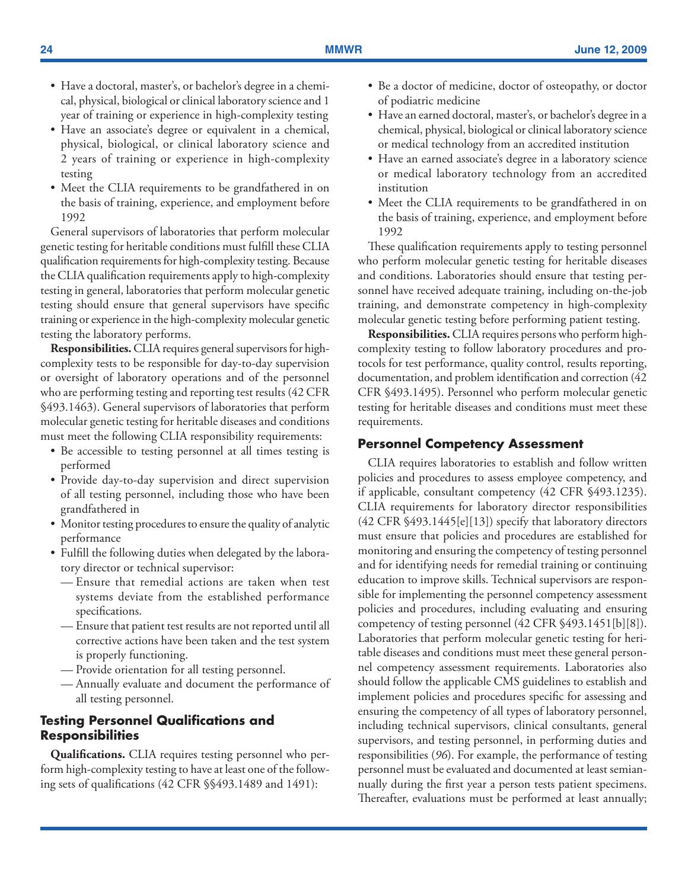- Have a doctoral, master's, or bachelor's degree in a chemical, physical, biological or clinical laboratory science and 1 year of training or experience in high-complexity testing
- Have an associate's degree or equivalent in a chemical, physical, biological, or clinical laboratory science and 2 years of training or experience in high-complexity testing
- Meet the CLIA requirements to be grandfathered in on the basis of training, experience, and employment before 1992

General supervisors of laboratories that perform molecular genetic testing for heritable conditions must fulfill these CLIA qualification requirements for high-complexity testing. Because the CLIA qualification requirements apply to high-complexity testing in general, laboratories that perform molecular genetic testing should ensure that general supervisors have specific training or experience in the high-complexity molecular genetic testing the laboratory performs.

**Responsibilities.** CLIA requires general supervisors for high-complexity tests to be responsible for day-to-day supervision or oversight of laboratory operations and of the personnel who are performing testing and reporting test results (42 CFR §493.1463). General supervisors of laboratories that perform molecular genetic testing for heritable diseases and conditions must meet the following CLIA responsibility requirements:

- Be accessible to testing personnel at all times testing is performed
- Provide day-to-day supervision and direct supervision of all testing personnel, including those who have been grandfathered in
- Monitor testing procedures to ensure the quality of analytic performance
- Fulfill the following duties when delegated by the laboratory director or technical supervisor:
  - Ensure that remedial actions are taken when test systems deviate from the established performance specifications.
  - Ensure that patient test results are not reported until all corrective actions have been taken and the test system is properly functioning.
  - Provide orientation for all testing personnel.
  - Annually evaluate and document the performance of all testing personnel.

### Testing Personnel Qualifications and Responsibilities

**Qualifications.** CLIA requires testing personnel who perform high-complexity testing to have at least one of the following sets of qualifications (42 CFR §§493.1489 and 1491):

- Be a doctor of medicine, doctor of osteopathy, or doctor of podiatric medicine
- Have an earned doctoral, master's, or bachelor's degree in a chemical, physical, biological or clinical laboratory science or medical technology from an accredited institution
- Have an earned associate's degree in a laboratory science or medical laboratory technology from an accredited institution
- Meet the CLIA requirements to be grandfathered in on the basis of training, experience, and employment before 1992

These qualification requirements apply to testing personnel who perform molecular genetic testing for heritable diseases and conditions. Laboratories should ensure that testing personnel have received adequate training, including on-the-job training, and demonstrate competency in high-complexity molecular genetic testing before performing patient testing.

**Responsibilities.** CLIA requires persons who perform high-complexity testing to follow laboratory procedures and protocols for test performance, quality control, results reporting, documentation, and problem identification and correction (42 CFR §493.1495). Personnel who perform molecular genetic testing for heritable diseases and conditions must meet these requirements.

### Personnel Competency Assessment

CLIA requires laboratories to establish and follow written policies and procedures to assess employee competency, and if applicable, consultant competency (42 CFR §493.1235). CLIA requirements for laboratory director responsibilities (42 CFR §493.1445[e][13]) specify that laboratory directors must ensure that policies and procedures are established for monitoring and ensuring the competency of testing personnel and for identifying needs for remedial training or continuing education to improve skills. Technical supervisors are responsible for implementing the personnel competency assessment policies and procedures, including evaluating and ensuring competency of testing personnel (42 CFR §493.1451[b][8]). Laboratories that perform molecular genetic testing for heritable diseases and conditions must meet these general personnel competency assessment requirements. Laboratories also should follow the applicable CMS guidelines to establish and implement policies and procedures specific for assessing and ensuring the competency of all types of laboratory personnel, including technical supervisors, clinical consultants, general supervisors, and testing personnel, in performing duties and responsibilities (*96*). For example, the performance of testing personnel must be evaluated and documented at least semiannually during the first year a person tests patient specimens. Thereafter, evaluations must be performed at least annually;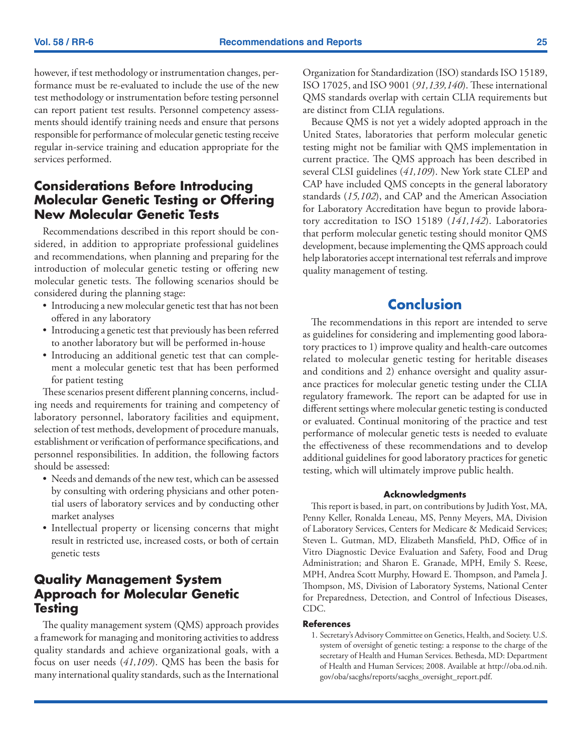however, if test methodology or instrumentation changes, performance must be re-evaluated to include the use of the new test methodology or instrumentation before testing personnel can report patient test results. Personnel competency assessments should identify training needs and ensure that persons responsible for performance of molecular genetic testing receive regular in-service training and education appropriate for the services performed.

## Considerations Before Introducing Molecular Genetic Testing or Offering New Molecular Genetic Tests

Recommendations described in this report should be considered, in addition to appropriate professional guidelines and recommendations, when planning and preparing for the introduction of molecular genetic testing or offering new molecular genetic tests. The following scenarios should be considered during the planning stage:

- Introducing a new molecular genetic test that has not been offered in any laboratory
- Introducing a genetic test that previously has been referred to another laboratory but will be performed in-house
- Introducing an additional genetic test that can complement a molecular genetic test that has been performed for patient testing

These scenarios present different planning concerns, including needs and requirements for training and competency of laboratory personnel, laboratory facilities and equipment, selection of test methods, development of procedure manuals, establishment or verification of performance specifications, and personnel responsibilities. In addition, the following factors should be assessed:

- Needs and demands of the new test, which can be assessed by consulting with ordering physicians and other potential users of laboratory services and by conducting other market analyses
- Intellectual property or licensing concerns that might result in restricted use, increased costs, or both of certain genetic tests

## Quality Management System Approach for Molecular Genetic Testing

The quality management system (QMS) approach provides a framework for managing and monitoring activities to address quality standards and achieve organizational goals, with a focus on user needs (*41,109*). QMS has been the basis for many international quality standards, such as the International Organization for Standardization (ISO) standards ISO 15189, ISO 17025, and ISO 9001 (*91,139,140*). These international QMS standards overlap with certain CLIA requirements but are distinct from CLIA regulations.

Because QMS is not yet a widely adopted approach in the United States, laboratories that perform molecular genetic testing might not be familiar with QMS implementation in current practice. The QMS approach has been described in several CLSI guidelines (*41,109*). New York state CLEP and CAP have included QMS concepts in the general laboratory standards (*15,102*), and CAP and the American Association for Laboratory Accreditation have begun to provide laboratory accreditation to ISO 15189 (*141,142*). Laboratories that perform molecular genetic testing should monitor QMS development, because implementing the QMS approach could help laboratories accept international test referrals and improve quality management of testing.

## Conclusion

The recommendations in this report are intended to serve as guidelines for considering and implementing good laboratory practices to 1) improve quality and health-care outcomes related to molecular genetic testing for heritable diseases and conditions and 2) enhance oversight and quality assurance practices for molecular genetic testing under the CLIA regulatory framework. The report can be adapted for use in different settings where molecular genetic testing is conducted or evaluated. Continual monitoring of the practice and test performance of molecular genetic tests is needed to evaluate the effectiveness of these recommendations and to develop additional guidelines for good laboratory practices for genetic testing, which will ultimately improve public health.

### Acknowledgments

This report is based, in part, on contributions by Judith Yost, MA, Penny Keller, Ronalda Leneau, MS, Penny Meyers, MA, Division of Laboratory Services, Centers for Medicare & Medicaid Services; Steven L. Gutman, MD, Elizabeth Mansfield, PhD, Office of in Vitro Diagnostic Device Evaluation and Safety, Food and Drug Administration; and Sharon E. Granade, MPH, Emily S. Reese, MPH, Andrea Scott Murphy, Howard E. Thompson, and Pamela J. Thompson, MS, Division of Laboratory Systems, National Center for Preparedness, Detection, and Control of Infectious Diseases, CDC.

### References

1. Secretary's Advisory Committee on Genetics, Health, and Society. U.S. system of oversight of genetic testing: a response to the charge of the secretary of Health and Human Services. Bethesda, MD: Department of Health and Human Services; 2008. Available at http://oba.od.nih.gov/oba/sacghs/reports/sacghs_oversight_report.pdf.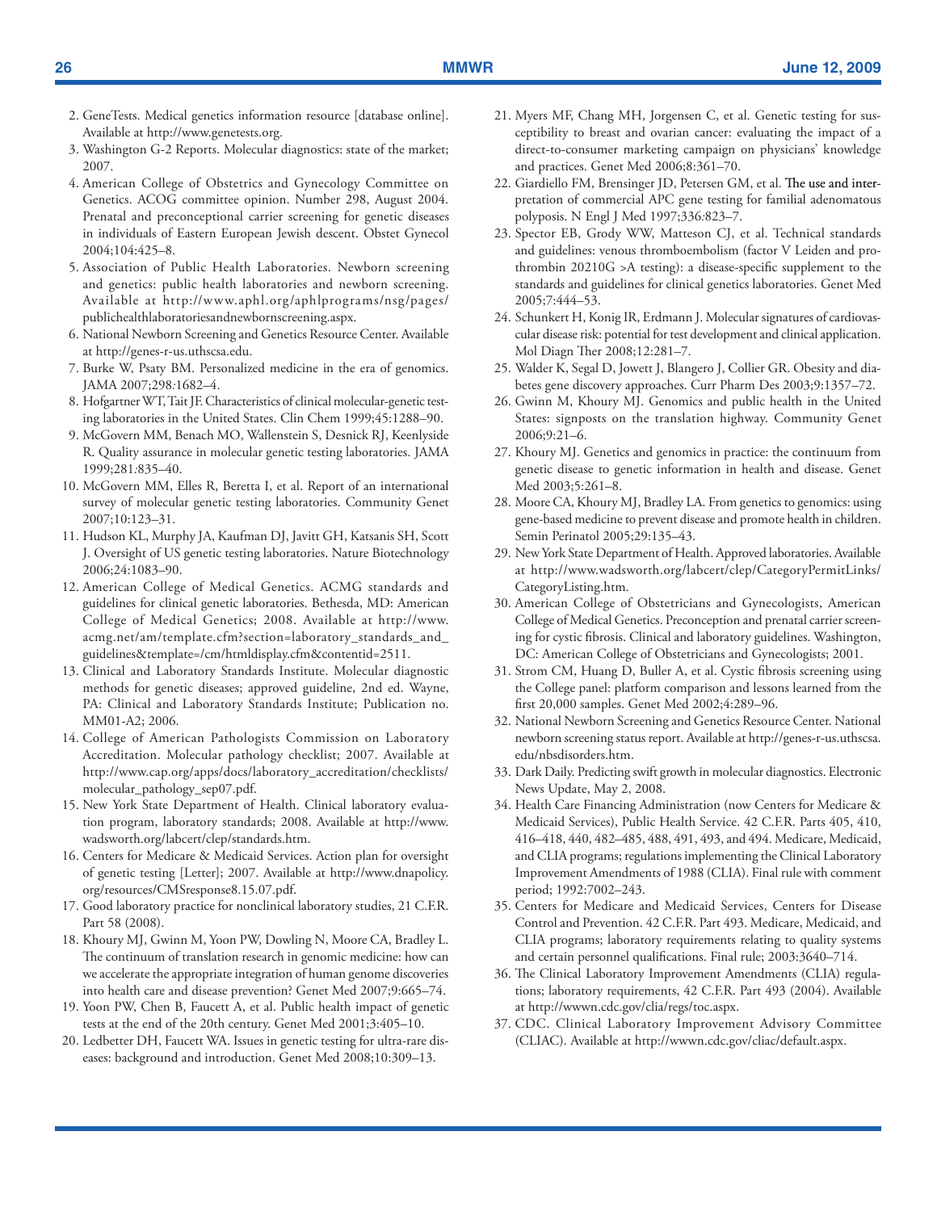2. GeneTests. Medical genetics information resource [database online]. Available at http://www.genetests.org.
3. Washington G-2 Reports. Molecular diagnostics: state of the market; 2007.
4. American College of Obstetrics and Gynecology Committee on Genetics. ACOG committee opinion. Number 298, August 2004. Prenatal and preconceptional carrier screening for genetic diseases in individuals of Eastern European Jewish descent. Obstet Gynecol 2004;104:425–8.
5. Association of Public Health Laboratories. Newborn screening and genetics: public health laboratories and newborn screening. Available at http://www.aphl.org/aphlprograms/nsg/pages/publichealthlaboratoriesandnewbornscreening.aspx.
6. National Newborn Screening and Genetics Resource Center. Available at http://genes-r-us.uthscsa.edu.
7. Burke W, Psaty BM. Personalized medicine in the era of genomics. JAMA 2007;298:1682–4.
8. Hofgartner WT, Tait JF. Characteristics of clinical molecular-genetic testing laboratories in the United States. Clin Chem 1999;45:1288–90.
9. McGovern MM, Benach MO, Wallenstein S, Desnick RJ, Keenlyside R. Quality assurance in molecular genetic testing laboratories. JAMA 1999;281:835–40.
10. McGovern MM, Elles R, Beretta I, et al. Report of an international survey of molecular genetic testing laboratories. Community Genet 2007;10:123–31.
11. Hudson KL, Murphy JA, Kaufman DJ, Javitt GH, Katsanis SH, Scott J. Oversight of US genetic testing laboratories. Nature Biotechnology 2006;24:1083–90.
12. American College of Medical Genetics. ACMG standards and guidelines for clinical genetic laboratories. Bethesda, MD: American College of Medical Genetics; 2008. Available at http://www.acmg.net/am/template.cfm?section=laboratory_standards_and_guidelines&template=/cm/htmldisplay.cfm&contentid=2511.
13. Clinical and Laboratory Standards Institute. Molecular diagnostic methods for genetic diseases; approved guideline, 2nd ed. Wayne, PA: Clinical and Laboratory Standards Institute; Publication no. MM01-A2; 2006.
14. College of American Pathologists Commission on Laboratory Accreditation. Molecular pathology checklist; 2007. Available at http://www.cap.org/apps/docs/laboratory_accreditation/checklists/molecular_pathology_sep07.pdf.
15. New York State Department of Health. Clinical laboratory evaluation program, laboratory standards; 2008. Available at http://www.wadsworth.org/labcert/clep/standards.htm.
16. Centers for Medicare & Medicaid Services. Action plan for oversight of genetic testing [Letter]; 2007. Available at http://www.dnapolicy.org/resources/CMSresponse8.15.07.pdf.
17. Good laboratory practice for nonclinical laboratory studies, 21 C.F.R. Part 58 (2008).
18. Khoury MJ, Gwinn M, Yoon PW, Dowling N, Moore CA, Bradley L. The continuum of translation research in genomic medicine: how can we accelerate the appropriate integration of human genome discoveries into health care and disease prevention? Genet Med 2007;9:665–74.
19. Yoon PW, Chen B, Faucett A, et al. Public health impact of genetic tests at the end of the 20th century. Genet Med 2001;3:405–10.
20. Ledbetter DH, Faucett WA. Issues in genetic testing for ultra-rare diseases: background and introduction. Genet Med 2008;10:309–13.
21. Myers MF, Chang MH, Jorgensen C, et al. Genetic testing for susceptibility to breast and ovarian cancer: evaluating the impact of a direct-to-consumer marketing campaign on physicians' knowledge and practices. Genet Med 2006;8:361–70.
22. Giardiello FM, Brensinger JD, Petersen GM, et al. The use and interpretation of commercial APC gene testing for familial adenomatous polyposis. N Engl J Med 1997;336:823–7.
23. Spector EB, Grody WW, Matteson CJ, et al. Technical standards and guidelines: venous thromboembolism (factor V Leiden and prothrombin 20210G >A testing): a disease-specific supplement to the standards and guidelines for clinical genetics laboratories. Genet Med 2005;7:444–53.
24. Schunkert H, Konig IR, Erdmann J. Molecular signatures of cardiovascular disease risk: potential for test development and clinical application. Mol Diagn Ther 2008;12:281–7.
25. Walder K, Segal D, Jowett J, Blangero J, Collier GR. Obesity and diabetes gene discovery approaches. Curr Pharm Des 2003;9:1357–72.
26. Gwinn M, Khoury MJ. Genomics and public health in the United States: signposts on the translation highway. Community Genet 2006;9:21–6.
27. Khoury MJ. Genetics and genomics in practice: the continuum from genetic disease to genetic information in health and disease. Genet Med 2003;5:261–8.
28. Moore CA, Khoury MJ, Bradley LA. From genetics to genomics: using gene-based medicine to prevent disease and promote health in children. Semin Perinatol 2005;29:135–43.
29. New York State Department of Health. Approved laboratories. Available at http://www.wadsworth.org/labcert/clep/CategoryPermitLinks/CategoryListing.htm.
30. American College of Obstetricians and Gynecologists, American College of Medical Genetics. Preconception and prenatal carrier screening for cystic fibrosis. Clinical and laboratory guidelines. Washington, DC: American College of Obstetricians and Gynecologists; 2001.
31. Strom CM, Huang D, Buller A, et al. Cystic fibrosis screening using the College panel: platform comparison and lessons learned from the first 20,000 samples. Genet Med 2002;4:289–96.
32. National Newborn Screening and Genetics Resource Center. National newborn screening status report. Available at http://genes-r-us.uthscsa.edu/nbsdisorders.htm.
33. Dark Daily. Predicting swift growth in molecular diagnostics. Electronic News Update, May 2, 2008.
34. Health Care Financing Administration (now Centers for Medicare & Medicaid Services), Public Health Service. 42 C.F.R. Parts 405, 410, 416–418, 440, 482–485, 488, 491, 493, and 494. Medicare, Medicaid, and CLIA programs; regulations implementing the Clinical Laboratory Improvement Amendments of 1988 (CLIA). Final rule with comment period; 1992:7002–243.
35. Centers for Medicare and Medicaid Services, Centers for Disease Control and Prevention. 42 C.F.R. Part 493. Medicare, Medicaid, and CLIA programs; laboratory requirements relating to quality systems and certain personnel qualifications. Final rule; 2003:3640–714.
36. The Clinical Laboratory Improvement Amendments (CLIA) regulations; laboratory requirements, 42 C.F.R. Part 493 (2004). Available at http://wwwn.cdc.gov/clia/regs/toc.aspx.
37. CDC. Clinical Laboratory Improvement Advisory Committee (CLIAC). Available at http://wwwn.cdc.gov/cliac/default.aspx.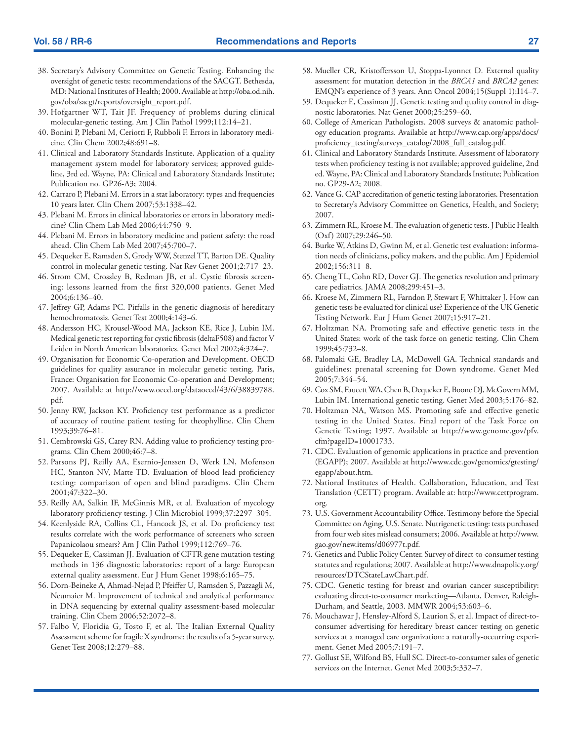38. Secretary's Advisory Committee on Genetic Testing. Enhancing the oversight of genetic tests: recommendations of the SACGT. Bethesda, MD: National Institutes of Health; 2000. Available at http://oba.od.nih.gov/oba/sacgt/reports/oversight_report.pdf.
39. Hofgartner WT, Tait JF. Frequency of problems during clinical molecular-genetic testing. Am J Clin Pathol 1999;112:14–21.
40. Bonini P, Plebani M, Ceriotti F, Rubboli F. Errors in laboratory medicine. Clin Chem 2002;48:691–8.
41. Clinical and Laboratory Standards Institute. Application of a quality management system model for laboratory services; approved guideline, 3rd ed. Wayne, PA: Clinical and Laboratory Standards Institute; Publication no. GP26-A3; 2004.
42. Carraro P, Plebani M. Errors in a stat laboratory: types and frequencies 10 years later. Clin Chem 2007;53:1338–42.
43. Plebani M. Errors in clinical laboratories or errors in laboratory medicine? Clin Chem Lab Med 2006;44:750–9.
44. Plebani M. Errors in laboratory medicine and patient safety: the road ahead. Clin Chem Lab Med 2007;45:700–7.
45. Dequeker E, Ramsden S, Grody WW, Stenzel TT, Barton DE. Quality control in molecular genetic testing. Nat Rev Genet 2001;2:717–23.
46. Strom CM, Crossley B, Redman JB, et al. Cystic fibrosis screening: lessons learned from the first 320,000 patients. Genet Med 2004;6:136–40.
47. Jeffrey GP, Adams PC. Pitfalls in the genetic diagnosis of hereditary hemochromatosis. Genet Test 2000;4:143–6.
48. Andersson HC, Krousel-Wood MA, Jackson KE, Rice J, Lubin IM. Medical genetic test reporting for cystic fibrosis (deltaF508) and factor V Leiden in North American laboratories. Genet Med 2002;4:324–7.
49. Organisation for Economic Co-operation and Development. OECD guidelines for quality assurance in molecular genetic testing. Paris, France: Organisation for Economic Co-operation and Development; 2007. Available at http://www.oecd.org/dataoecd/43/6/38839788.pdf.
50. Jenny RW, Jackson KY. Proficiency test performance as a predictor of accuracy of routine patient testing for theophylline. Clin Chem 1993;39:76–81.
51. Cembrowski GS, Carey RN. Adding value to proficiency testing programs. Clin Chem 2000;46:7–8.
52. Parsons PJ, Reilly AA, Esernio-Jenssen D, Werk LN, Mofenson HC, Stanton NV, Matte TD. Evaluation of blood lead proficiency testing: comparison of open and blind paradigms. Clin Chem 2001;47:322–30.
53. Reilly AA, Salkin IF, McGinnis MR, et al. Evaluation of mycology laboratory proficiency testing. J Clin Microbiol 1999;37:2297–305.
54. Keenlyside RA, Collins CL, Hancock JS, et al. Do proficiency test results correlate with the work performance of screeners who screen Papanicolaou smears? Am J Clin Pathol 1999;112:769–76.
55. Dequeker E, Cassiman JJ. Evaluation of CFTR gene mutation testing methods in 136 diagnostic laboratories: report of a large European external quality assessment. Eur J Hum Genet 1998;6:165–75.
56. Dorn-Beineke A, Ahmad-Nejad P, Pfeiffer U, Ramsden S, Pazzagli M, Neumaier M. Improvement of technical and analytical performance in DNA sequencing by external quality assessment-based molecular training. Clin Chem 2006;52:2072–8.
57. Falbo V, Floridia G, Tosto F, et al. The Italian External Quality Assessment scheme for fragile X syndrome: the results of a 5-year survey. Genet Test 2008;12:279–88.
58. Mueller CR, Kristoffersson U, Stoppa-Lyonnet D. External quality assessment for mutation detection in the *BRCA1* and *BRCA2* genes: EMQN's experience of 3 years. Ann Oncol 2004;15(Suppl 1):I14–7.
59. Dequeker E, Cassiman JJ. Genetic testing and quality control in diagnostic laboratories. Nat Genet 2000;25:259–60.
60. College of American Pathologists. 2008 surveys & anatomic pathology education programs. Available at http://www.cap.org/apps/docs/proficiency_testing/surveys_catalog/2008_full_catalog.pdf.
61. Clinical and Laboratory Standards Institute. Assessment of laboratory tests when proficiency testing is not available; approved guideline, 2nd ed. Wayne, PA: Clinical and Laboratory Standards Institute; Publication no. GP29-A2; 2008.
62. Vance G. CAP accreditation of genetic testing laboratories. Presentation to Secretary's Advisory Committee on Genetics, Health, and Society; 2007.
63. Zimmern RL, Kroese M. The evaluation of genetic tests. J Public Health (Oxf) 2007;29:246–50.
64. Burke W, Atkins D, Gwinn M, et al. Genetic test evaluation: information needs of clinicians, policy makers, and the public. Am J Epidemiol 2002;156:311–8.
65. Cheng TL, Cohn RD, Dover GJ. The genetics revolution and primary care pediatrics. JAMA 2008;299:451–3.
66. Kroese M, Zimmern RL, Farndon P, Stewart F, Whittaker J. How can genetic tests be evaluated for clinical use? Experience of the UK Genetic Testing Network. Eur J Hum Genet 2007;15:917–21.
67. Holtzman NA. Promoting safe and effective genetic tests in the United States: work of the task force on genetic testing. Clin Chem 1999;45:732–8.
68. Palomaki GE, Bradley LA, McDowell GA. Technical standards and guidelines: prenatal screening for Down syndrome. Genet Med 2005;7:344–54.
69. Cox SM, Faucett WA, Chen B, Dequeker E, Boone DJ, McGovern MM, Lubin IM. International genetic testing. Genet Med 2003;5:176–82.
70. Holtzman NA, Watson MS. Promoting safe and effective genetic testing in the United States. Final report of the Task Force on Genetic Testing; 1997. Available at http://www.genome.gov/pfv.cfm?pageID=10001733.
71. CDC. Evaluation of genomic applications in practice and prevention (EGAPP); 2007. Available at http://www.cdc.gov/genomics/gtesting/egapp/about.htm.
72. National Institutes of Health. Collaboration, Education, and Test Translation (CETT) program. Available at: http://www.cettprogram.org.
73. U.S. Government Accountability Office. Testimony before the Special Committee on Aging, U.S. Senate. Nutrigenetic testing: tests purchased from four web sites mislead consumers; 2006. Available at http://www.gao.gov/new.items/d06977t.pdf.
74. Genetics and Public Policy Center. Survey of direct-to-consumer testing statutes and regulations; 2007. Available at http://www.dnapolicy.org/resources/DTCStateLawChart.pdf.
75. CDC. Genetic testing for breast and ovarian cancer susceptibility: evaluating direct-to-consumer marketing—Atlanta, Denver, Raleigh-Durham, and Seattle, 2003. MMWR 2004;53:603–6.
76. Mouchawar J, Hensley-Alford S, Laurion S, et al. Impact of direct-to-consumer advertising for hereditary breast cancer testing on genetic services at a managed care organization: a naturally-occurring experiment. Genet Med 2005;7:191–7.
77. Gollust SE, Wilfond BS, Hull SC. Direct-to-consumer sales of genetic services on the Internet. Genet Med 2003;5:332–7.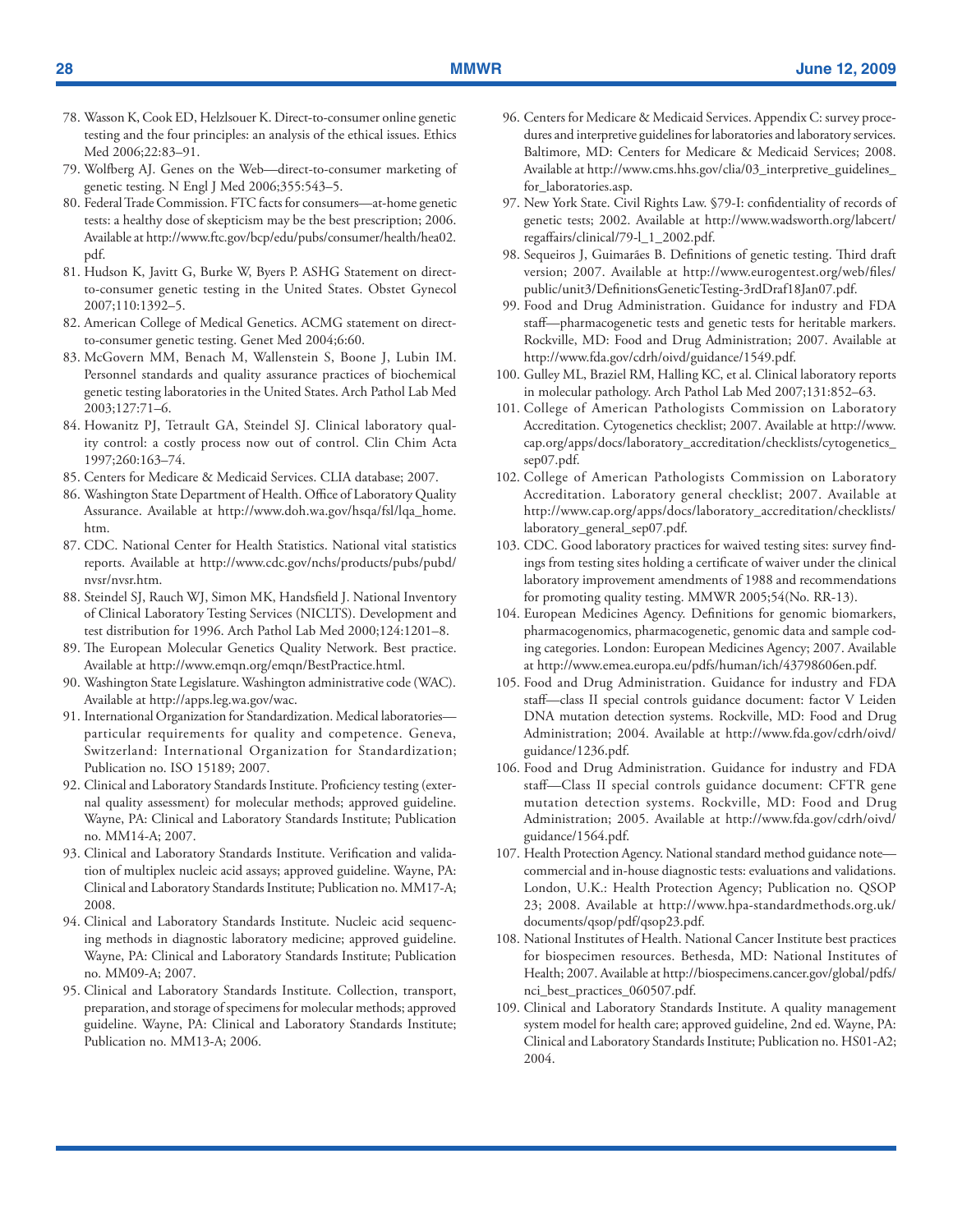78. Wasson K, Cook ED, Helzlsouer K. Direct-to-consumer online genetic testing and the four principles: an analysis of the ethical issues. Ethics Med 2006;22:83–91.
79. Wolfberg AJ. Genes on the Web—direct-to-consumer marketing of genetic testing. N Engl J Med 2006;355:543–5.
80. Federal Trade Commission. FTC facts for consumers—at-home genetic tests: a healthy dose of skepticism may be the best prescription; 2006. Available at http://www.ftc.gov/bcp/edu/pubs/consumer/health/hea02.pdf.
81. Hudson K, Javitt G, Burke W, Byers P. ASHG Statement on direct-to-consumer genetic testing in the United States. Obstet Gynecol 2007;110:1392–5.
82. American College of Medical Genetics. ACMG statement on direct-to-consumer genetic testing. Genet Med 2004;6:60.
83. McGovern MM, Benach M, Wallenstein S, Boone J, Lubin IM. Personnel standards and quality assurance practices of biochemical genetic testing laboratories in the United States. Arch Pathol Lab Med 2003;127:71–6.
84. Howanitz PJ, Tetrault GA, Steindel SJ. Clinical laboratory quality control: a costly process now out of control. Clin Chim Acta 1997;260:163–74.
85. Centers for Medicare & Medicaid Services. CLIA database; 2007.
86. Washington State Department of Health. Office of Laboratory Quality Assurance. Available at http://www.doh.wa.gov/hsqa/fsl/lqa_home.htm.
87. CDC. National Center for Health Statistics. National vital statistics reports. Available at http://www.cdc.gov/nchs/products/pubs/pubd/nvsr/nvsr.htm.
88. Steindel SJ, Rauch WJ, Simon MK, Handsfield J. National Inventory of Clinical Laboratory Testing Services (NICLTS). Development and test distribution for 1996. Arch Pathol Lab Med 2000;124:1201–8.
89. The European Molecular Genetics Quality Network. Best practice. Available at http://www.emqn.org/emqn/BestPractice.html.
90. Washington State Legislature. Washington administrative code (WAC). Available at http://apps.leg.wa.gov/wac.
91. International Organization for Standardization. Medical laboratories—particular requirements for quality and competence. Geneva, Switzerland: International Organization for Standardization; Publication no. ISO 15189; 2007.
92. Clinical and Laboratory Standards Institute. Proficiency testing (external quality assessment) for molecular methods; approved guideline. Wayne, PA: Clinical and Laboratory Standards Institute; Publication no. MM14-A; 2007.
93. Clinical and Laboratory Standards Institute. Verification and validation of multiplex nucleic acid assays; approved guideline. Wayne, PA: Clinical and Laboratory Standards Institute; Publication no. MM17-A; 2008.
94. Clinical and Laboratory Standards Institute. Nucleic acid sequencing methods in diagnostic laboratory medicine; approved guideline. Wayne, PA: Clinical and Laboratory Standards Institute; Publication no. MM09-A; 2007.
95. Clinical and Laboratory Standards Institute. Collection, transport, preparation, and storage of specimens for molecular methods; approved guideline. Wayne, PA: Clinical and Laboratory Standards Institute; Publication no. MM13-A; 2006.
96. Centers for Medicare & Medicaid Services. Appendix C: survey procedures and interpretive guidelines for laboratories and laboratory services. Baltimore, MD: Centers for Medicare & Medicaid Services; 2008. Available at http://www.cms.hhs.gov/clia/03_interpretive_guidelines_for_laboratories.asp.
97. New York State. Civil Rights Law. §79-I: confidentiality of records of genetic tests; 2002. Available at http://www.wadsworth.org/labcert/regaffairs/clinical/79-l_1_2002.pdf.
98. Sequeiros J, Guimarães B. Definitions of genetic testing. Third draft version; 2007. Available at http://www.eurogentest.org/web/files/public/unit3/DefinitionsGeneticTesting-3rdDraf18Jan07.pdf.
99. Food and Drug Administration. Guidance for industry and FDA staff—pharmacogenetic tests and genetic tests for heritable markers. Rockville, MD: Food and Drug Administration; 2007. Available at http://www.fda.gov/cdrh/oivd/guidance/1549.pdf.
100. Gulley ML, Braziel RM, Halling KC, et al. Clinical laboratory reports in molecular pathology. Arch Pathol Lab Med 2007;131:852–63.
101. College of American Pathologists Commission on Laboratory Accreditation. Cytogenetics checklist; 2007. Available at http://www.cap.org/apps/docs/laboratory_accreditation/checklists/cytogenetics_sep07.pdf.
102. College of American Pathologists Commission on Laboratory Accreditation. Laboratory general checklist; 2007. Available at http://www.cap.org/apps/docs/laboratory_accreditation/checklists/laboratory_general_sep07.pdf.
103. CDC. Good laboratory practices for waived testing sites: survey findings from testing sites holding a certificate of waiver under the clinical laboratory improvement amendments of 1988 and recommendations for promoting quality testing. MMWR 2005;54(No. RR-13).
104. European Medicines Agency. Definitions for genomic biomarkers, pharmacogenomics, pharmacogenetic, genomic data and sample coding categories. London: European Medicines Agency; 2007. Available at http://www.emea.europa.eu/pdfs/human/ich/43798606en.pdf.
105. Food and Drug Administration. Guidance for industry and FDA staff—class II special controls guidance document: factor V Leiden DNA mutation detection systems. Rockville, MD: Food and Drug Administration; 2004. Available at http://www.fda.gov/cdrh/oivd/guidance/1236.pdf.
106. Food and Drug Administration. Guidance for industry and FDA staff—Class II special controls guidance document: CFTR gene mutation detection systems. Rockville, MD: Food and Drug Administration; 2005. Available at http://www.fda.gov/cdrh/oivd/guidance/1564.pdf.
107. Health Protection Agency. National standard method guidance note—commercial and in-house diagnostic tests: evaluations and validations. London, U.K.: Health Protection Agency; Publication no. QSOP 23; 2008. Available at http://www.hpa-standardmethods.org.uk/documents/qsop/pdf/qsop23.pdf.
108. National Institutes of Health. National Cancer Institute best practices for biospecimen resources. Bethesda, MD: National Institutes of Health; 2007. Available at http://biospecimens.cancer.gov/global/pdfs/nci_best_practices_060507.pdf.
109. Clinical and Laboratory Standards Institute. A quality management system model for health care; approved guideline, 2nd ed. Wayne, PA: Clinical and Laboratory Standards Institute; Publication no. HS01-A2; 2004.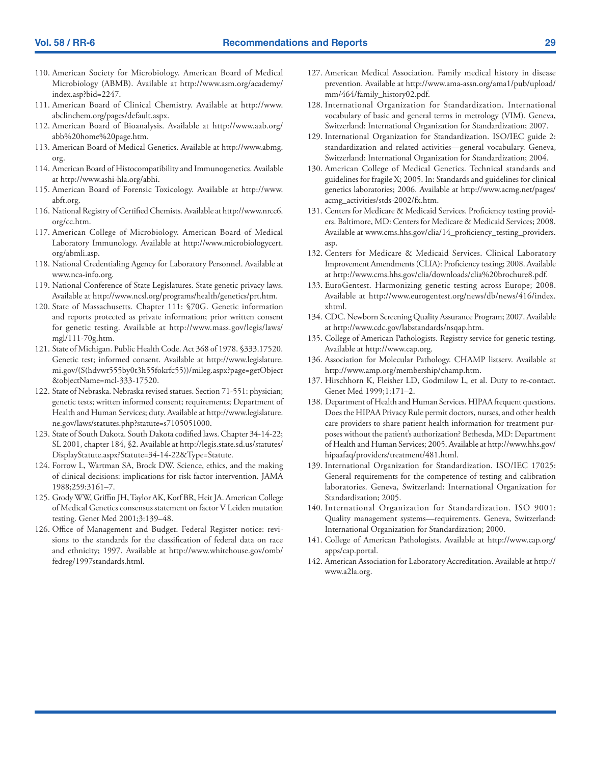110. American Society for Microbiology. American Board of Medical Microbiology (ABMB). Available at http://www.asm.org/academy/index.asp?bid=2247.
111. American Board of Clinical Chemistry. Available at http://www.abclinchem.org/pages/default.aspx.
112. American Board of Bioanalysis. Available at http://www.aab.org/abb%20home%20page.htm.
113. American Board of Medical Genetics. Available at http://www.abmg.org.
114. American Board of Histocompatibility and Immunogenetics. Available at http://www.ashi-hla.org/abhi.
115. American Board of Forensic Toxicology. Available at http://www.abft.org.
116. National Registry of Certified Chemists. Available at http://www.nrcc6.org/cc.htm.
117. American College of Microbiology. American Board of Medical Laboratory Immunology. Available at http://www.microbiologycert.org/abmli.asp.
118. National Credentialing Agency for Laboratory Personnel. Available at www.nca-info.org.
119. National Conference of State Legislatures. State genetic privacy laws. Available at http://www.ncsl.org/programs/health/genetics/prt.htm.
120. State of Massachusetts. Chapter 111: §70G. Genetic information and reports protected as private information; prior written consent for genetic testing. Available at http://www.mass.gov/legis/laws/mgl/111-70g.htm.
121. State of Michigan. Public Health Code. Act 368 of 1978. §333.17520. Genetic test; informed consent. Available at http://www.legislature.mi.gov/(S(hdvwt555by0t3h55fokrfc55))/mileg.aspx?page=getObject&objectName=mcl-333-17520.
122. State of Nebraska. Nebraska revised statues. Section 71-551: physician; genetic tests; written informed consent; requirements; Department of Health and Human Services; duty. Available at http://www.legislature.ne.gov/laws/statutes.php?statute=s7105051000.
123. State of South Dakota. South Dakota codified laws. Chapter 34-14-22; SL 2001, chapter 184, §2. Available at http://legis.state.sd.us/statutes/DisplayStatute.aspx?Statute=34-14-22&Type=Statute.
124. Forrow L, Wartman SA, Brock DW. Science, ethics, and the making of clinical decisions: implications for risk factor intervention. JAMA 1988;259:3161–7.
125. Grody WW, Griffin JH, Taylor AK, Korf BR, Heit JA. American College of Medical Genetics consensus statement on factor V Leiden mutation testing. Genet Med 2001;3:139–48.
126. Office of Management and Budget. Federal Register notice: revisions to the standards for the classification of federal data on race and ethnicity; 1997. Available at http://www.whitehouse.gov/omb/fedreg/1997standards.html.
127. American Medical Association. Family medical history in disease prevention. Available at http://www.ama-assn.org/ama1/pub/upload/mm/464/family_history02.pdf.
128. International Organization for Standardization. International vocabulary of basic and general terms in metrology (VIM). Geneva, Switzerland: International Organization for Standardization; 2007.
129. International Organization for Standardization. ISO/IEC guide 2: standardization and related activities—general vocabulary. Geneva, Switzerland: International Organization for Standardization; 2004.
130. American College of Medical Genetics. Technical standards and guidelines for fragile X; 2005. In: Standards and guidelines for clinical genetics laboratories; 2006. Available at http://www.acmg.net/pages/acmg_activities/stds-2002/fx.htm.
131. Centers for Medicare & Medicaid Services. Proficiency testing providers. Baltimore, MD: Centers for Medicare & Medicaid Services; 2008. Available at www.cms.hhs.gov/clia/14_proficiency_testing_providers.asp.
132. Centers for Medicare & Medicaid Services. Clinical Laboratory Improvement Amendments (CLIA): Proficiency testing; 2008. Available at http://www.cms.hhs.gov/clia/downloads/clia%20brochure8.pdf.
133. EuroGentest. Harmonizing genetic testing across Europe; 2008. Available at http://www.eurogentest.org/news/db/news/416/index.xhtml.
134. CDC. Newborn Screening Quality Assurance Program; 2007. Available at http://www.cdc.gov/labstandards/nsqap.htm.
135. College of American Pathologists. Registry service for genetic testing. Available at http://www.cap.org.
136. Association for Molecular Pathology. CHAMP listserv. Available at http://www.amp.org/membership/champ.htm.
137. Hirschhorn K, Fleisher LD, Godmilow L, et al. Duty to re-contact. Genet Med 1999;1:171–2.
138. Department of Health and Human Services. HIPAA frequent questions. Does the HIPAA Privacy Rule permit doctors, nurses, and other health care providers to share patient health information for treatment purposes without the patient's authorization? Bethesda, MD: Department of Health and Human Services; 2005. Available at http://www.hhs.gov/hipaafaq/providers/treatment/481.html.
139. International Organization for Standardization. ISO/IEC 17025: General requirements for the competence of testing and calibration laboratories. Geneva, Switzerland: International Organization for Standardization; 2005.
140. International Organization for Standardization. ISO 9001: Quality management systems—requirements. Geneva, Switzerland: International Organization for Standardization; 2000.
141. College of American Pathologists. Available at http://www.cap.org/apps/cap.portal.
142. American Association for Laboratory Accreditation. Available at http://www.a2la.org.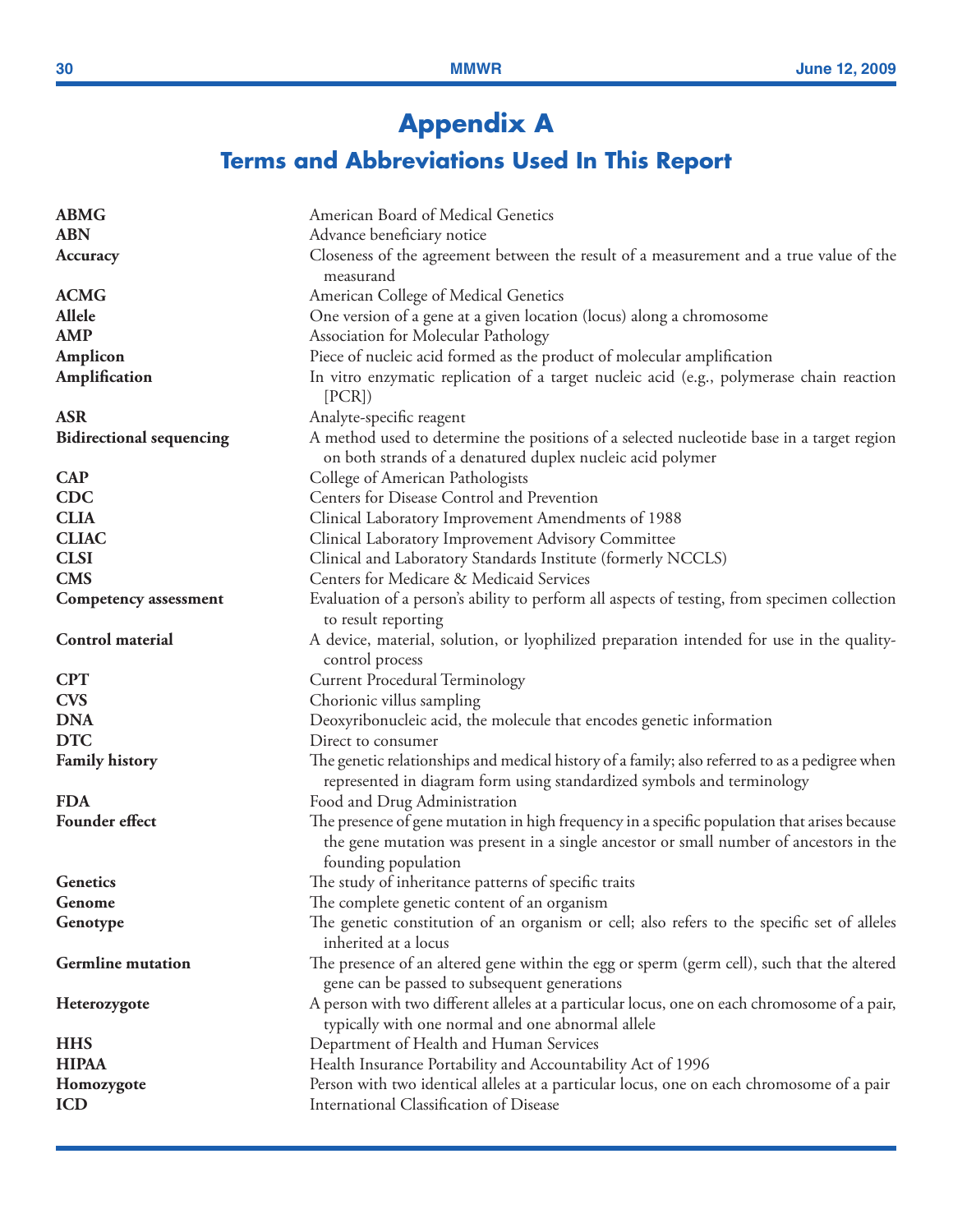# Appendix A

## Terms and Abbreviations Used In This Report

| | |
|---|---|
| **ABMG** | American Board of Medical Genetics |
| **ABN** | Advance beneficiary notice |
| **Accuracy** | Closeness of the agreement between the result of a measurement and a true value of the measurand |
| **ACMG** | American College of Medical Genetics |
| **Allele** | One version of a gene at a given location (locus) along a chromosome |
| **AMP** | Association for Molecular Pathology |
| **Amplicon** | Piece of nucleic acid formed as the product of molecular amplification |
| **Amplification** | In vitro enzymatic replication of a target nucleic acid (e.g., polymerase chain reaction [PCR]) |
| **ASR** | Analyte-specific reagent |
| **Bidirectional sequencing** | A method used to determine the positions of a selected nucleotide base in a target region on both strands of a denatured duplex nucleic acid polymer |
| **CAP** | College of American Pathologists |
| **CDC** | Centers for Disease Control and Prevention |
| **CLIA** | Clinical Laboratory Improvement Amendments of 1988 |
| **CLIAC** | Clinical Laboratory Improvement Advisory Committee |
| **CLSI** | Clinical and Laboratory Standards Institute (formerly NCCLS) |
| **CMS** | Centers for Medicare & Medicaid Services |
| **Competency assessment** | Evaluation of a person's ability to perform all aspects of testing, from specimen collection to result reporting |
| **Control material** | A device, material, solution, or lyophilized preparation intended for use in the quality-control process |
| **CPT** | Current Procedural Terminology |
| **CVS** | Chorionic villus sampling |
| **DNA** | Deoxyribonucleic acid, the molecule that encodes genetic information |
| **DTC** | Direct to consumer |
| **Family history** | The genetic relationships and medical history of a family; also referred to as a pedigree when represented in diagram form using standardized symbols and terminology |
| **FDA** | Food and Drug Administration |
| **Founder effect** | The presence of gene mutation in high frequency in a specific population that arises because the gene mutation was present in a single ancestor or small number of ancestors in the founding population |
| **Genetics** | The study of inheritance patterns of specific traits |
| **Genome** | The complete genetic content of an organism |
| **Genotype** | The genetic constitution of an organism or cell; also refers to the specific set of alleles inherited at a locus |
| **Germline mutation** | The presence of an altered gene within the egg or sperm (germ cell), such that the altered gene can be passed to subsequent generations |
| **Heterozygote** | A person with two different alleles at a particular locus, one on each chromosome of a pair, typically with one normal and one abnormal allele |
| **HHS** | Department of Health and Human Services |
| **HIPAA** | Health Insurance Portability and Accountability Act of 1996 |
| **Homozygote** | Person with two identical alleles at a particular locus, one on each chromosome of a pair |
| **ICD** | International Classification of Disease |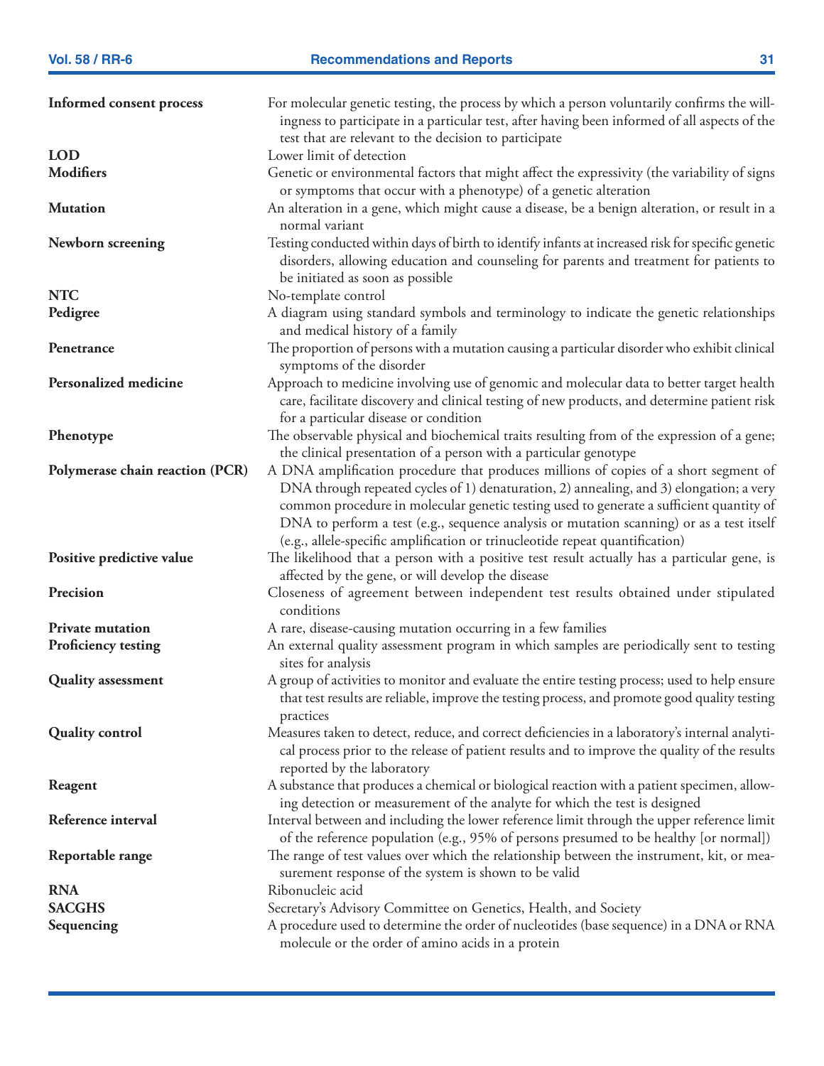| | |
|---|---|
| **Informed consent process** | For molecular genetic testing, the process by which a person voluntarily confirms the willingness to participate in a particular test, after having been informed of all aspects of the test that are relevant to the decision to participate |
| **LOD** | Lower limit of detection |
| **Modifiers** | Genetic or environmental factors that might affect the expressivity (the variability of signs or symptoms that occur with a phenotype) of a genetic alteration |
| **Mutation** | An alteration in a gene, which might cause a disease, be a benign alteration, or result in a normal variant |
| **Newborn screening** | Testing conducted within days of birth to identify infants at increased risk for specific genetic disorders, allowing education and counseling for parents and treatment for patients to be initiated as soon as possible |
| **NTC** | No-template control |
| **Pedigree** | A diagram using standard symbols and terminology to indicate the genetic relationships and medical history of a family |
| **Penetrance** | The proportion of persons with a mutation causing a particular disorder who exhibit clinical symptoms of the disorder |
| **Personalized medicine** | Approach to medicine involving use of genomic and molecular data to better target health care, facilitate discovery and clinical testing of new products, and determine patient risk for a particular disease or condition |
| **Phenotype** | The observable physical and biochemical traits resulting from of the expression of a gene; the clinical presentation of a person with a particular genotype |
| **Polymerase chain reaction (PCR)** | A DNA amplification procedure that produces millions of copies of a short segment of DNA through repeated cycles of 1) denaturation, 2) annealing, and 3) elongation; a very common procedure in molecular genetic testing used to generate a sufficient quantity of DNA to perform a test (e.g., sequence analysis or mutation scanning) or as a test itself (e.g., allele-specific amplification or trinucleotide repeat quantification) |
| **Positive predictive value** | The likelihood that a person with a positive test result actually has a particular gene, is affected by the gene, or will develop the disease |
| **Precision** | Closeness of agreement between independent test results obtained under stipulated conditions |
| **Private mutation** | A rare, disease-causing mutation occurring in a few families |
| **Proficiency testing** | An external quality assessment program in which samples are periodically sent to testing sites for analysis |
| **Quality assessment** | A group of activities to monitor and evaluate the entire testing process; used to help ensure that test results are reliable, improve the testing process, and promote good quality testing practices |
| **Quality control** | Measures taken to detect, reduce, and correct deficiencies in a laboratory's internal analytical process prior to the release of patient results and to improve the quality of the results reported by the laboratory |
| **Reagent** | A substance that produces a chemical or biological reaction with a patient specimen, allowing detection or measurement of the analyte for which the test is designed |
| **Reference interval** | Interval between and including the lower reference limit through the upper reference limit of the reference population (e.g., 95% of persons presumed to be healthy [or normal]) |
| **Reportable range** | The range of test values over which the relationship between the instrument, kit, or measurement response of the system is shown to be valid |
| **RNA** | Ribonucleic acid |
| **SACGHS** | Secretary's Advisory Committee on Genetics, Health, and Society |
| **Sequencing** | A procedure used to determine the order of nucleotides (base sequence) in a DNA or RNA molecule or the order of amino acids in a protein |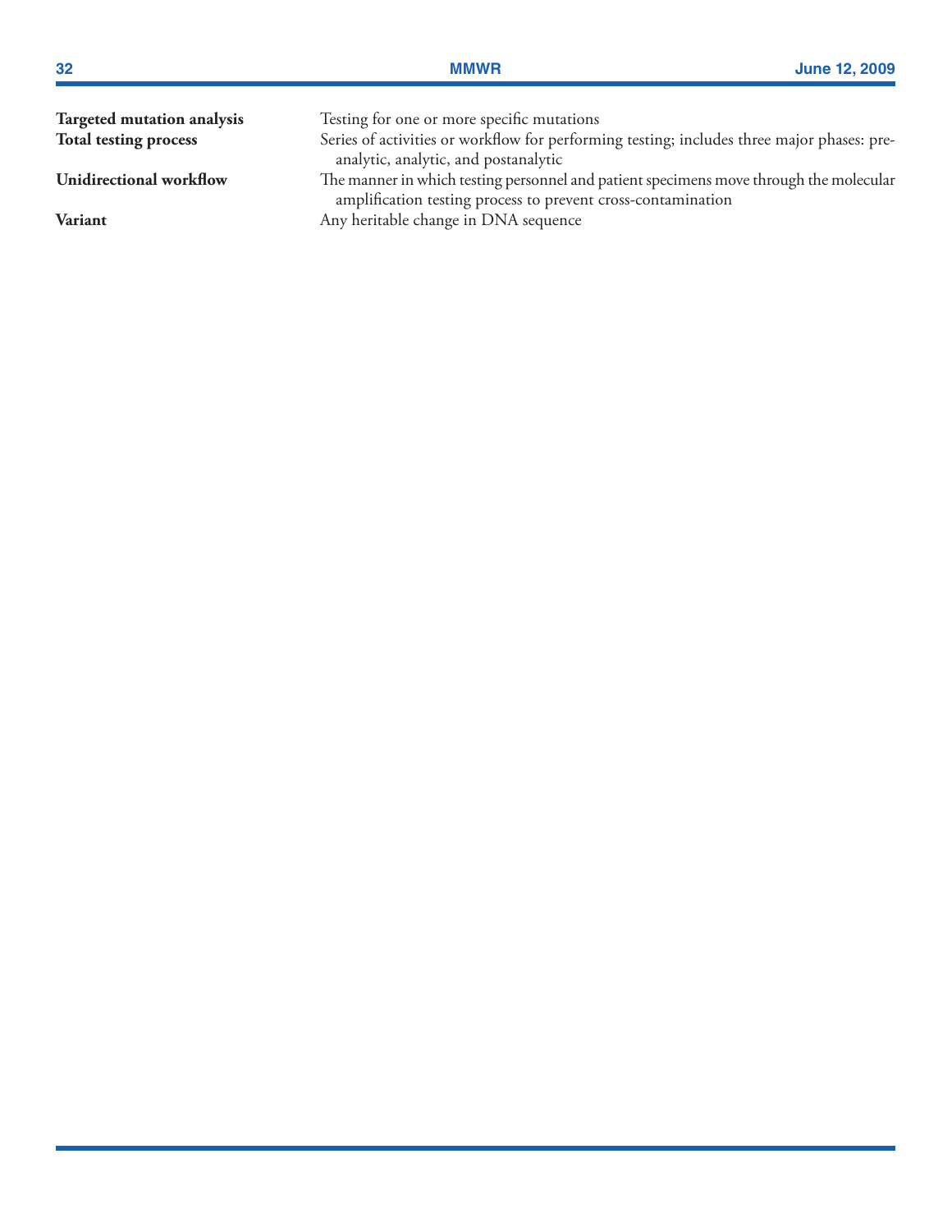**Targeted mutation analysis** Testing for one or more specific mutations

**Total testing process** Series of activities or workflow for performing testing; includes three major phases: preanalytic, analytic, and postanalytic

**Unidirectional workflow** The manner in which testing personnel and patient specimens move through the molecular amplification testing process to prevent cross-contamination

**Variant** Any heritable change in DNA sequence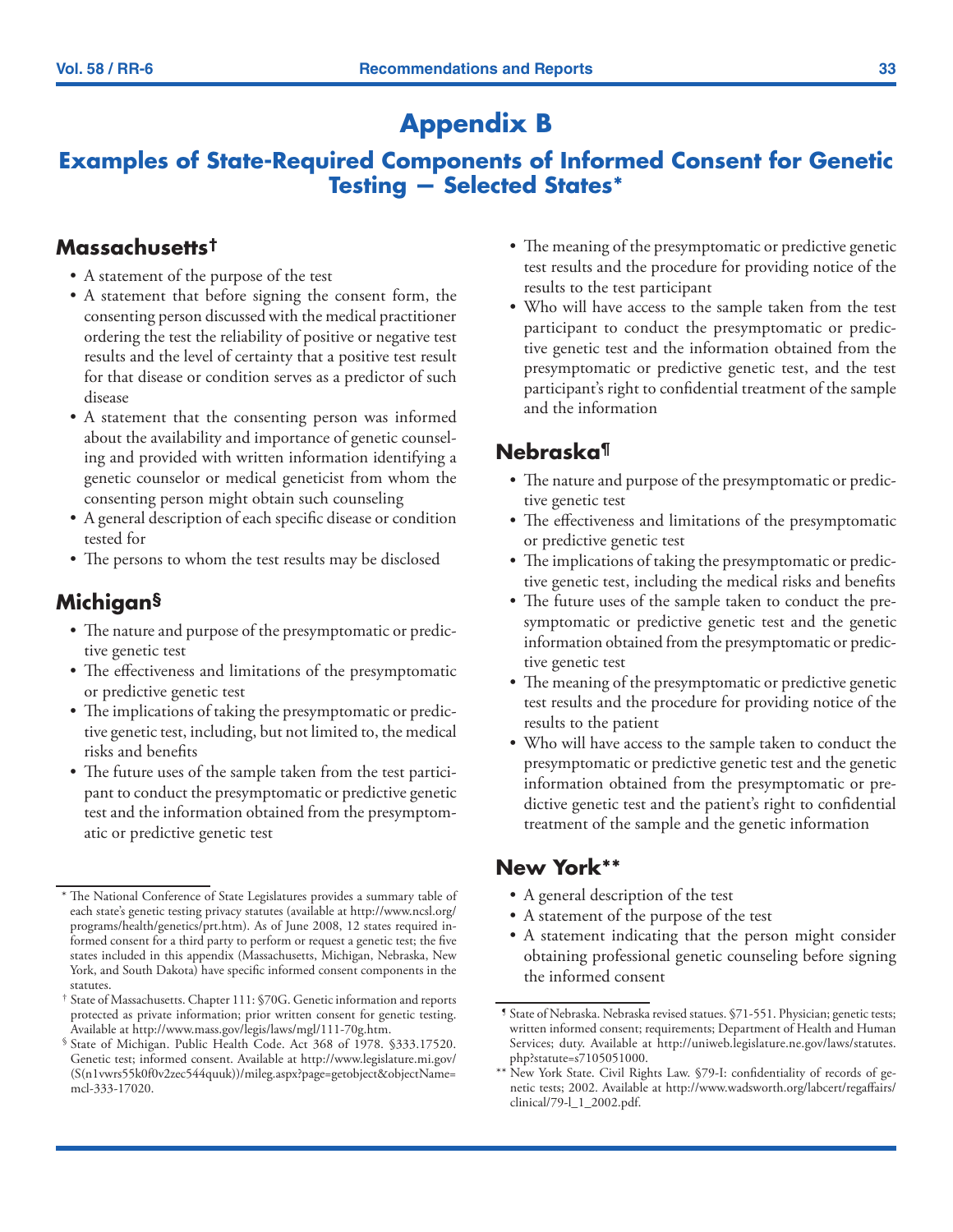# Appendix B

## Examples of State-Required Components of Informed Consent for Genetic Testing — Selected States*

### Massachusetts†

- A statement of the purpose of the test
- A statement that before signing the consent form, the consenting person discussed with the medical practitioner ordering the test the reliability of positive or negative test results and the level of certainty that a positive test result for that disease or condition serves as a predictor of such disease
- A statement that the consenting person was informed about the availability and importance of genetic counseling and provided with written information identifying a genetic counselor or medical geneticist from whom the consenting person might obtain such counseling
- A general description of each specific disease or condition tested for
- The persons to whom the test results may be disclosed

### Michigan§

- The nature and purpose of the presymptomatic or predictive genetic test
- The effectiveness and limitations of the presymptomatic or predictive genetic test
- The implications of taking the presymptomatic or predictive genetic test, including, but not limited to, the medical risks and benefits
- The future uses of the sample taken from the test participant to conduct the presymptomatic or predictive genetic test and the information obtained from the presymptomatic or predictive genetic test
- The meaning of the presymptomatic or predictive genetic test results and the procedure for providing notice of the results to the test participant
- Who will have access to the sample taken from the test participant to conduct the presymptomatic or predictive genetic test and the information obtained from the presymptomatic or predictive genetic test, and the test participant's right to confidential treatment of the sample and the information

### Nebraska¶

- The nature and purpose of the presymptomatic or predictive genetic test
- The effectiveness and limitations of the presymptomatic or predictive genetic test
- The implications of taking the presymptomatic or predictive genetic test, including the medical risks and benefits
- The future uses of the sample taken to conduct the presymptomatic or predictive genetic test and the genetic information obtained from the presymptomatic or predictive genetic test
- The meaning of the presymptomatic or predictive genetic test results and the procedure for providing notice of the results to the patient
- Who will have access to the sample taken to conduct the presymptomatic or predictive genetic test and the genetic information obtained from the presymptomatic or predictive genetic test and the patient's right to confidential treatment of the sample and the genetic information

### New York**

- A general description of the test
- A statement of the purpose of the test
- A statement indicating that the person might consider obtaining professional genetic counseling before signing the informed consent

---

* The National Conference of State Legislatures provides a summary table of each state's genetic testing privacy statutes (available at http://www.ncsl.org/programs/health/genetics/prt.htm). As of June 2008, 12 states required informed consent for a third party to perform or request a genetic test; the five states included in this appendix (Massachusetts, Michigan, Nebraska, New York, and South Dakota) have specific informed consent components in the statutes.

† State of Massachusetts. Chapter 111: §70G. Genetic information and reports protected as private information; prior written consent for genetic testing. Available at http://www.mass.gov/legis/laws/mgl/111-70g.htm.

§ State of Michigan. Public Health Code. Act 368 of 1978. §333.17520. Genetic test; informed consent. Available at http://www.legislature.mi.gov/(S(n1vwrs55k0f0v2zec544quuk))/mileg.aspx?page=getobject&objectName=mcl-333-17020.

¶ State of Nebraska. Nebraska revised statues. §71-551. Physician; genetic tests; written informed consent; requirements; Department of Health and Human Services; duty. Available at http://uniweb.legislature.ne.gov/laws/statutes.php?statute=s7105051000.

** New York State. Civil Rights Law. §79-I: confidentiality of records of genetic tests; 2002. Available at http://www.wadsworth.org/labcert/regaffairs/clinical/79-l_1_2002.pdf.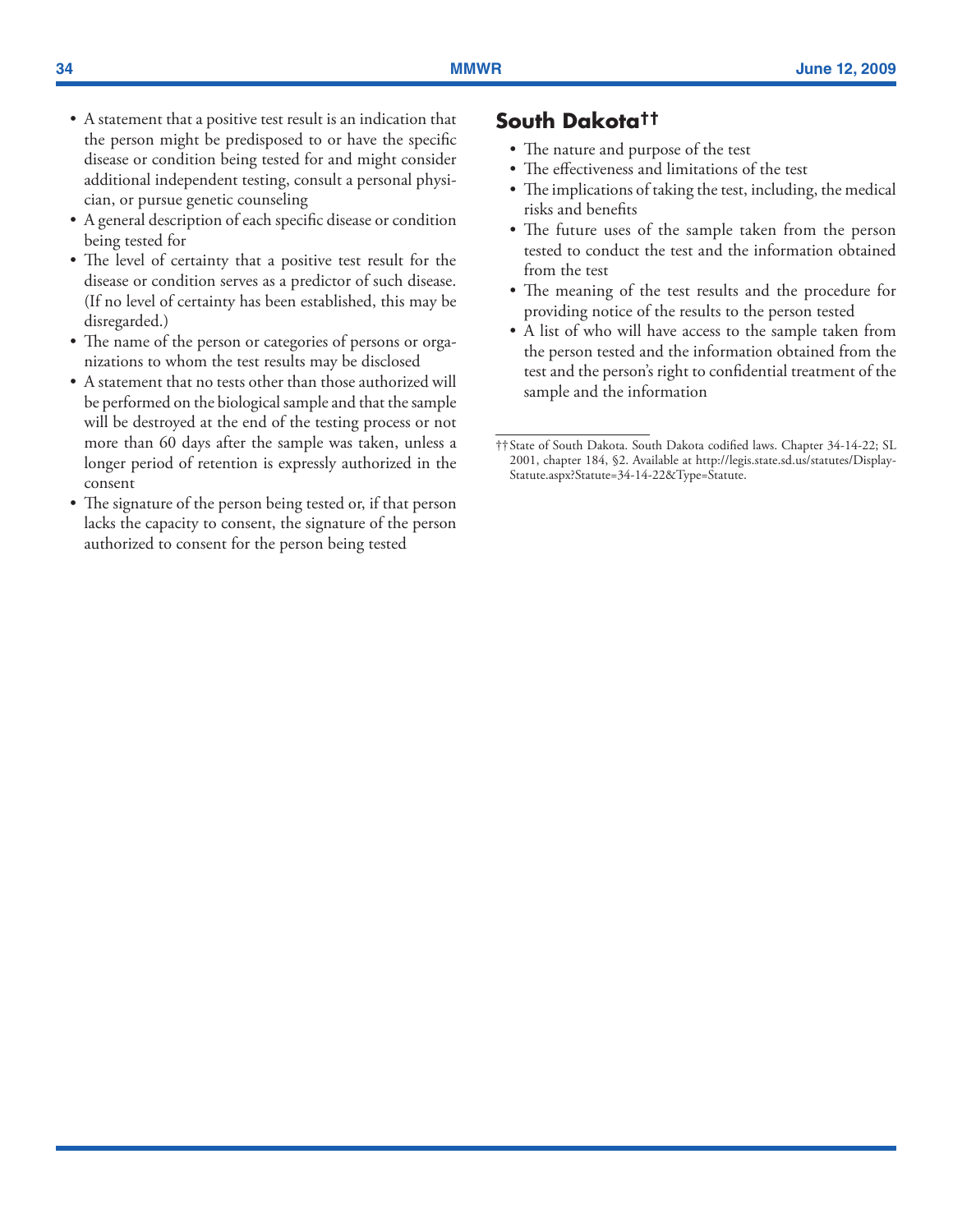- A statement that a positive test result is an indication that the person might be predisposed to or have the specific disease or condition being tested for and might consider additional independent testing, consult a personal physician, or pursue genetic counseling
- A general description of each specific disease or condition being tested for
- The level of certainty that a positive test result for the disease or condition serves as a predictor of such disease. (If no level of certainty has been established, this may be disregarded.)
- The name of the person or categories of persons or organizations to whom the test results may be disclosed
- A statement that no tests other than those authorized will be performed on the biological sample and that the sample will be destroyed at the end of the testing process or not more than 60 days after the sample was taken, unless a longer period of retention is expressly authorized in the consent
- The signature of the person being tested or, if that person lacks the capacity to consent, the signature of the person authorized to consent for the person being tested

## South Dakota††

- The nature and purpose of the test
- The effectiveness and limitations of the test
- The implications of taking the test, including, the medical risks and benefits
- The future uses of the sample taken from the person tested to conduct the test and the information obtained from the test
- The meaning of the test results and the procedure for providing notice of the results to the person tested
- A list of who will have access to the sample taken from the person tested and the information obtained from the test and the person's right to confidential treatment of the sample and the information

†† State of South Dakota. South Dakota codified laws. Chapter 34-14-22; SL 2001, chapter 184, §2. Available at http://legis.state.sd.us/statutes/DisplayStatute.aspx?Statute=34-14-22&Type=Statute.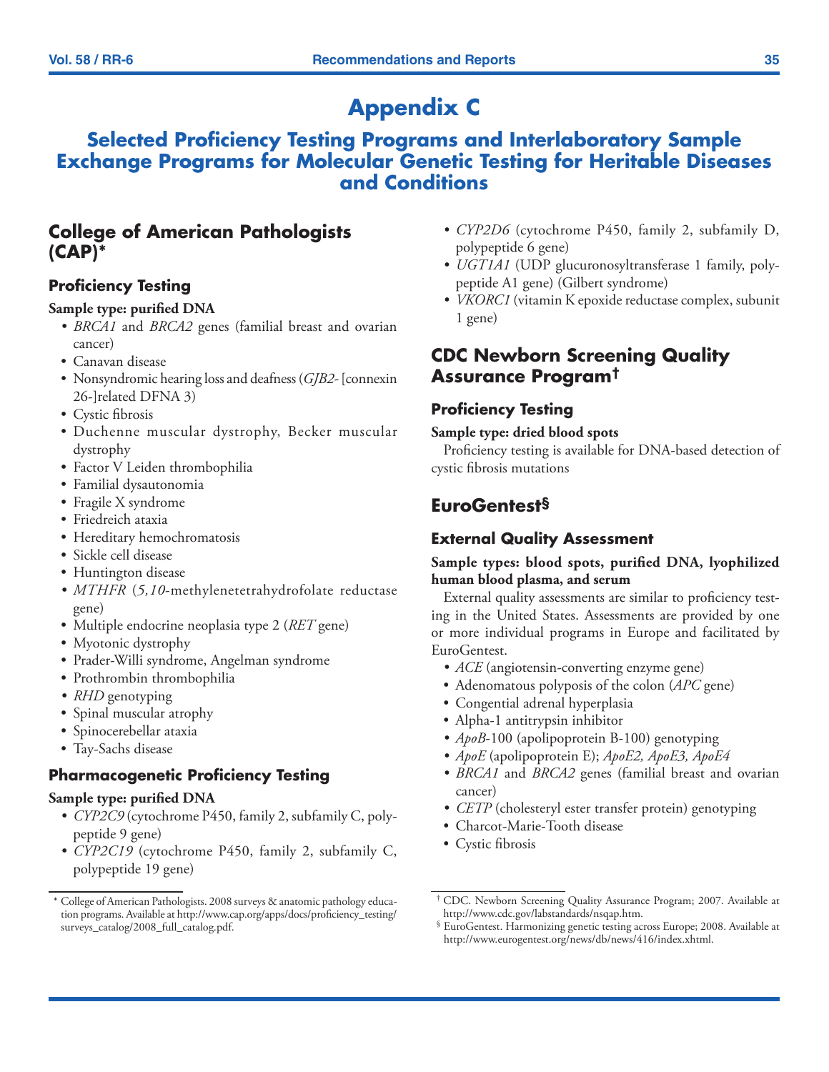# Appendix C

## Selected Proficiency Testing Programs and Interlaboratory Sample Exchange Programs for Molecular Genetic Testing for Heritable Diseases and Conditions

## College of American Pathologists (CAP)*

### Proficiency Testing

**Sample type: purified DNA**

- *BRCA1* and *BRCA2* genes (familial breast and ovarian cancer)
- Canavan disease
- Nonsyndromic hearing loss and deafness (*GJB2*- [connexin 26-]related DFNA 3)
- Cystic fibrosis
- Duchenne muscular dystrophy, Becker muscular dystrophy
- Factor V Leiden thrombophilia
- Familial dysautonomia
- Fragile X syndrome
- Friedreich ataxia
- Hereditary hemochromatosis
- Sickle cell disease
- Huntington disease
- *MTHFR* (*5,10*-methylenetetrahydrofolate reductase gene)
- Multiple endocrine neoplasia type 2 (*RET* gene)
- Myotonic dystrophy
- Prader-Willi syndrome, Angelman syndrome
- Prothrombin thrombophilia
- *RHD* genotyping
- Spinal muscular atrophy
- Spinocerebellar ataxia
- Tay-Sachs disease

### Pharmacogenetic Proficiency Testing

**Sample type: purified DNA**

- *CYP2C9* (cytochrome P450, family 2, subfamily C, polypeptide 9 gene)
- *CYP2C19* (cytochrome P450, family 2, subfamily C, polypeptide 19 gene)
- *CYP2D6* (cytochrome P450, family 2, subfamily D, polypeptide 6 gene)
- *UGT1A1* (UDP glucuronosyltransferase 1 family, polypeptide A1 gene) (Gilbert syndrome)
- *VKORC1* (vitamin K epoxide reductase complex, subunit 1 gene)

## CDC Newborn Screening Quality Assurance Program†

### Proficiency Testing

**Sample type: dried blood spots**

Proficiency testing is available for DNA-based detection of cystic fibrosis mutations

## EuroGentest§

### External Quality Assessment

**Sample types: blood spots, purified DNA, lyophilized human blood plasma, and serum**

External quality assessments are similar to proficiency testing in the United States. Assessments are provided by one or more individual programs in Europe and facilitated by EuroGentest.

- *ACE* (angiotensin-converting enzyme gene)
- Adenomatous polyposis of the colon (*APC* gene)
- Congential adrenal hyperplasia
- Alpha-1 antitrypsin inhibitor
- *ApoB*-100 (apolipoprotein B-100) genotyping
- *ApoE* (apolipoprotein E); *ApoE2, ApoE3, ApoE4*
- *BRCA1* and *BRCA2* genes (familial breast and ovarian cancer)
- *CETP* (cholesteryl ester transfer protein) genotyping
- Charcot-Marie-Tooth disease
- Cystic fibrosis

---

\* College of American Pathologists. 2008 surveys & anatomic pathology education programs. Available at http://www.cap.org/apps/docs/proficiency_testing/surveys_catalog/2008_full_catalog.pdf.

† CDC. Newborn Screening Quality Assurance Program; 2007. Available at http://www.cdc.gov/labstandards/nsqap.htm.

§ EuroGentest. Harmonizing genetic testing across Europe; 2008. Available at http://www.eurogentest.org/news/db/news/416/index.xhtml.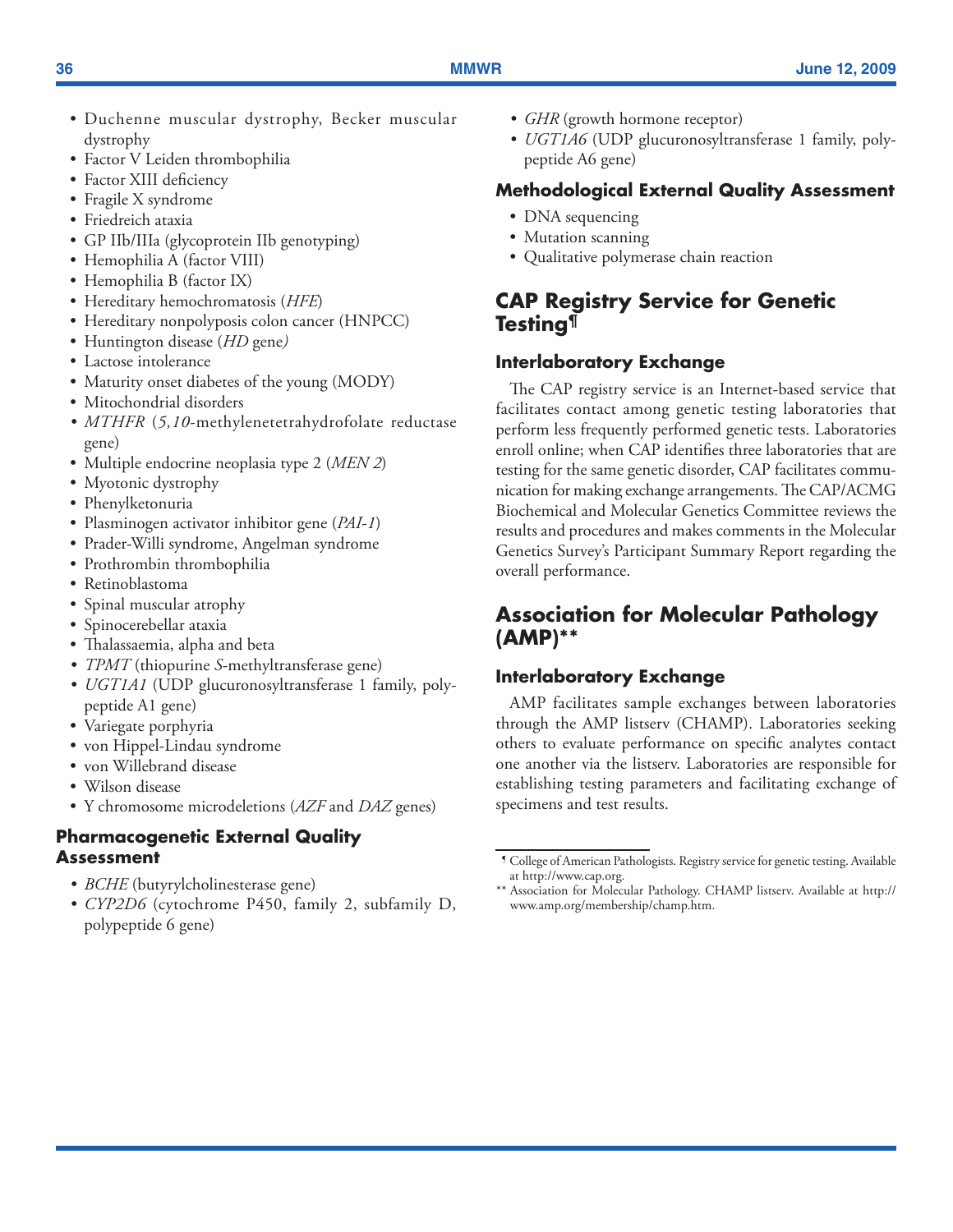- Duchenne muscular dystrophy, Becker muscular dystrophy
- Factor V Leiden thrombophilia
- Factor XIII deficiency
- Fragile X syndrome
- Friedreich ataxia
- GP IIb/IIIa (glycoprotein IIb genotyping)
- Hemophilia A (factor VIII)
- Hemophilia B (factor IX)
- Hereditary hemochromatosis (*HFE*)
- Hereditary nonpolyposis colon cancer (HNPCC)
- Huntington disease (*HD* gene*)*
- Lactose intolerance
- Maturity onset diabetes of the young (MODY)
- Mitochondrial disorders
- *MTHFR* (*5,10*-methylenetetrahydrofolate reductase gene)
- Multiple endocrine neoplasia type 2 (*MEN 2*)
- Myotonic dystrophy
- Phenylketonuria
- Plasminogen activator inhibitor gene (*PAI-1*)
- Prader-Willi syndrome, Angelman syndrome
- Prothrombin thrombophilia
- Retinoblastoma
- Spinal muscular atrophy
- Spinocerebellar ataxia
- Thalassaemia, alpha and beta
- *TPMT* (thiopurine *S*-methyltransferase gene)
- *UGT1A1* (UDP glucuronosyltransferase 1 family, polypeptide A1 gene)
- Variegate porphyria
- von Hippel-Lindau syndrome
- von Willebrand disease
- Wilson disease
- Y chromosome microdeletions (*AZF* and *DAZ* genes)

### Pharmacogenetic External Quality Assessment

- *BCHE* (butyrylcholinesterase gene)
- *CYP2D6* (cytochrome P450, family 2, subfamily D, polypeptide 6 gene)
- *GHR* (growth hormone receptor)
- *UGT1A6* (UDP glucuronosyltransferase 1 family, polypeptide A6 gene)

### Methodological External Quality Assessment

- DNA sequencing
- Mutation scanning
- Qualitative polymerase chain reaction

## CAP Registry Service for Genetic Testing¶

### Interlaboratory Exchange

The CAP registry service is an Internet-based service that facilitates contact among genetic testing laboratories that perform less frequently performed genetic tests. Laboratories enroll online; when CAP identifies three laboratories that are testing for the same genetic disorder, CAP facilitates communication for making exchange arrangements. The CAP/ACMG Biochemical and Molecular Genetics Committee reviews the results and procedures and makes comments in the Molecular Genetics Survey's Participant Summary Report regarding the overall performance.

## Association for Molecular Pathology (AMP)**

### Interlaboratory Exchange

AMP facilitates sample exchanges between laboratories through the AMP listserv (CHAMP). Laboratories seeking others to evaluate performance on specific analytes contact one another via the listserv. Laboratories are responsible for establishing testing parameters and facilitating exchange of specimens and test results.

---

¶ College of American Pathologists. Registry service for genetic testing. Available at http://www.cap.org.

** Association for Molecular Pathology. CHAMP listserv. Available at http://www.amp.org/membership/champ.htm.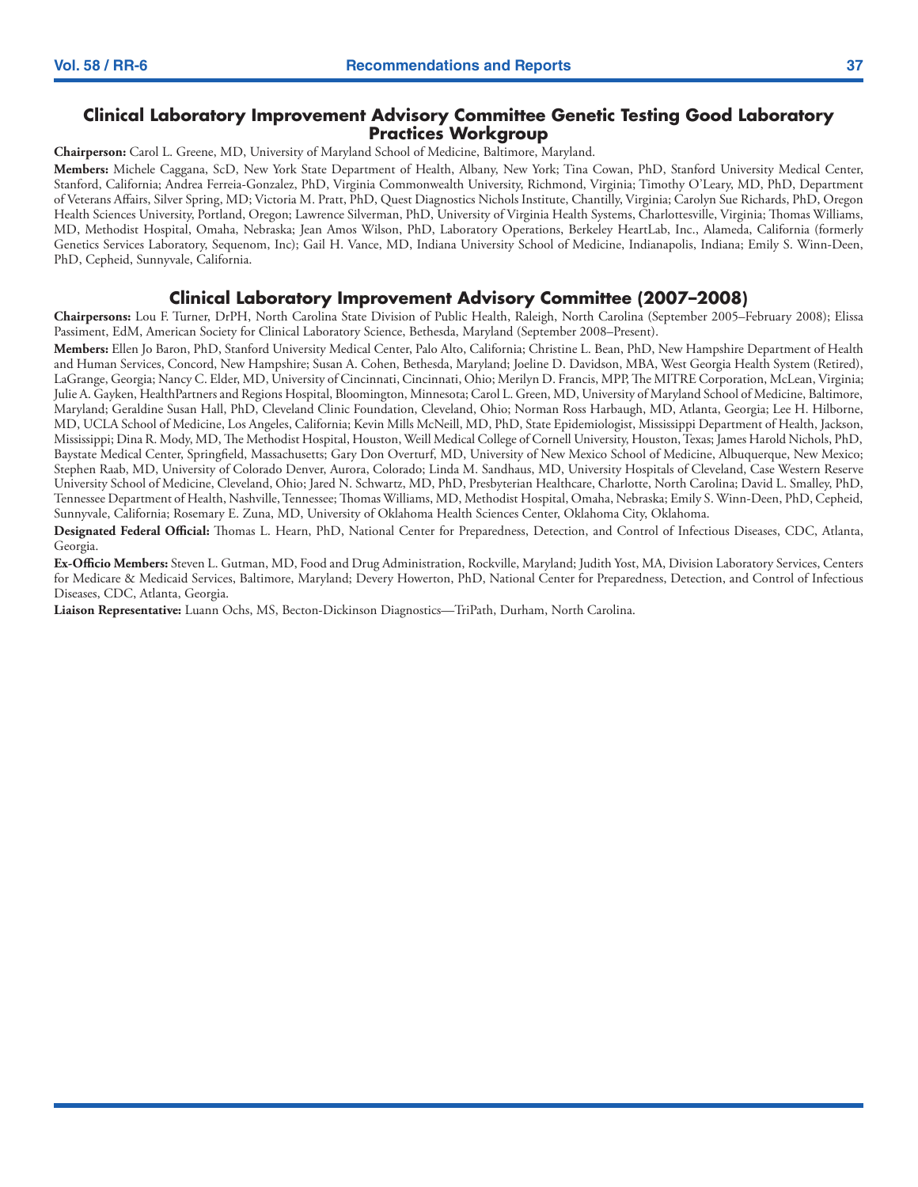## Clinical Laboratory Improvement Advisory Committee Genetic Testing Good Laboratory Practices Workgroup

**Chairperson:** Carol L. Greene, MD, University of Maryland School of Medicine, Baltimore, Maryland.

**Members:** Michele Caggana, ScD, New York State Department of Health, Albany, New York; Tina Cowan, PhD, Stanford University Medical Center, Stanford, California; Andrea Ferreia-Gonzalez, PhD, Virginia Commonwealth University, Richmond, Virginia; Timothy O'Leary, MD, PhD, Department of Veterans Affairs, Silver Spring, MD; Victoria M. Pratt, PhD, Quest Diagnostics Nichols Institute, Chantilly, Virginia; Carolyn Sue Richards, PhD, Oregon Health Sciences University, Portland, Oregon; Lawrence Silverman, PhD, University of Virginia Health Systems, Charlottesville, Virginia; Thomas Williams, MD, Methodist Hospital, Omaha, Nebraska; Jean Amos Wilson, PhD, Laboratory Operations, Berkeley HeartLab, Inc., Alameda, California (formerly Genetics Services Laboratory, Sequenom, Inc); Gail H. Vance, MD, Indiana University School of Medicine, Indianapolis, Indiana; Emily S. Winn-Deen, PhD, Cepheid, Sunnyvale, California.

## Clinical Laboratory Improvement Advisory Committee (2007–2008)

**Chairpersons:** Lou F. Turner, DrPH, North Carolina State Division of Public Health, Raleigh, North Carolina (September 2005–February 2008); Elissa Passiment, EdM, American Society for Clinical Laboratory Science, Bethesda, Maryland (September 2008–Present).

**Members:** Ellen Jo Baron, PhD, Stanford University Medical Center, Palo Alto, California; Christine L. Bean, PhD, New Hampshire Department of Health and Human Services, Concord, New Hampshire; Susan A. Cohen, Bethesda, Maryland; Joeline D. Davidson, MBA, West Georgia Health System (Retired), LaGrange, Georgia; Nancy C. Elder, MD, University of Cincinnati, Cincinnati, Ohio; Merilyn D. Francis, MPP, The MITRE Corporation, McLean, Virginia; Julie A. Gayken, HealthPartners and Regions Hospital, Bloomington, Minnesota; Carol L. Green, MD, University of Maryland School of Medicine, Baltimore, Maryland; Geraldine Susan Hall, PhD, Cleveland Clinic Foundation, Cleveland, Ohio; Norman Ross Harbaugh, MD, Atlanta, Georgia; Lee H. Hilborne, MD, UCLA School of Medicine, Los Angeles, California; Kevin Mills McNeill, MD, PhD, State Epidemiologist, Mississippi Department of Health, Jackson, Mississippi; Dina R. Mody, MD, The Methodist Hospital, Houston, Weill Medical College of Cornell University, Houston, Texas; James Harold Nichols, PhD, Baystate Medical Center, Springfield, Massachusetts; Gary Don Overturf, MD, University of New Mexico School of Medicine, Albuquerque, New Mexico; Stephen Raab, MD, University of Colorado Denver, Aurora, Colorado; Linda M. Sandhaus, MD, University Hospitals of Cleveland, Case Western Reserve University School of Medicine, Cleveland, Ohio; Jared N. Schwartz, MD, PhD, Presbyterian Healthcare, Charlotte, North Carolina; David L. Smalley, PhD, Tennessee Department of Health, Nashville, Tennessee; Thomas Williams, MD, Methodist Hospital, Omaha, Nebraska; Emily S. Winn-Deen, PhD, Cepheid, Sunnyvale, California; Rosemary E. Zuna, MD, University of Oklahoma Health Sciences Center, Oklahoma City, Oklahoma.

**Designated Federal Official:** Thomas L. Hearn, PhD, National Center for Preparedness, Detection, and Control of Infectious Diseases, CDC, Atlanta, Georgia.

**Ex-Officio Members:** Steven L. Gutman, MD, Food and Drug Administration, Rockville, Maryland; Judith Yost, MA, Division Laboratory Services, Centers for Medicare & Medicaid Services, Baltimore, Maryland; Devery Howerton, PhD, National Center for Preparedness, Detection, and Control of Infectious Diseases, CDC, Atlanta, Georgia.

**Liaison Representative:** Luann Ochs, MS, Becton-Dickinson Diagnostics—TriPath, Durham, North Carolina.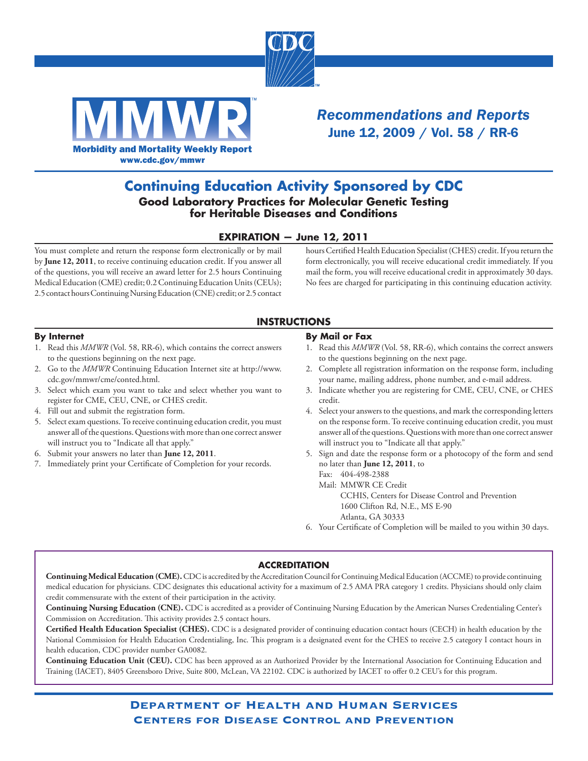# Continuing Education Activity Sponsored by CDC

## Good Laboratory Practices for Molecular Genetic Testing for Heritable Diseases and Conditions

### EXPIRATION — June 12, 2011

You must complete and return the response form electronically or by mail by **June 12, 2011**, to receive continuing education credit. If you answer all of the questions, you will receive an award letter for 2.5 hours Continuing Medical Education (CME) credit; 0.2 Continuing Education Units (CEUs); 2.5 contact hours Continuing Nursing Education (CNE) credit; or 2.5 contact hours Certified Health Education Specialist (CHES) credit. If you return the form electronically, you will receive educational credit immediately. If you mail the form, you will receive educational credit in approximately 30 days. No fees are charged for participating in this continuing education activity.

### INSTRUCTIONS

#### By Internet

1. Read this *MMWR* (Vol. 58, RR-6), which contains the correct answers to the questions beginning on the next page.
2. Go to the *MMWR* Continuing Education Internet site at http://www.cdc.gov/mmwr/cme/conted.html.
3. Select which exam you want to take and select whether you want to register for CME, CEU, CNE, or CHES credit.
4. Fill out and submit the registration form.
5. Select exam questions. To receive continuing education credit, you must answer all of the questions. Questions with more than one correct answer will instruct you to "Indicate all that apply."
6. Submit your answers no later than **June 12, 2011**.
7. Immediately print your Certificate of Completion for your records.

#### By Mail or Fax

1. Read this *MMWR* (Vol. 58, RR-6), which contains the correct answers to the questions beginning on the next page.
2. Complete all registration information on the response form, including your name, mailing address, phone number, and e-mail address.
3. Indicate whether you are registering for CME, CEU, CNE, or CHES credit.
4. Select your answers to the questions, and mark the corresponding letters on the response form. To receive continuing education credit, you must answer all of the questions. Questions with more than one correct answer will instruct you to "Indicate all that apply."
5. Sign and date the response form or a photocopy of the form and send no later than **June 12, 2011**, to

   Fax: 404-498-2388

   Mail: MMWR CE Credit
   CCHIS, Centers for Disease Control and Prevention
   1600 Clifton Rd, N.E., MS E-90
   Atlanta, GA 30333
6. Your Certificate of Completion will be mailed to you within 30 days.

### ACCREDITATION

**Continuing Medical Education (CME).** CDC is accredited by the Accreditation Council for Continuing Medical Education (ACCME) to provide continuing medical education for physicians. CDC designates this educational activity for a maximum of 2.5 AMA PRA category 1 credits. Physicians should only claim credit commensurate with the extent of their participation in the activity.

**Continuing Nursing Education (CNE).** CDC is accredited as a provider of Continuing Nursing Education by the American Nurses Credentialing Center's Commission on Accreditation. This activity provides 2.5 contact hours.

**Certified Health Education Specialist (CHES).** CDC is a designated provider of continuing education contact hours (CECH) in health education by the National Commission for Health Education Credentialing, Inc. This program is a designated event for the CHES to receive 2.5 category I contact hours in health education, CDC provider number GA0082.

**Continuing Education Unit (CEU).** CDC has been approved as an Authorized Provider by the International Association for Continuing Education and Training (IACET), 8405 Greensboro Drive, Suite 800, McLean, VA 22102. CDC is authorized by IACET to offer 0.2 CEU's for this program.

**Department of Health and Human Services**
**Centers for Disease Control and Prevention**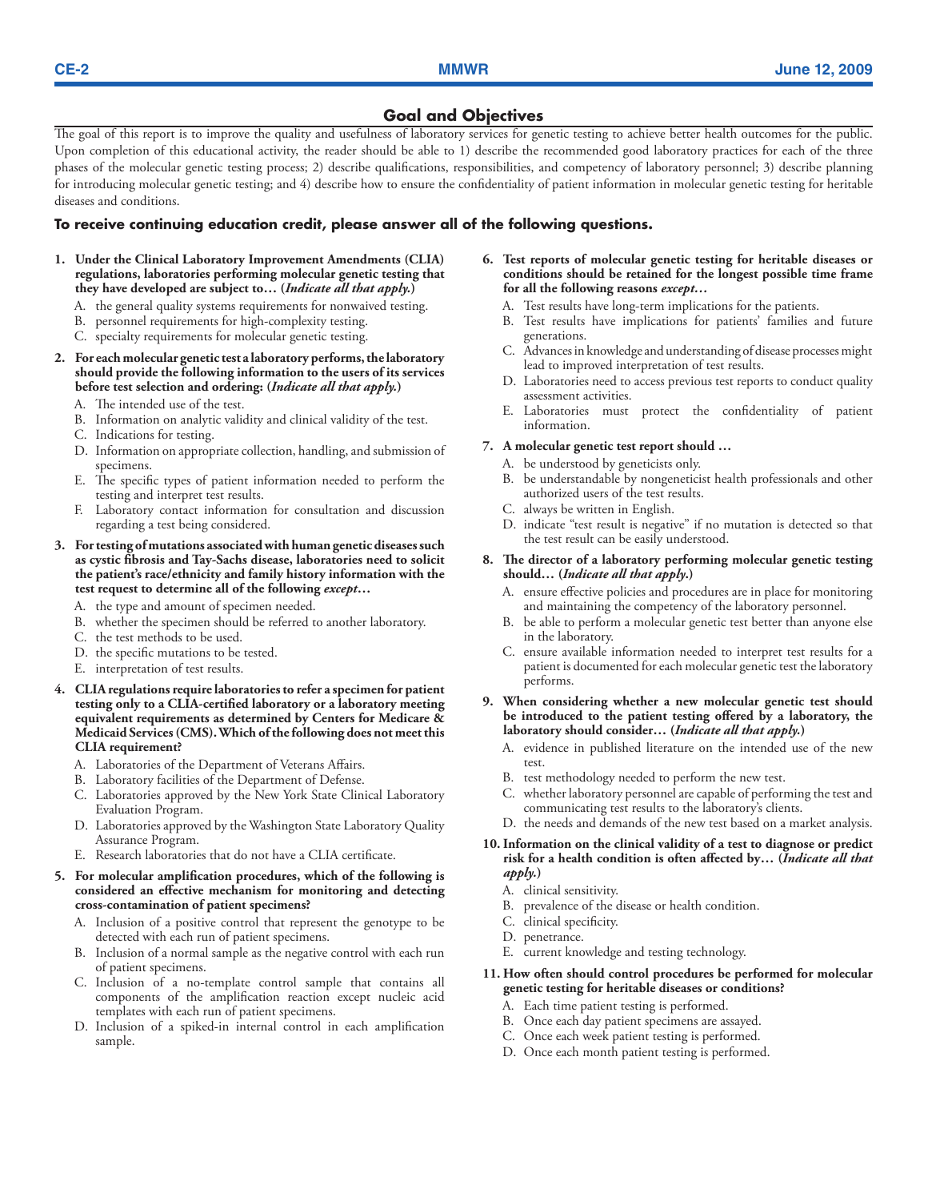## Goal and Objectives

The goal of this report is to improve the quality and usefulness of laboratory services for genetic testing to achieve better health outcomes for the public. Upon completion of this educational activity, the reader should be able to 1) describe the recommended good laboratory practices for each of the three phases of the molecular genetic testing process; 2) describe qualifications, responsibilities, and competency of laboratory personnel; 3) describe planning for introducing molecular genetic testing; and 4) describe how to ensure the confidentiality of patient information in molecular genetic testing for heritable diseases and conditions.

**To receive continuing education credit, please answer all of the following questions.**

**1. Under the Clinical Laboratory Improvement Amendments (CLIA) regulations, laboratories performing molecular genetic testing that they have developed are subject to… (*Indicate all that apply.*)**

A. the general quality systems requirements for nonwaived testing.
B. personnel requirements for high-complexity testing.
C. specialty requirements for molecular genetic testing.

**2. For each molecular genetic test a laboratory performs, the laboratory should provide the following information to the users of its services before test selection and ordering: (*Indicate all that apply.*)**

A. The intended use of the test.
B. Information on analytic validity and clinical validity of the test.
C. Indications for testing.
D. Information on appropriate collection, handling, and submission of specimens.
E. The specific types of patient information needed to perform the testing and interpret test results.
F. Laboratory contact information for consultation and discussion regarding a test being considered.

**3. For testing of mutations associated with human genetic diseases such as cystic fibrosis and Tay-Sachs disease, laboratories need to solicit the patient's race/ethnicity and family history information with the test request to determine all of the following *except*…**

A. the type and amount of specimen needed.
B. whether the specimen should be referred to another laboratory.
C. the test methods to be used.
D. the specific mutations to be tested.
E. interpretation of test results.

**4. CLIA regulations require laboratories to refer a specimen for patient testing only to a CLIA-certified laboratory or a laboratory meeting equivalent requirements as determined by Centers for Medicare & Medicaid Services (CMS). Which of the following does not meet this CLIA requirement?**

A. Laboratories of the Department of Veterans Affairs.
B. Laboratory facilities of the Department of Defense.
C. Laboratories approved by the New York State Clinical Laboratory Evaluation Program.
D. Laboratories approved by the Washington State Laboratory Quality Assurance Program.
E. Research laboratories that do not have a CLIA certificate.

**5. For molecular amplification procedures, which of the following is considered an effective mechanism for monitoring and detecting cross-contamination of patient specimens?**

A. Inclusion of a positive control that represent the genotype to be detected with each run of patient specimens.
B. Inclusion of a normal sample as the negative control with each run of patient specimens.
C. Inclusion of a no-template control sample that contains all components of the amplification reaction except nucleic acid templates with each run of patient specimens.
D. Inclusion of a spiked-in internal control in each amplification sample.

**6. Test reports of molecular genetic testing for heritable diseases or conditions should be retained for the longest possible time frame for all the following reasons *except*…**

A. Test results have long-term implications for the patients.
B. Test results have implications for patients' families and future generations.
C. Advances in knowledge and understanding of disease processes might lead to improved interpretation of test results.
D. Laboratories need to access previous test reports to conduct quality assessment activities.
E. Laboratories must protect the confidentiality of patient information.

**7. A molecular genetic test report should …**

A. be understood by geneticists only.
B. be understandable by nongeneticist health professionals and other authorized users of the test results.
C. always be written in English.
D. indicate "test result is negative" if no mutation is detected so that the test result can be easily understood.

**8. The director of a laboratory performing molecular genetic testing should… (*Indicate all that apply.*)**

A. ensure effective policies and procedures are in place for monitoring and maintaining the competency of the laboratory personnel.
B. be able to perform a molecular genetic test better than anyone else in the laboratory.
C. ensure available information needed to interpret test results for a patient is documented for each molecular genetic test the laboratory performs.

**9. When considering whether a new molecular genetic test should be introduced to the patient testing offered by a laboratory, the laboratory should consider… (*Indicate all that apply.*)**

A. evidence in published literature on the intended use of the new test.
B. test methodology needed to perform the new test.
C. whether laboratory personnel are capable of performing the test and communicating test results to the laboratory's clients.
D. the needs and demands of the new test based on a market analysis.

**10. Information on the clinical validity of a test to diagnose or predict risk for a health condition is often affected by… (*Indicate all that apply.*)**

A. clinical sensitivity.
B. prevalence of the disease or health condition.
C. clinical specificity.
D. penetrance.
E. current knowledge and testing technology.

**11. How often should control procedures be performed for molecular genetic testing for heritable diseases or conditions?**

A. Each time patient testing is performed.
B. Once each day patient specimens are assayed.
C. Once each week patient testing is performed.
D. Once each month patient testing is performed.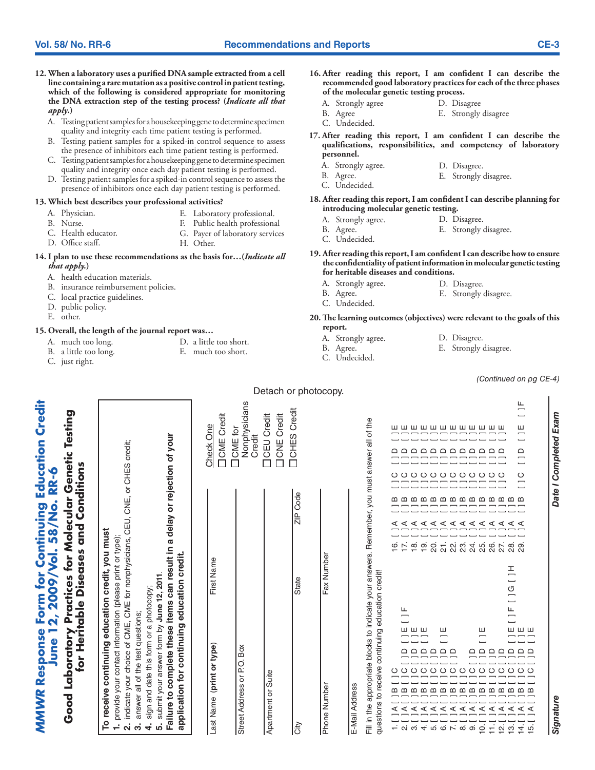**12. When a laboratory uses a purified DNA sample extracted from a cell line containing a rare mutation as a positive control in patient testing, which of the following is considered appropriate for monitoring the DNA extraction step of the testing process? (*Indicate all that apply.*)**

A. Testing patient samples for a housekeeping gene to determine specimen quality and integrity each time patient testing is performed.
B. Testing patient samples for a spiked-in control sequence to assess the presence of inhibitors each time patient testing is performed.
C. Testing patient samples for a housekeeping gene to determine specimen quality and integrity once each day patient testing is performed.
D. Testing patient samples for a spiked-in control sequence to assess the presence of inhibitors once each day patient testing is performed.

**13. Which best describes your professional activities?**

A. Physician.
B. Nurse.
C. Health educator.
D. Office staff.
E. Laboratory professional.
F. Public health professional
G. Payer of laboratory services
H. Other.

**14. I plan to use these recommendations as the basis for…(*Indicate all that apply.*)**

A. health education materials.
B. insurance reimbursement policies.
C. local practice guidelines.
D. public policy.
E. other.

**15. Overall, the length of the journal report was…**

A. much too long.
B. a little too long.
C. just right.
D. a little too short.
E. much too short.

**16. After reading this report, I am confident I can describe the recommended good laboratory practices for each of the three phases of the molecular genetic testing process.**

A. Strongly agree
B. Agree
C. Undecided.
D. Disagree
E. Strongly disagree

**17. After reading this report, I am confident I can describe the qualifications, responsibilities, and competency of laboratory personnel.**

A. Strongly agree.
B. Agree.
C. Undecided.
D. Disagree.
E. Strongly disagree.

**18. After reading this report, I am confident I can describe planning for introducing molecular genetic testing.**

A. Strongly agree.
B. Agree.
C. Undecided.
D. Disagree.
E. Strongly disagree.

**19. After reading this report, I am confident I can describe how to ensure the confidentiality of patient information in molecular genetic testing for heritable diseases and conditions.**

A. Strongly agree.
B. Agree.
C. Undecided.
D. Disagree.
E. Strongly disagree.

**20. The learning outcomes (objectives) were relevant to the goals of this report.**

A. Strongly agree.
B. Agree.
C. Undecided.
D. Disagree.
E. Strongly disagree.

*(Continued on pg CE-4)*

Detach or photocopy.

# *MMWR* Response Form for Continuing Education Credit June 12, 2009/Vol. 58/No. RR-6

## Good Laboratory Practices for Molecular Genetic Testing for Heritable Diseases and Conditions

**To receive continuing education credit, you must**
1. provide your contact information (please print or type);
2. indicate your choice of CME, CME for nonphysicians, CEU, CNE, or CHES credit;
3. answer all of the test questions;
4. sign and date this form or a photocopy;
5. submit your answer form by **June 12, 2011.**

**Failure to complete these items can result in a delay or rejection of your application for continuing education credit.**

Last Name **(print or type)** | First Name

Street Address or P.O. Box

Apartment or Suite

City | State | ZIP Code

Phone Number | Fax Number

E-Mail Address

Check One
- [ ] CME Credit
- [ ] CME for Nonphysicians Credit
- [ ] CEU Credit
- [ ] CNE Credit
- [ ] CHES Credit

Fill in the appropriate blocks to indicate your answers. Remember, you must answer all of the questions to receive continuing education credit!

1. [ ] A [ ] B [ ] C
2. [ ] A [ ] B [ ] C [ ] D [ ] E [ ] F
3. [ ] A [ ] B [ ] C [ ] D [ ] E
4. [ ] A [ ] B [ ] C [ ] D [ ] E
5. [ ] A [ ] B [ ] C [ ] D
6. [ ] A [ ] B [ ] C [ ] D [ ] E
7. [ ] A [ ] B [ ] C [ ] D
8. [ ] A [ ] B [ ] C
9. [ ] A [ ] B [ ] C [ ] D
10. [ ] A [ ] B [ ] C [ ] D [ ] E
11. [ ] A [ ] B [ ] C [ ] D
12. [ ] A [ ] B [ ] C [ ] D
13. [ ] A [ ] B [ ] C [ ] D [ ] E [ ] F [ ] G [ ] H
14. [ ] A [ ] B [ ] C [ ] D [ ] E
15. [ ] A [ ] B [ ] C [ ] D [ ] E
16. [ ] A [ ] B [ ] C [ ] D [ ] E
17. [ ] A [ ] B [ ] C [ ] D [ ] E
18. [ ] A [ ] B [ ] C [ ] D [ ] E
19. [ ] A [ ] B [ ] C [ ] D [ ] E
20. [ ] A [ ] B [ ] C [ ] D [ ] E
21. [ ] A [ ] B [ ] C [ ] D [ ] E
22. [ ] A [ ] B [ ] C [ ] D [ ] E
23. [ ] A [ ] B [ ] C [ ] D [ ] E
24. [ ] A [ ] B [ ] C [ ] D [ ] E
25. [ ] A [ ] B [ ] C [ ] D [ ] E
26. [ ] A [ ] B [ ] C [ ] D [ ] E
27. [ ] A [ ] B [ ] C [ ] D [ ] E
28. [ ] A [ ] B
29. [ ] A [ ] B [ ] C [ ] D [ ] E [ ] F

**Signature** | **Date I Completed Exam**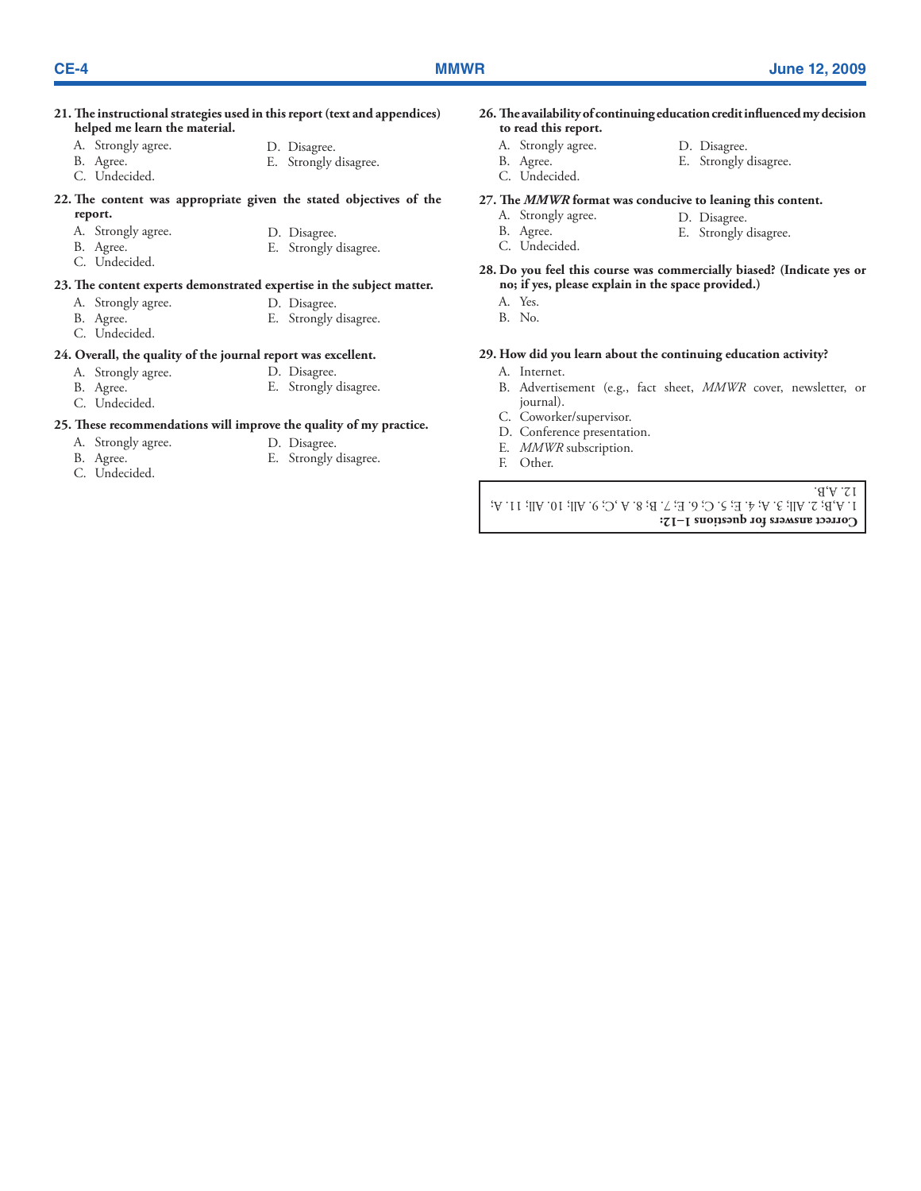**21. The instructional strategies used in this report (text and appendices) helped me learn the material.**

A. Strongly agree.
B. Agree.
C. Undecided.
D. Disagree.
E. Strongly disagree.

**22. The content was appropriate given the stated objectives of the report.**

A. Strongly agree.
B. Agree.
C. Undecided.
D. Disagree.
E. Strongly disagree.

**23. The content experts demonstrated expertise in the subject matter.**

A. Strongly agree.
B. Agree.
C. Undecided.
D. Disagree.
E. Strongly disagree.

**24. Overall, the quality of the journal report was excellent.**

A. Strongly agree.
B. Agree.
C. Undecided.
D. Disagree.
E. Strongly disagree.

**25. These recommendations will improve the quality of my practice.**

A. Strongly agree.
B. Agree.
C. Undecided.
D. Disagree.
E. Strongly disagree.

**26. The availability of continuing education credit influenced my decision to read this report.**

A. Strongly agree.
B. Agree.
C. Undecided.
D. Disagree.
E. Strongly disagree.

**27. The *MMWR* format was conducive to leaning this content.**

A. Strongly agree.
B. Agree.
C. Undecided.
D. Disagree.
E. Strongly disagree.

**28. Do you feel this course was commercially biased? (Indicate yes or no; if yes, please explain in the space provided.)**

A. Yes.
B. No.

**29. How did you learn about the continuing education activity?**

A. Internet.
B. Advertisement (e.g., fact sheet, *MMWR* cover, newsletter, or journal).
C. Coworker/supervisor.
D. Conference presentation.
E. *MMWR* subscription.
F. Other.

**Correct answers for questions 1–12:**
1. A,B; 2. All; 3. A; 4. E; 5. C; 6. E; 7. B; 8. A ,C; 9. All; 10. All; 11. A; 12. A,B.